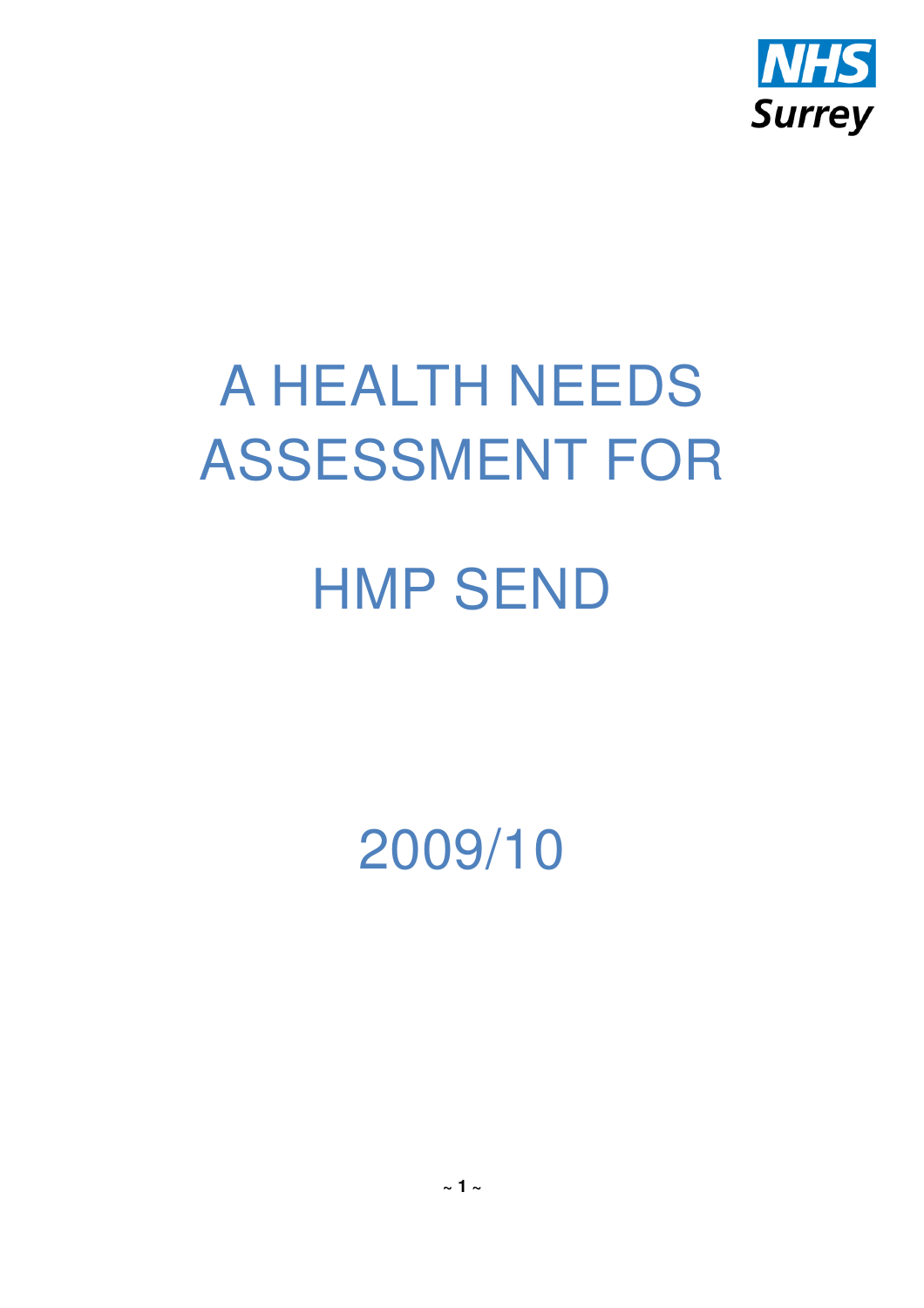NHS
Surrey

# A HEALTH NEEDS ASSESSMENT FOR

# HMP SEND

# 2009/10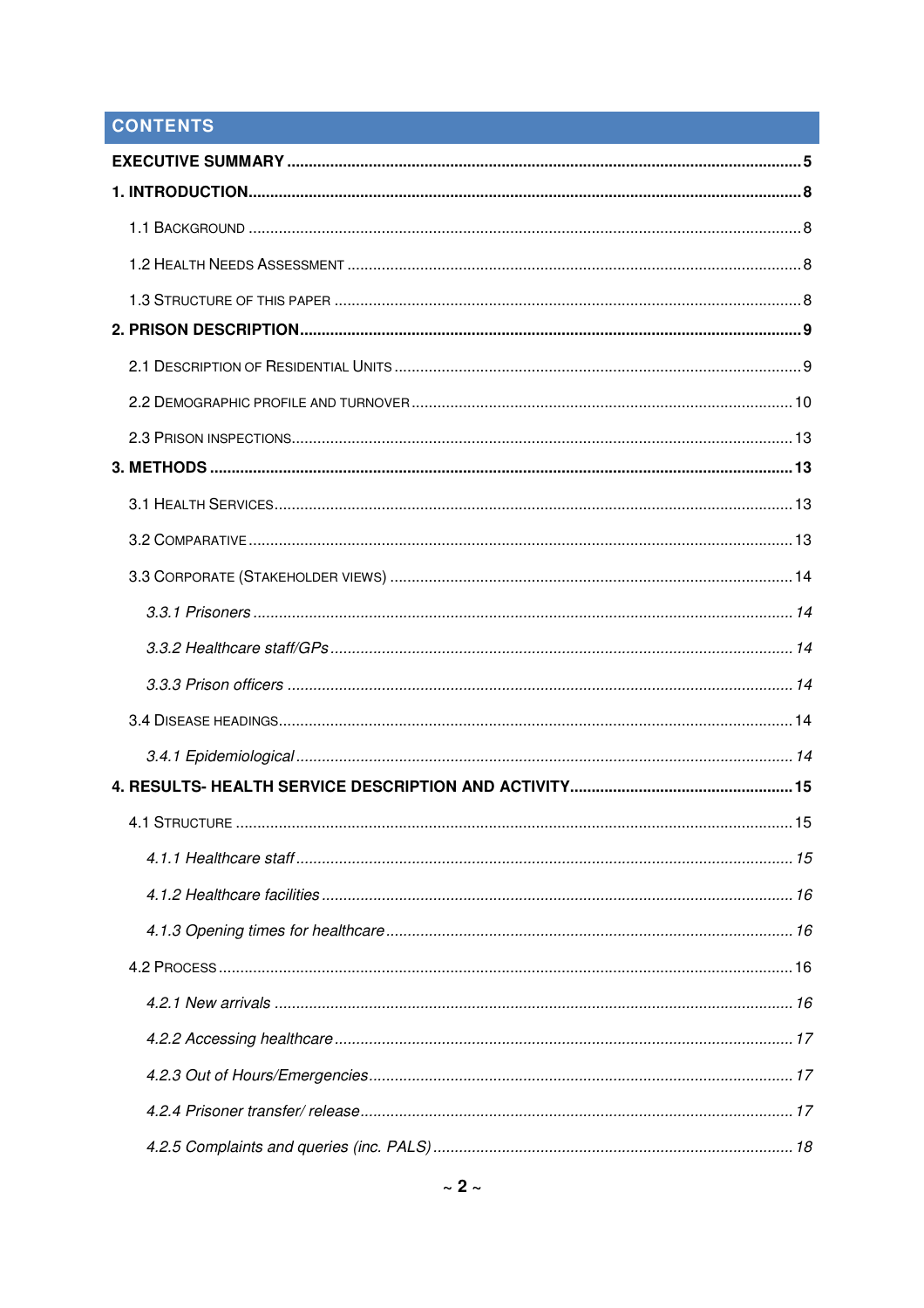## CONTENTS

**EXECUTIVE SUMMARY** ..... 5

**1. INTRODUCTION** ..... 8

- 1.1 Background ..... 8
- 1.2 Health Needs Assessment ..... 8
- 1.3 Structure of this paper ..... 8

**2. PRISON DESCRIPTION** ..... 9

- 2.1 Description of Residential Units ..... 9
- 2.2 Demographic profile and turnover ..... 10
- 2.3 Prison inspections ..... 13

**3. METHODS** ..... 13

- 3.1 Health Services ..... 13
- 3.2 Comparative ..... 13
- 3.3 Corporate (Stakeholder views) ..... 14
  - *3.3.1 Prisoners* ..... 14
  - *3.3.2 Healthcare staff/GPs* ..... 14
  - *3.3.3 Prison officers* ..... 14
- 3.4 Disease headings ..... 14
  - *3.4.1 Epidemiological* ..... 14

**4. RESULTS- HEALTH SERVICE DESCRIPTION AND ACTIVITY** ..... 15

- 4.1 Structure ..... 15
  - *4.1.1 Healthcare staff* ..... 15
  - *4.1.2 Healthcare facilities* ..... 16
  - *4.1.3 Opening times for healthcare* ..... 16
- 4.2 Process ..... 16
  - *4.2.1 New arrivals* ..... 16
  - *4.2.2 Accessing healthcare* ..... 17
  - *4.2.3 Out of Hours/Emergencies* ..... 17
  - *4.2.4 Prisoner transfer/ release* ..... 17
  - *4.2.5 Complaints and queries (inc. PALS)* ..... 18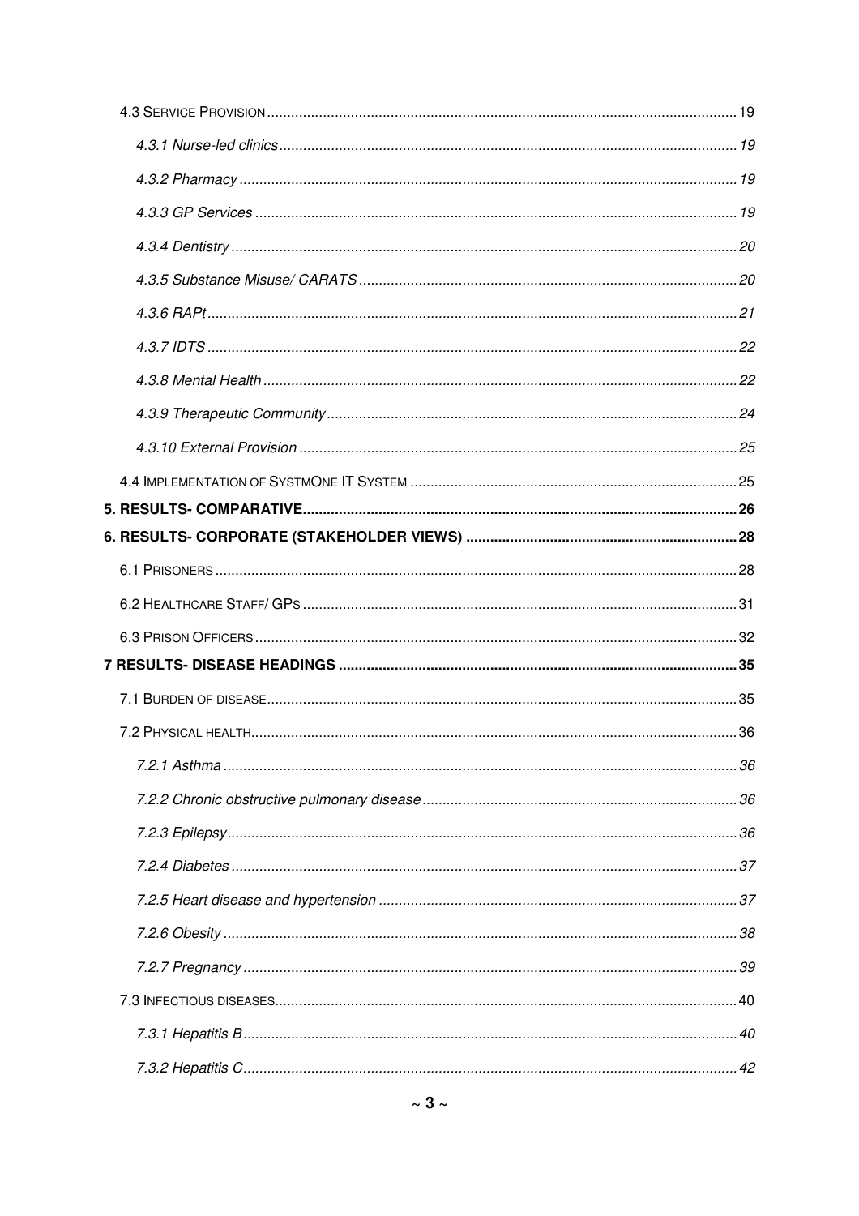4.3 SERVICE PROVISION ........................................................................................................ 19

*4.3.1 Nurse-led clinics* ........................................................................................................ *19*

*4.3.2 Pharmacy* ........................................................................................................ *19*

*4.3.3 GP Services* ........................................................................................................ *19*

*4.3.4 Dentistry* ........................................................................................................ *20*

*4.3.5 Substance Misuse/ CARATS* ........................................................................................................ *20*

*4.3.6 RAPt* ........................................................................................................ *21*

*4.3.7 IDTS* ........................................................................................................ *22*

*4.3.8 Mental Health* ........................................................................................................ *22*

*4.3.9 Therapeutic Community* ........................................................................................................ *24*

*4.3.10 External Provision* ........................................................................................................ *25*

4.4 IMPLEMENTATION OF SYSTMONE IT SYSTEM ........................................................................................................ 25

**5. RESULTS- COMPARATIVE ........................................................................................................ 26**

**6. RESULTS- CORPORATE (STAKEHOLDER VIEWS) ........................................................................................................ 28**

6.1 PRISONERS ........................................................................................................ 28

6.2 HEALTHCARE STAFF/ GPS ........................................................................................................ 31

6.3 PRISON OFFICERS ........................................................................................................ 32

**7 RESULTS- DISEASE HEADINGS ........................................................................................................ 35**

7.1 BURDEN OF DISEASE ........................................................................................................ 35

7.2 PHYSICAL HEALTH ........................................................................................................ 36

*7.2.1 Asthma* ........................................................................................................ *36*

*7.2.2 Chronic obstructive pulmonary disease* ........................................................................................................ *36*

*7.2.3 Epilepsy* ........................................................................................................ *36*

*7.2.4 Diabetes* ........................................................................................................ *37*

*7.2.5 Heart disease and hypertension* ........................................................................................................ *37*

*7.2.6 Obesity* ........................................................................................................ *38*

*7.2.7 Pregnancy* ........................................................................................................ *39*

7.3 INFECTIOUS DISEASES ........................................................................................................ 40

*7.3.1 Hepatitis B* ........................................................................................................ *40*

*7.3.2 Hepatitis C* ........................................................................................................ *42*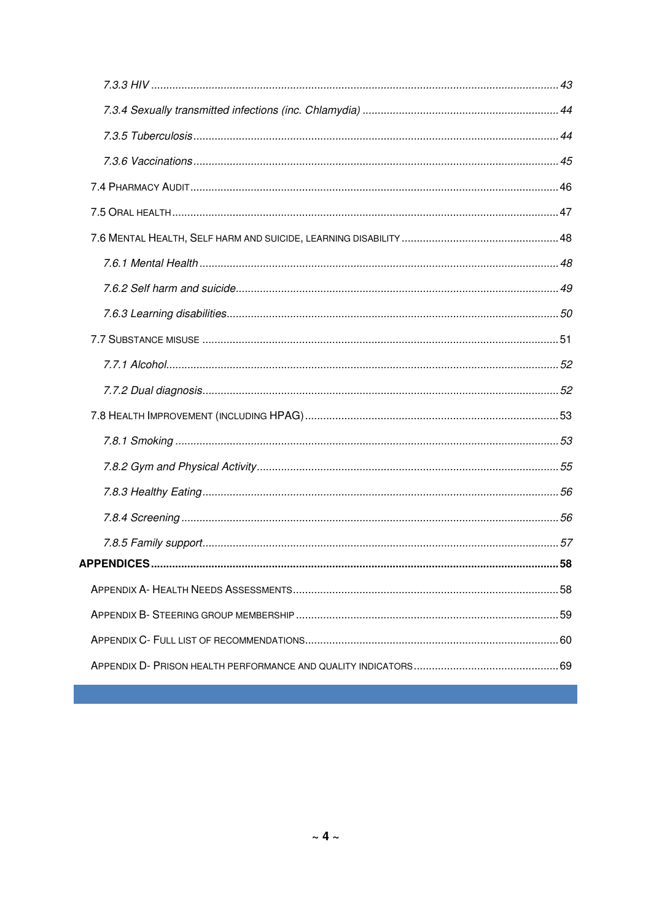*7.3.3 HIV* ... 43

*7.3.4 Sexually transmitted infections (inc. Chlamydia)* ... 44

*7.3.5 Tuberculosis* ... 44

*7.3.6 Vaccinations* ... 45

7.4 PHARMACY AUDIT ... 46

7.5 ORAL HEALTH ... 47

7.6 MENTAL HEALTH, SELF HARM AND SUICIDE, LEARNING DISABILITY ... 48

*7.6.1 Mental Health* ... 48

*7.6.2 Self harm and suicide* ... 49

*7.6.3 Learning disabilities* ... 50

7.7 SUBSTANCE MISUSE ... 51

*7.7.1 Alcohol* ... 52

*7.7.2 Dual diagnosis* ... 52

7.8 HEALTH IMPROVEMENT (INCLUDING HPAG) ... 53

*7.8.1 Smoking* ... 53

*7.8.2 Gym and Physical Activity* ... 55

*7.8.3 Healthy Eating* ... 56

*7.8.4 Screening* ... 56

*7.8.5 Family support* ... 57

**APPENDICES ... 58**

APPENDIX A- HEALTH NEEDS ASSESSMENTS ... 58

APPENDIX B- STEERING GROUP MEMBERSHIP ... 59

APPENDIX C- FULL LIST OF RECOMMENDATIONS ... 60

APPENDIX D- PRISON HEALTH PERFORMANCE AND QUALITY INDICATORS ... 69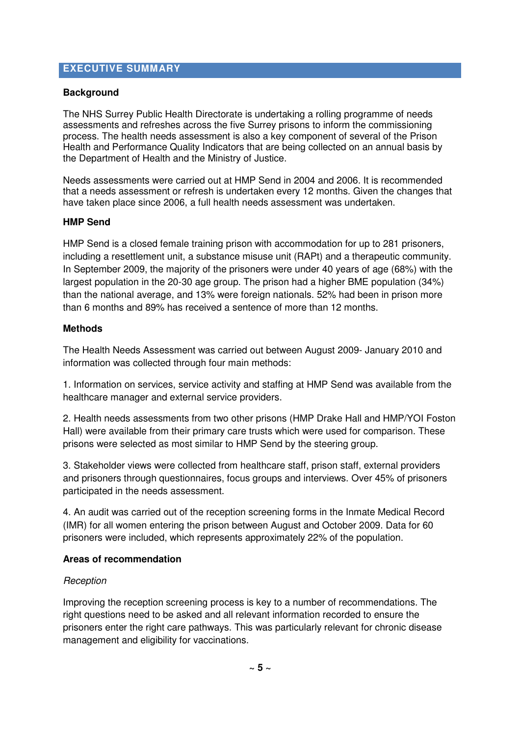## EXECUTIVE SUMMARY

### Background

The NHS Surrey Public Health Directorate is undertaking a rolling programme of needs assessments and refreshes across the five Surrey prisons to inform the commissioning process. The health needs assessment is also a key component of several of the Prison Health and Performance Quality Indicators that are being collected on an annual basis by the Department of Health and the Ministry of Justice.

Needs assessments were carried out at HMP Send in 2004 and 2006. It is recommended that a needs assessment or refresh is undertaken every 12 months. Given the changes that have taken place since 2006, a full health needs assessment was undertaken.

### HMP Send

HMP Send is a closed female training prison with accommodation for up to 281 prisoners, including a resettlement unit, a substance misuse unit (RAPt) and a therapeutic community. In September 2009, the majority of the prisoners were under 40 years of age (68%) with the largest population in the 20-30 age group. The prison had a higher BME population (34%) than the national average, and 13% were foreign nationals. 52% had been in prison more than 6 months and 89% has received a sentence of more than 12 months.

### Methods

The Health Needs Assessment was carried out between August 2009- January 2010 and information was collected through four main methods:

1. Information on services, service activity and staffing at HMP Send was available from the healthcare manager and external service providers.

2. Health needs assessments from two other prisons (HMP Drake Hall and HMP/YOI Foston Hall) were available from their primary care trusts which were used for comparison. These prisons were selected as most similar to HMP Send by the steering group.

3. Stakeholder views were collected from healthcare staff, prison staff, external providers and prisoners through questionnaires, focus groups and interviews. Over 45% of prisoners participated in the needs assessment.

4. An audit was carried out of the reception screening forms in the Inmate Medical Record (IMR) for all women entering the prison between August and October 2009. Data for 60 prisoners were included, which represents approximately 22% of the population.

### Areas of recommendation

*Reception*

Improving the reception screening process is key to a number of recommendations. The right questions need to be asked and all relevant information recorded to ensure the prisoners enter the right care pathways. This was particularly relevant for chronic disease management and eligibility for vaccinations.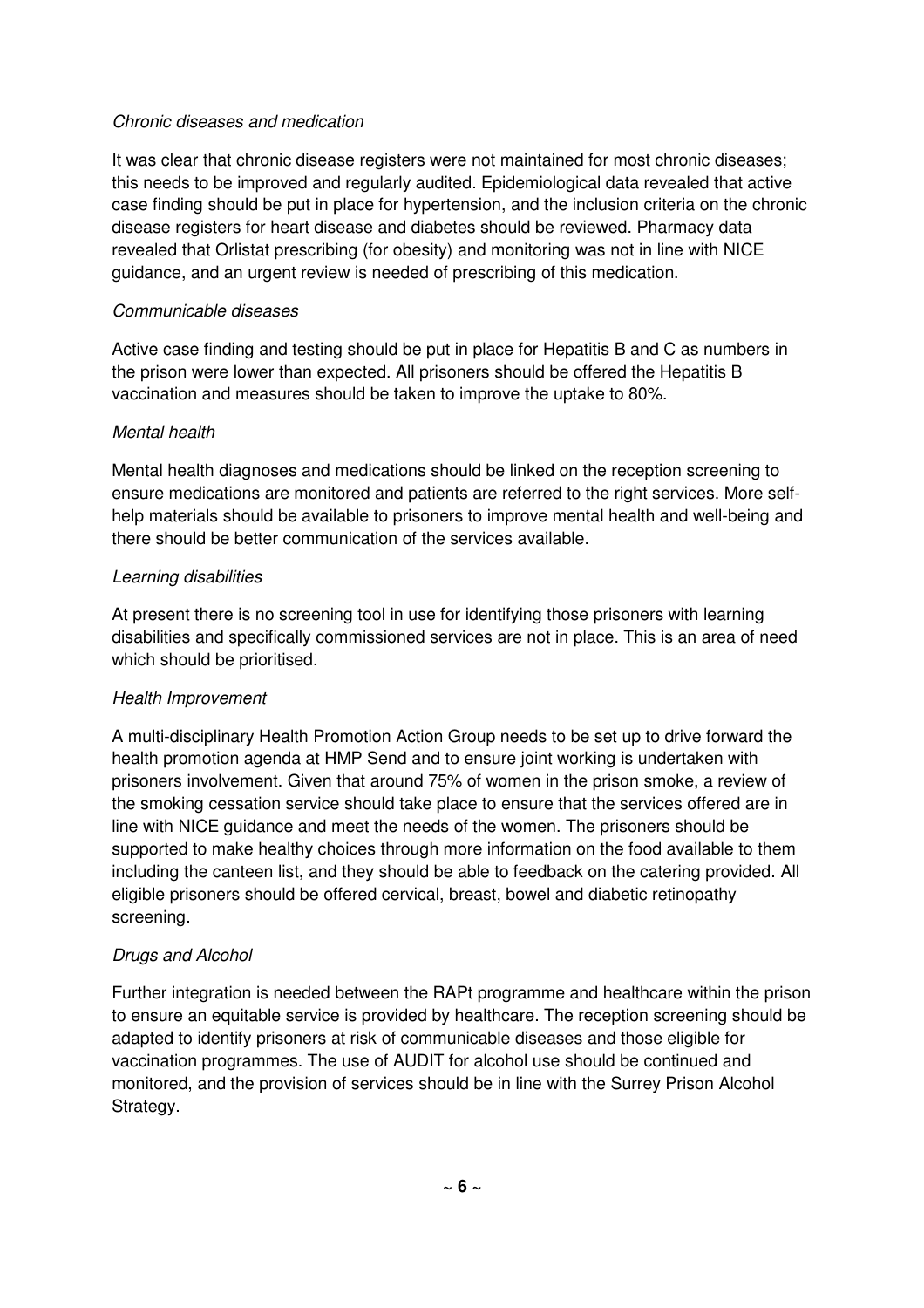*Chronic diseases and medication*

It was clear that chronic disease registers were not maintained for most chronic diseases; this needs to be improved and regularly audited. Epidemiological data revealed that active case finding should be put in place for hypertension, and the inclusion criteria on the chronic disease registers for heart disease and diabetes should be reviewed. Pharmacy data revealed that Orlistat prescribing (for obesity) and monitoring was not in line with NICE guidance, and an urgent review is needed of prescribing of this medication.

*Communicable diseases*

Active case finding and testing should be put in place for Hepatitis B and C as numbers in the prison were lower than expected. All prisoners should be offered the Hepatitis B vaccination and measures should be taken to improve the uptake to 80%.

*Mental health*

Mental health diagnoses and medications should be linked on the reception screening to ensure medications are monitored and patients are referred to the right services. More self-help materials should be available to prisoners to improve mental health and well-being and there should be better communication of the services available.

*Learning disabilities*

At present there is no screening tool in use for identifying those prisoners with learning disabilities and specifically commissioned services are not in place. This is an area of need which should be prioritised.

*Health Improvement*

A multi-disciplinary Health Promotion Action Group needs to be set up to drive forward the health promotion agenda at HMP Send and to ensure joint working is undertaken with prisoners involvement. Given that around 75% of women in the prison smoke, a review of the smoking cessation service should take place to ensure that the services offered are in line with NICE guidance and meet the needs of the women. The prisoners should be supported to make healthy choices through more information on the food available to them including the canteen list, and they should be able to feedback on the catering provided. All eligible prisoners should be offered cervical, breast, bowel and diabetic retinopathy screening.

*Drugs and Alcohol*

Further integration is needed between the RAPt programme and healthcare within the prison to ensure an equitable service is provided by healthcare. The reception screening should be adapted to identify prisoners at risk of communicable diseases and those eligible for vaccination programmes. The use of AUDIT for alcohol use should be continued and monitored, and the provision of services should be in line with the Surrey Prison Alcohol Strategy.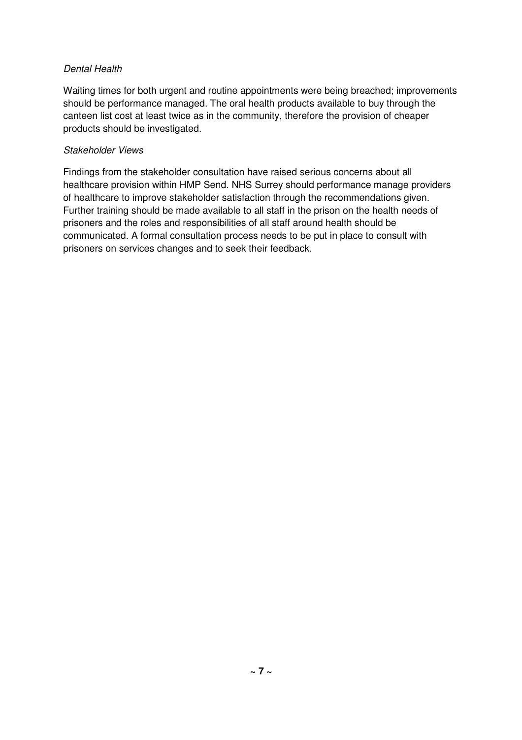*Dental Health*

Waiting times for both urgent and routine appointments were being breached; improvements should be performance managed. The oral health products available to buy through the canteen list cost at least twice as in the community, therefore the provision of cheaper products should be investigated.

*Stakeholder Views*

Findings from the stakeholder consultation have raised serious concerns about all healthcare provision within HMP Send. NHS Surrey should performance manage providers of healthcare to improve stakeholder satisfaction through the recommendations given. Further training should be made available to all staff in the prison on the health needs of prisoners and the roles and responsibilities of all staff around health should be communicated. A formal consultation process needs to be put in place to consult with prisoners on services changes and to seek their feedback.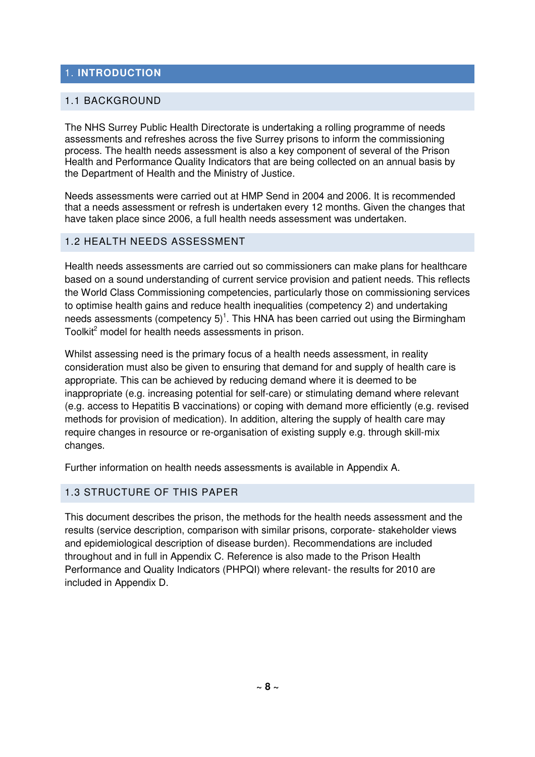# 1. INTRODUCTION

## 1.1 BACKGROUND

The NHS Surrey Public Health Directorate is undertaking a rolling programme of needs assessments and refreshes across the five Surrey prisons to inform the commissioning process. The health needs assessment is also a key component of several of the Prison Health and Performance Quality Indicators that are being collected on an annual basis by the Department of Health and the Ministry of Justice.

Needs assessments were carried out at HMP Send in 2004 and 2006. It is recommended that a needs assessment or refresh is undertaken every 12 months. Given the changes that have taken place since 2006, a full health needs assessment was undertaken.

## 1.2 HEALTH NEEDS ASSESSMENT

Health needs assessments are carried out so commissioners can make plans for healthcare based on a sound understanding of current service provision and patient needs. This reflects the World Class Commissioning competencies, particularly those on commissioning services to optimise health gains and reduce health inequalities (competency 2) and undertaking needs assessments (competency 5)[1]. This HNA has been carried out using the Birmingham Toolkit[2] model for health needs assessments in prison.

Whilst assessing need is the primary focus of a health needs assessment, in reality consideration must also be given to ensuring that demand for and supply of health care is appropriate. This can be achieved by reducing demand where it is deemed to be inappropriate (e.g. increasing potential for self-care) or stimulating demand where relevant (e.g. access to Hepatitis B vaccinations) or coping with demand more efficiently (e.g. revised methods for provision of medication). In addition, altering the supply of health care may require changes in resource or re-organisation of existing supply e.g. through skill-mix changes.

Further information on health needs assessments is available in Appendix A.

## 1.3 STRUCTURE OF THIS PAPER

This document describes the prison, the methods for the health needs assessment and the results (service description, comparison with similar prisons, corporate- stakeholder views and epidemiological description of disease burden). Recommendations are included throughout and in full in Appendix C. Reference is also made to the Prison Health Performance and Quality Indicators (PHPQI) where relevant- the results for 2010 are included in Appendix D.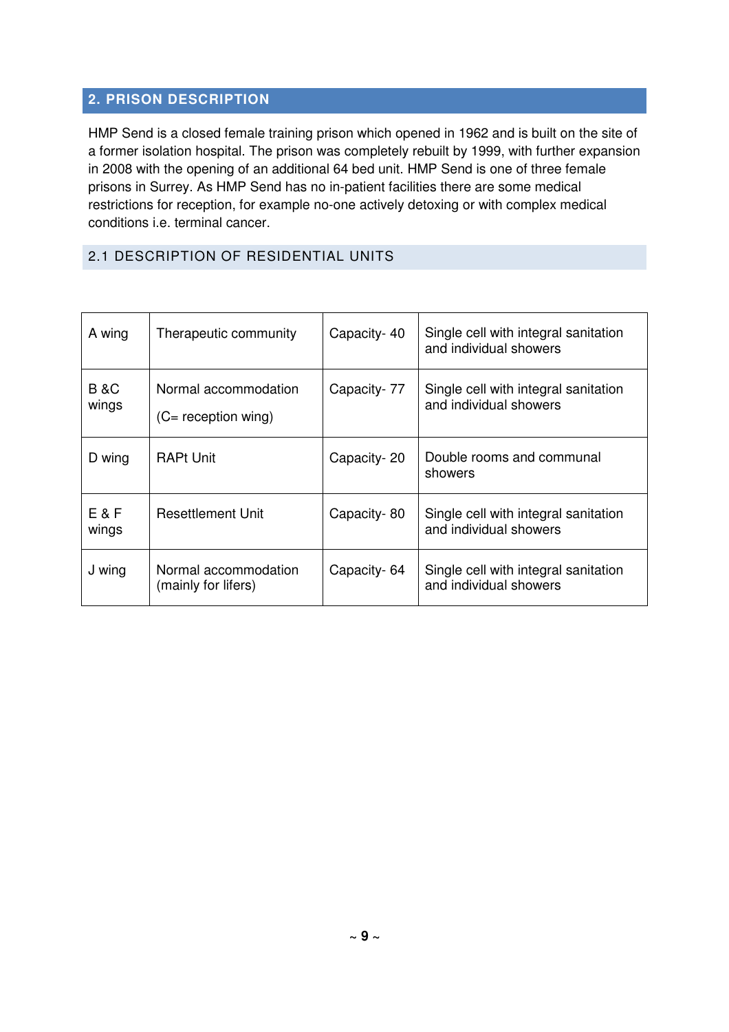## 2. PRISON DESCRIPTION

HMP Send is a closed female training prison which opened in 1962 and is built on the site of a former isolation hospital. The prison was completely rebuilt by 1999, with further expansion in 2008 with the opening of an additional 64 bed unit. HMP Send is one of three female prisons in Surrey. As HMP Send has no in-patient facilities there are some medical restrictions for reception, for example no-one actively detoxing or with complex medical conditions i.e. terminal cancer.

### 2.1 DESCRIPTION OF RESIDENTIAL UNITS

| | | | |
|---|---|---|---|
| A wing | Therapeutic community | Capacity- 40 | Single cell with integral sanitation and individual showers |
| B &C wings | Normal accommodation (C= reception wing) | Capacity- 77 | Single cell with integral sanitation and individual showers |
| D wing | RAPt Unit | Capacity- 20 | Double rooms and communal showers |
| E & F wings | Resettlement Unit | Capacity- 80 | Single cell with integral sanitation and individual showers |
| J wing | Normal accommodation (mainly for lifers) | Capacity- 64 | Single cell with integral sanitation and individual showers |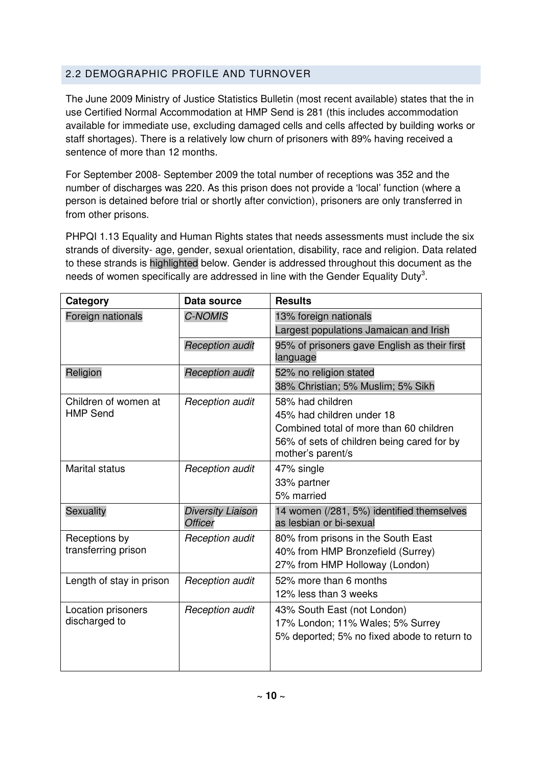## 2.2 DEMOGRAPHIC PROFILE AND TURNOVER

The June 2009 Ministry of Justice Statistics Bulletin (most recent available) states that the in use Certified Normal Accommodation at HMP Send is 281 (this includes accommodation available for immediate use, excluding damaged cells and cells affected by building works or staff shortages). There is a relatively low churn of prisoners with 89% having received a sentence of more than 12 months.

For September 2008- September 2009 the total number of receptions was 352 and the number of discharges was 220. As this prison does not provide a 'local' function (where a person is detained before trial or shortly after conviction), prisoners are only transferred in from other prisons.

PHPQI 1.13 Equality and Human Rights states that needs assessments must include the six strands of diversity- age, gender, sexual orientation, disability, race and religion. Data related to these strands is highlighted below. Gender is addressed throughout this document as the needs of women specifically are addressed in line with the Gender Equality Duty[3].

| Category | Data source | Results |
|---|---|---|
| Foreign nationals | *C-NOMIS* | 13% foreign nationals<br>Largest populations Jamaican and Irish |
| | *Reception audit* | 95% of prisoners gave English as their first language |
| Religion | *Reception audit* | 52% no religion stated<br>38% Christian; 5% Muslim; 5% Sikh |
| Children of women at HMP Send | *Reception audit* | 58% had children<br>45% had children under 18<br>Combined total of more than 60 children<br>56% of sets of children being cared for by mother's parent/s |
| Marital status | *Reception audit* | 47% single<br>33% partner<br>5% married |
| Sexuality | *Diversity Liaison Officer* | 14 women (/281, 5%) identified themselves as lesbian or bi-sexual |
| Receptions by transferring prison | *Reception audit* | 80% from prisons in the South East<br>40% from HMP Bronzefield (Surrey)<br>27% from HMP Holloway (London) |
| Length of stay in prison | *Reception audit* | 52% more than 6 months<br>12% less than 3 weeks |
| Location prisoners discharged to | *Reception audit* | 43% South East (not London)<br>17% London; 11% Wales; 5% Surrey<br>5% deported; 5% no fixed abode to return to |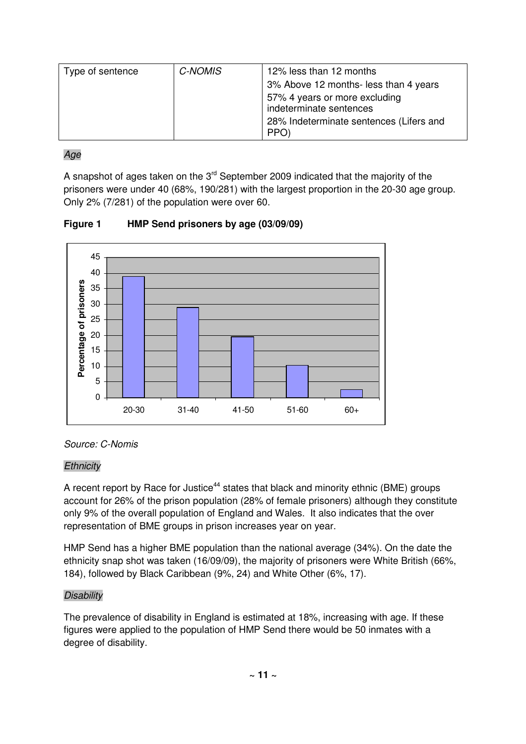| Type of sentence | *C-NOMIS* | 12% less than 12 months<br>3% Above 12 months- less than 4 years<br>57% 4 years or more excluding indeterminate sentences<br>28% Indeterminate sentences (Lifers and PPO) |
|---|---|---|

*Age*

A snapshot of ages taken on the 3rd September 2009 indicated that the majority of the prisoners were under 40 (68%, 190/281) with the largest proportion in the 20-30 age group. Only 2% (7/281) of the population were over 60.

**Figure 1 HMP Send prisoners by age (03/09/09)**

*Source: C-Nomis*

*Ethnicity*

A recent report by Race for Justice[44] states that black and minority ethnic (BME) groups account for 26% of the prison population (28% of female prisoners) although they constitute only 9% of the overall population of England and Wales. It also indicates that the over representation of BME groups in prison increases year on year.

HMP Send has a higher BME population than the national average (34%). On the date the ethnicity snap shot was taken (16/09/09), the majority of prisoners were White British (66%, 184), followed by Black Caribbean (9%, 24) and White Other (6%, 17).

*Disability*

The prevalence of disability in England is estimated at 18%, increasing with age. If these figures were applied to the population of HMP Send there would be 50 inmates with a degree of disability.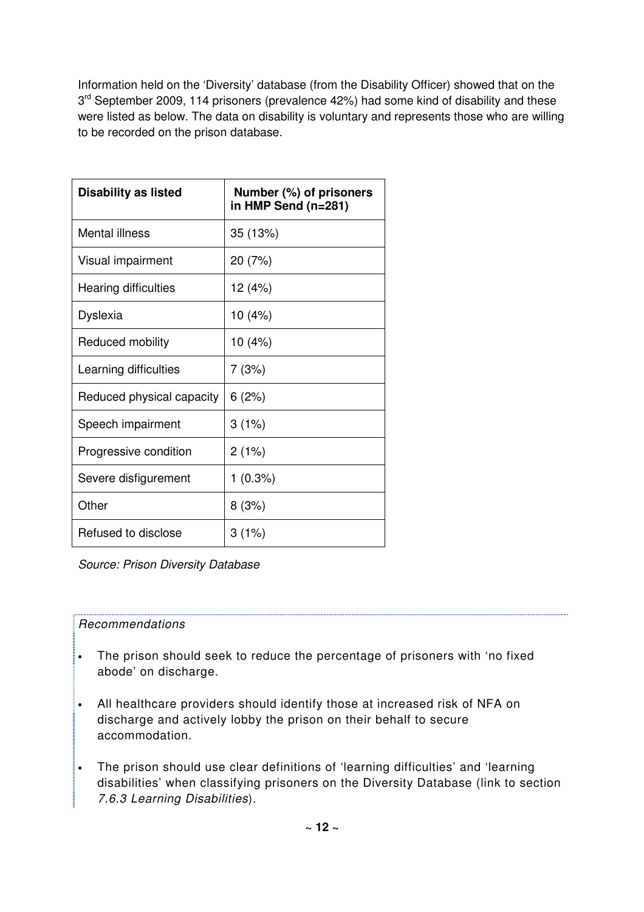Information held on the 'Diversity' database (from the Disability Officer) showed that on the 3rd September 2009, 114 prisoners (prevalence 42%) had some kind of disability and these were listed as below. The data on disability is voluntary and represents those who are willing to be recorded on the prison database.

| Disability as listed | Number (%) of prisoners in HMP Send (n=281) |
|---|---|
| Mental illness | 35 (13%) |
| Visual impairment | 20 (7%) |
| Hearing difficulties | 12 (4%) |
| Dyslexia | 10 (4%) |
| Reduced mobility | 10 (4%) |
| Learning difficulties | 7 (3%) |
| Reduced physical capacity | 6 (2%) |
| Speech impairment | 3 (1%) |
| Progressive condition | 2 (1%) |
| Severe disfigurement | 1 (0.3%) |
| Other | 8 (3%) |
| Refused to disclose | 3 (1%) |

*Source: Prison Diversity Database*

*Recommendations*

- The prison should seek to reduce the percentage of prisoners with 'no fixed abode' on discharge.
- All healthcare providers should identify those at increased risk of NFA on discharge and actively lobby the prison on their behalf to secure accommodation.
- The prison should use clear definitions of 'learning difficulties' and 'learning disabilities' when classifying prisoners on the Diversity Database (link to section *7.6.3 Learning Disabilities*).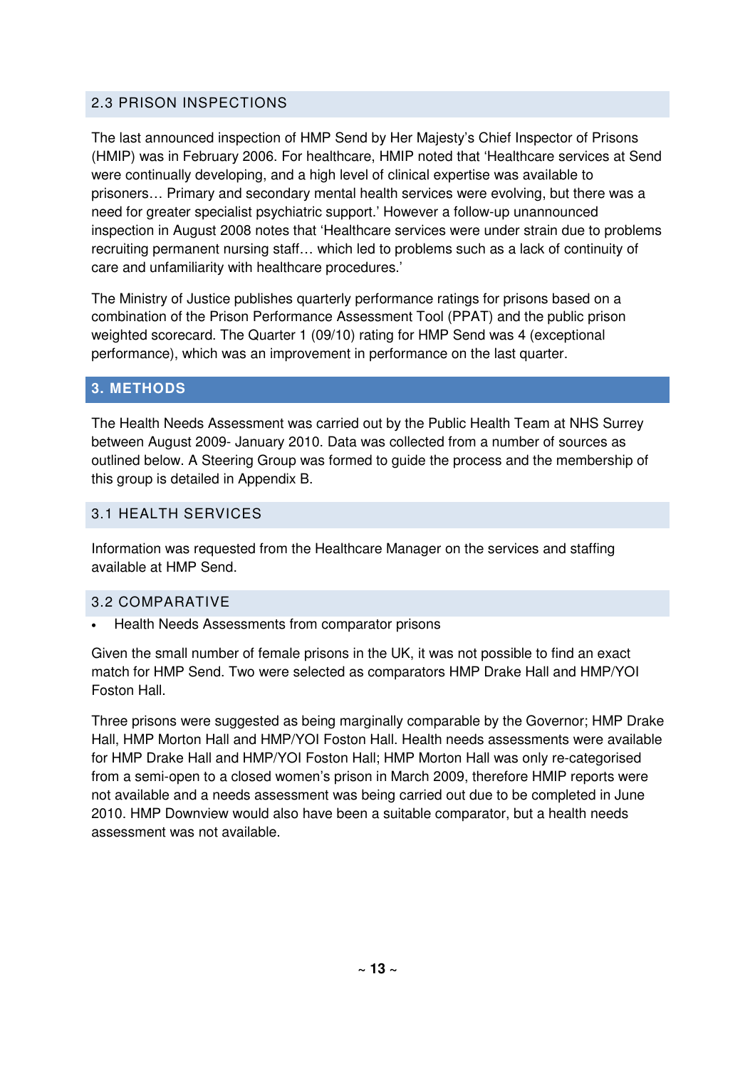### 2.3 PRISON INSPECTIONS

The last announced inspection of HMP Send by Her Majesty's Chief Inspector of Prisons (HMIP) was in February 2006. For healthcare, HMIP noted that 'Healthcare services at Send were continually developing, and a high level of clinical expertise was available to prisoners… Primary and secondary mental health services were evolving, but there was a need for greater specialist psychiatric support.' However a follow-up unannounced inspection in August 2008 notes that 'Healthcare services were under strain due to problems recruiting permanent nursing staff… which led to problems such as a lack of continuity of care and unfamiliarity with healthcare procedures.'

The Ministry of Justice publishes quarterly performance ratings for prisons based on a combination of the Prison Performance Assessment Tool (PPAT) and the public prison weighted scorecard. The Quarter 1 (09/10) rating for HMP Send was 4 (exceptional performance), which was an improvement in performance on the last quarter.

## 3. METHODS

The Health Needs Assessment was carried out by the Public Health Team at NHS Surrey between August 2009- January 2010. Data was collected from a number of sources as outlined below. A Steering Group was formed to guide the process and the membership of this group is detailed in Appendix B.

### 3.1 HEALTH SERVICES

Information was requested from the Healthcare Manager on the services and staffing available at HMP Send.

### 3.2 COMPARATIVE

- Health Needs Assessments from comparator prisons

Given the small number of female prisons in the UK, it was not possible to find an exact match for HMP Send. Two were selected as comparators HMP Drake Hall and HMP/YOI Foston Hall.

Three prisons were suggested as being marginally comparable by the Governor; HMP Drake Hall, HMP Morton Hall and HMP/YOI Foston Hall. Health needs assessments were available for HMP Drake Hall and HMP/YOI Foston Hall; HMP Morton Hall was only re-categorised from a semi-open to a closed women's prison in March 2009, therefore HMIP reports were not available and a needs assessment was being carried out due to be completed in June 2010. HMP Downview would also have been a suitable comparator, but a health needs assessment was not available.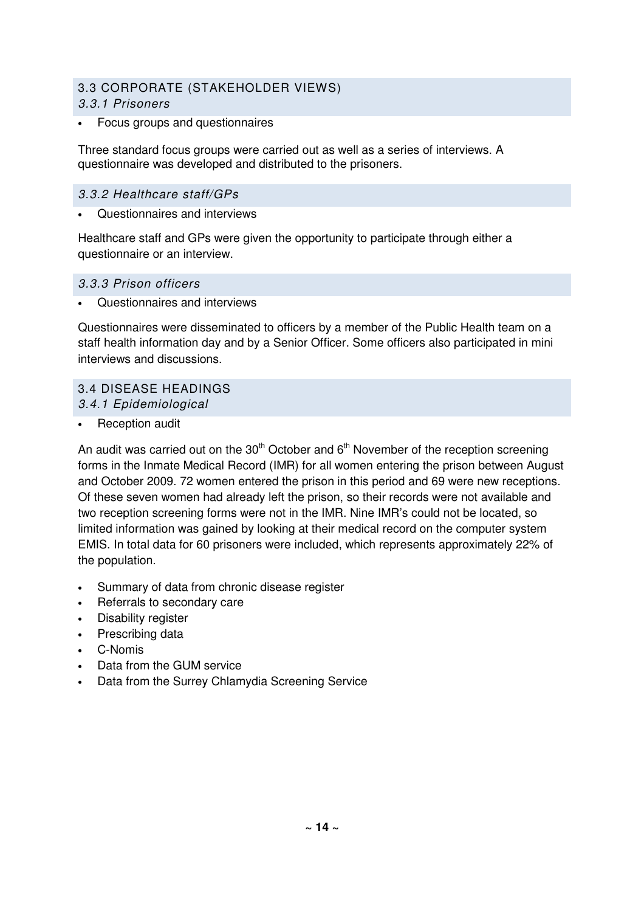## 3.3 CORPORATE (STAKEHOLDER VIEWS)

### *3.3.1 Prisoners*

- Focus groups and questionnaires

Three standard focus groups were carried out as well as a series of interviews. A questionnaire was developed and distributed to the prisoners.

### *3.3.2 Healthcare staff/GPs*

- Questionnaires and interviews

Healthcare staff and GPs were given the opportunity to participate through either a questionnaire or an interview.

### *3.3.3 Prison officers*

- Questionnaires and interviews

Questionnaires were disseminated to officers by a member of the Public Health team on a staff health information day and by a Senior Officer. Some officers also participated in mini interviews and discussions.

## 3.4 DISEASE HEADINGS

### *3.4.1 Epidemiological*

- Reception audit

An audit was carried out on the 30th October and 6th November of the reception screening forms in the Inmate Medical Record (IMR) for all women entering the prison between August and October 2009. 72 women entered the prison in this period and 69 were new receptions. Of these seven women had already left the prison, so their records were not available and two reception screening forms were not in the IMR. Nine IMR's could not be located, so limited information was gained by looking at their medical record on the computer system EMIS. In total data for 60 prisoners were included, which represents approximately 22% of the population.

- Summary of data from chronic disease register
- Referrals to secondary care
- Disability register
- Prescribing data
- C-Nomis
- Data from the GUM service
- Data from the Surrey Chlamydia Screening Service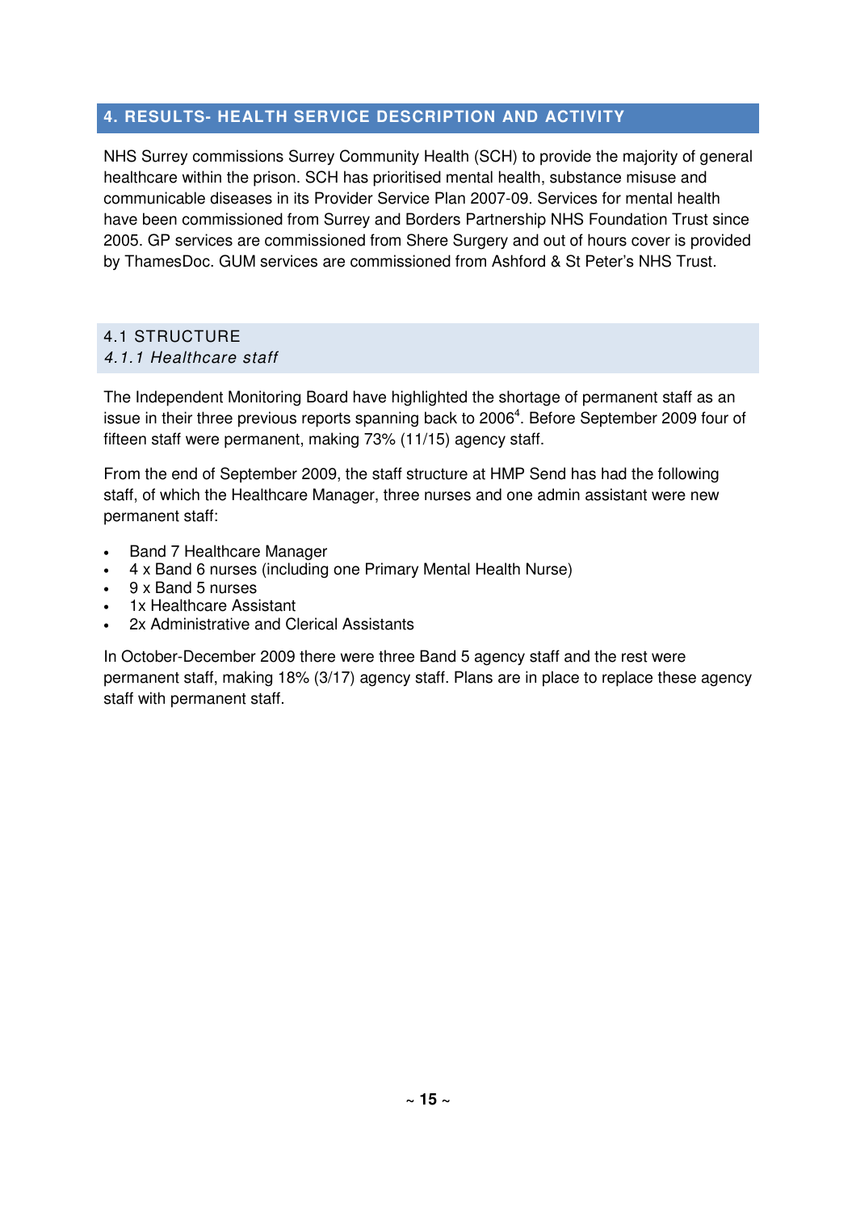## 4. RESULTS- HEALTH SERVICE DESCRIPTION AND ACTIVITY

NHS Surrey commissions Surrey Community Health (SCH) to provide the majority of general healthcare within the prison. SCH has prioritised mental health, substance misuse and communicable diseases in its Provider Service Plan 2007-09. Services for mental health have been commissioned from Surrey and Borders Partnership NHS Foundation Trust since 2005. GP services are commissioned from Shere Surgery and out of hours cover is provided by ThamesDoc. GUM services are commissioned from Ashford & St Peter's NHS Trust.

### 4.1 STRUCTURE

#### *4.1.1 Healthcare staff*

The Independent Monitoring Board have highlighted the shortage of permanent staff as an issue in their three previous reports spanning back to 2006[4]. Before September 2009 four of fifteen staff were permanent, making 73% (11/15) agency staff.

From the end of September 2009, the staff structure at HMP Send has had the following staff, of which the Healthcare Manager, three nurses and one admin assistant were new permanent staff:

- Band 7 Healthcare Manager
- 4 x Band 6 nurses (including one Primary Mental Health Nurse)
- 9 x Band 5 nurses
- 1x Healthcare Assistant
- 2x Administrative and Clerical Assistants

In October-December 2009 there were three Band 5 agency staff and the rest were permanent staff, making 18% (3/17) agency staff. Plans are in place to replace these agency staff with permanent staff.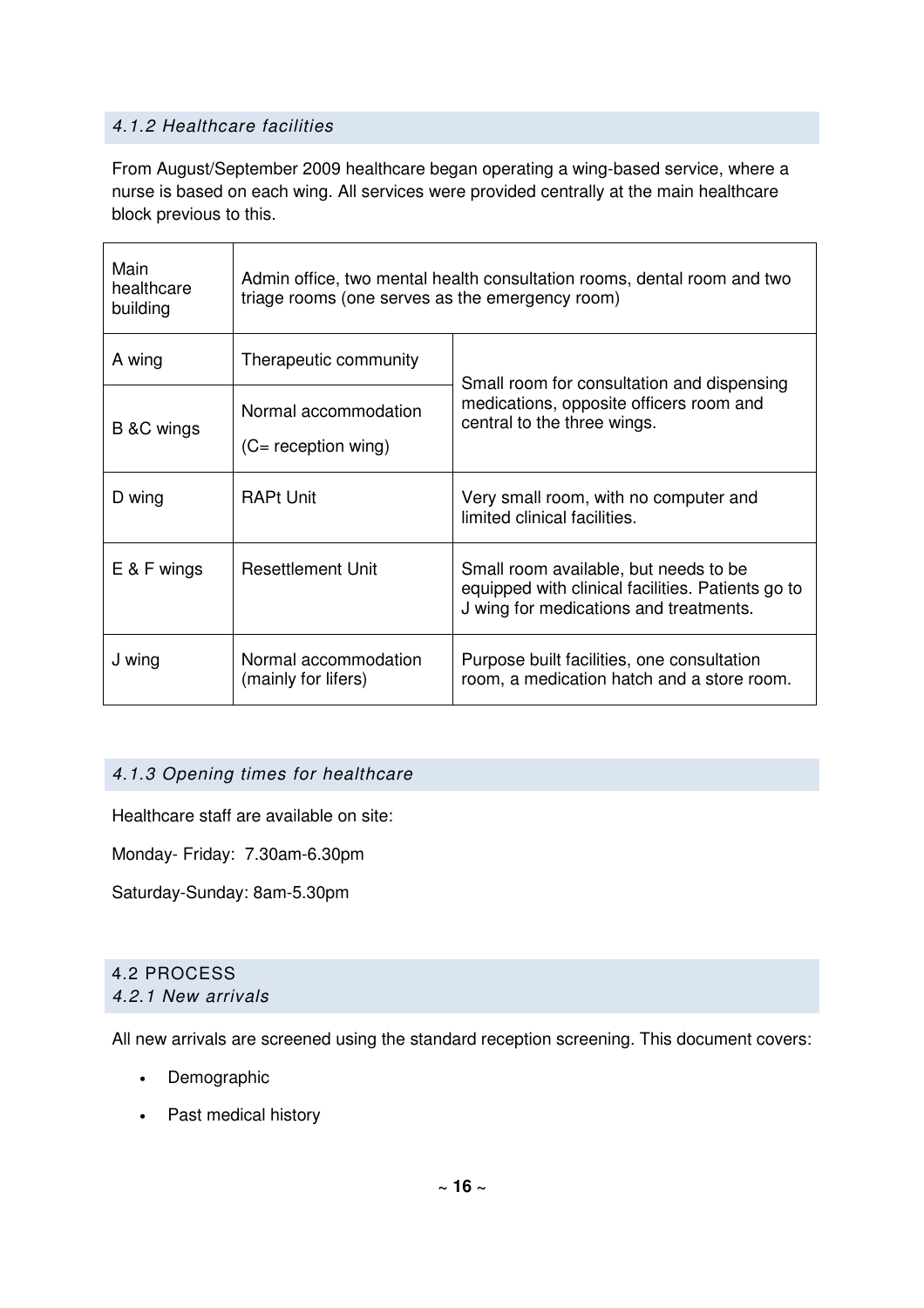### *4.1.2 Healthcare facilities*

From August/September 2009 healthcare began operating a wing-based service, where a nurse is based on each wing. All services were provided centrally at the main healthcare block previous to this.

| | | |
|---|---|---|
| Main healthcare building | Admin office, two mental health consultation rooms, dental room and two triage rooms (one serves as the emergency room) | |
| A wing | Therapeutic community | Small room for consultation and dispensing medications, opposite officers room and central to the three wings. |
| B &C wings | Normal accommodation (C= reception wing) | |
| D wing | RAPt Unit | Very small room, with no computer and limited clinical facilities. |
| E & F wings | Resettlement Unit | Small room available, but needs to be equipped with clinical facilities. Patients go to J wing for medications and treatments. |
| J wing | Normal accommodation (mainly for lifers) | Purpose built facilities, one consultation room, a medication hatch and a store room. |

### *4.1.3 Opening times for healthcare*

Healthcare staff are available on site:

Monday- Friday: 7.30am-6.30pm

Saturday-Sunday: 8am-5.30pm

## 4.2 PROCESS

### *4.2.1 New arrivals*

All new arrivals are screened using the standard reception screening. This document covers:

- Demographic
- Past medical history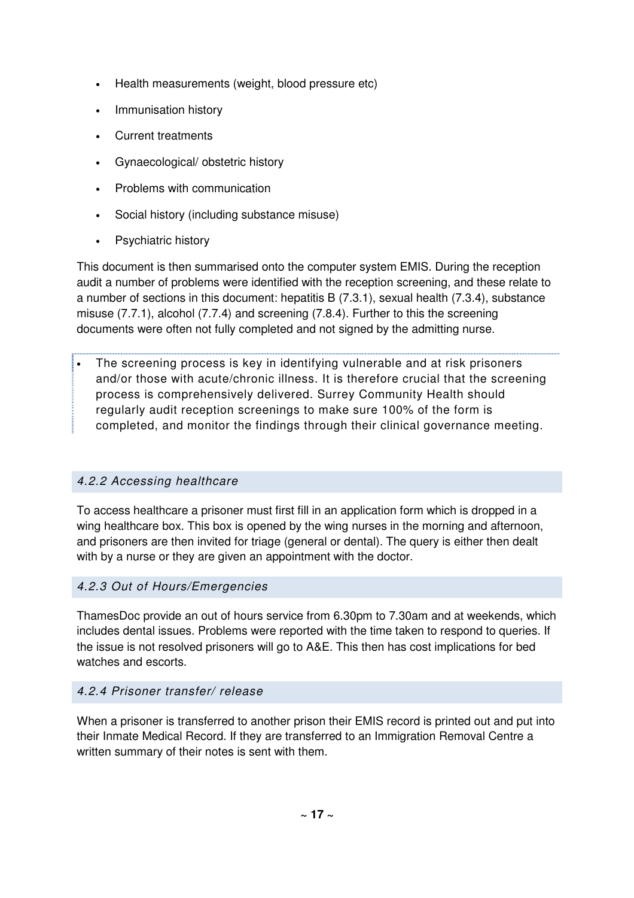- Health measurements (weight, blood pressure etc)
- Immunisation history
- Current treatments
- Gynaecological/ obstetric history
- Problems with communication
- Social history (including substance misuse)
- Psychiatric history

This document is then summarised onto the computer system EMIS. During the reception audit a number of problems were identified with the reception screening, and these relate to a number of sections in this document: hepatitis B (7.3.1), sexual health (7.3.4), substance misuse (7.7.1), alcohol (7.7.4) and screening (7.8.4). Further to this the screening documents were often not fully completed and not signed by the admitting nurse.

- The screening process is key in identifying vulnerable and at risk prisoners and/or those with acute/chronic illness. It is therefore crucial that the screening process is comprehensively delivered. Surrey Community Health should regularly audit reception screenings to make sure 100% of the form is completed, and monitor the findings through their clinical governance meeting.

### *4.2.2 Accessing healthcare*

To access healthcare a prisoner must first fill in an application form which is dropped in a wing healthcare box. This box is opened by the wing nurses in the morning and afternoon, and prisoners are then invited for triage (general or dental). The query is either then dealt with by a nurse or they are given an appointment with the doctor.

### *4.2.3 Out of Hours/Emergencies*

ThamesDoc provide an out of hours service from 6.30pm to 7.30am and at weekends, which includes dental issues. Problems were reported with the time taken to respond to queries. If the issue is not resolved prisoners will go to A&E. This then has cost implications for bed watches and escorts.

### *4.2.4 Prisoner transfer/ release*

When a prisoner is transferred to another prison their EMIS record is printed out and put into their Inmate Medical Record. If they are transferred to an Immigration Removal Centre a written summary of their notes is sent with them.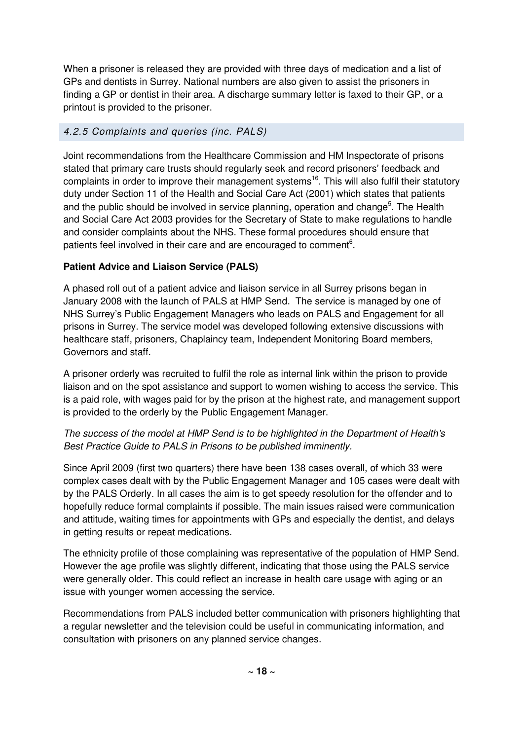When a prisoner is released they are provided with three days of medication and a list of GPs and dentists in Surrey. National numbers are also given to assist the prisoners in finding a GP or dentist in their area. A discharge summary letter is faxed to their GP, or a printout is provided to the prisoner.

#### *4.2.5 Complaints and queries (inc. PALS)*

Joint recommendations from the Healthcare Commission and HM Inspectorate of prisons stated that primary care trusts should regularly seek and record prisoners' feedback and complaints in order to improve their management systems[16]. This will also fulfil their statutory duty under Section 11 of the Health and Social Care Act (2001) which states that patients and the public should be involved in service planning, operation and change[5]. The Health and Social Care Act 2003 provides for the Secretary of State to make regulations to handle and consider complaints about the NHS. These formal procedures should ensure that patients feel involved in their care and are encouraged to comment[6].

**Patient Advice and Liaison Service (PALS)**

A phased roll out of a patient advice and liaison service in all Surrey prisons began in January 2008 with the launch of PALS at HMP Send. The service is managed by one of NHS Surrey's Public Engagement Managers who leads on PALS and Engagement for all prisons in Surrey. The service model was developed following extensive discussions with healthcare staff, prisoners, Chaplaincy team, Independent Monitoring Board members, Governors and staff.

A prisoner orderly was recruited to fulfil the role as internal link within the prison to provide liaison and on the spot assistance and support to women wishing to access the service. This is a paid role, with wages paid for by the prison at the highest rate, and management support is provided to the orderly by the Public Engagement Manager.

*The success of the model at HMP Send is to be highlighted in the Department of Health's Best Practice Guide to PALS in Prisons to be published imminently.*

Since April 2009 (first two quarters) there have been 138 cases overall, of which 33 were complex cases dealt with by the Public Engagement Manager and 105 cases were dealt with by the PALS Orderly. In all cases the aim is to get speedy resolution for the offender and to hopefully reduce formal complaints if possible. The main issues raised were communication and attitude, waiting times for appointments with GPs and especially the dentist, and delays in getting results or repeat medications.

The ethnicity profile of those complaining was representative of the population of HMP Send. However the age profile was slightly different, indicating that those using the PALS service were generally older. This could reflect an increase in health care usage with aging or an issue with younger women accessing the service.

Recommendations from PALS included better communication with prisoners highlighting that a regular newsletter and the television could be useful in communicating information, and consultation with prisoners on any planned service changes.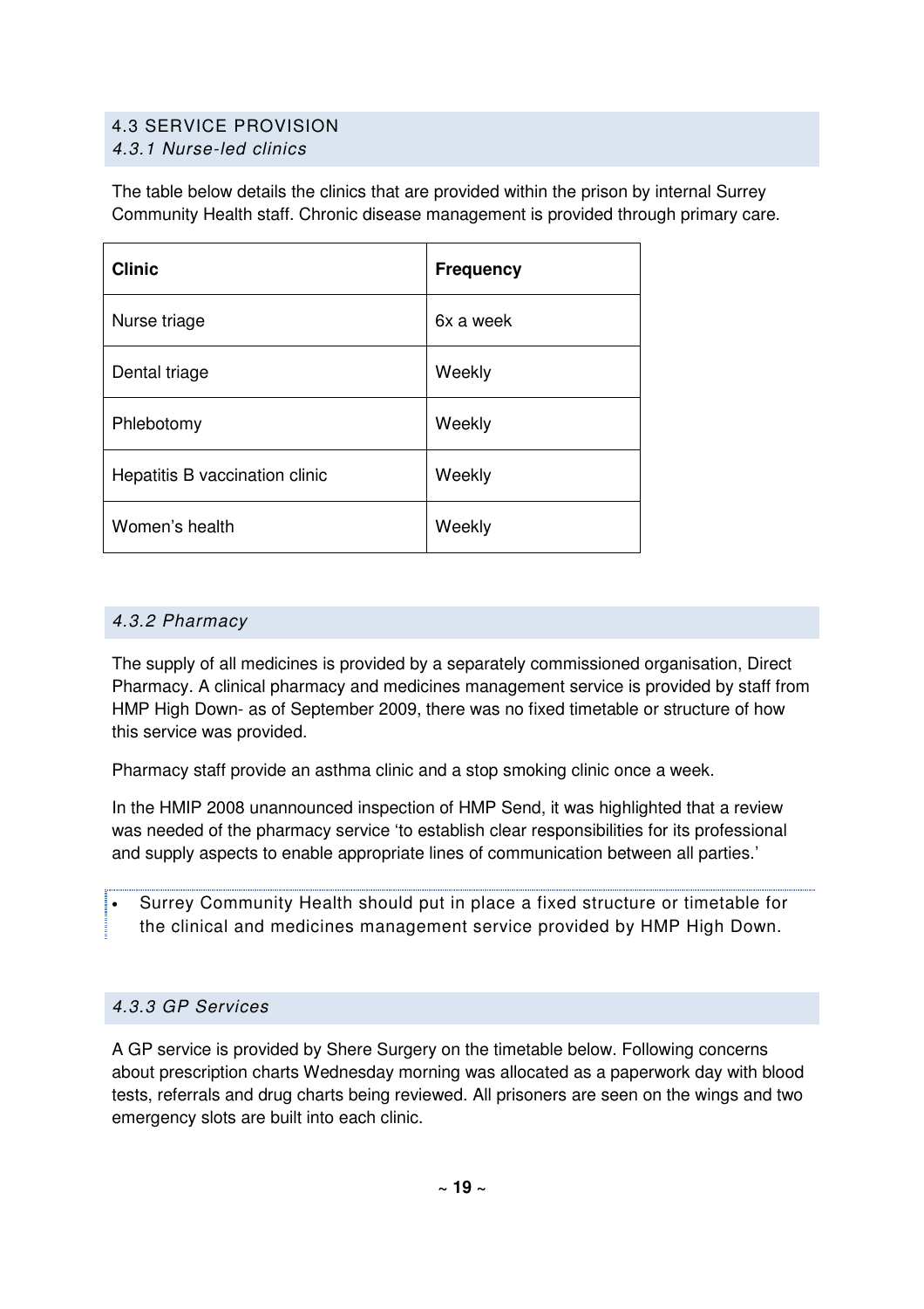## 4.3 SERVICE PROVISION

### *4.3.1 Nurse-led clinics*

The table below details the clinics that are provided within the prison by internal Surrey Community Health staff. Chronic disease management is provided through primary care.

| **Clinic** | **Frequency** |
|---|---|
| Nurse triage | 6x a week |
| Dental triage | Weekly |
| Phlebotomy | Weekly |
| Hepatitis B vaccination clinic | Weekly |
| Women's health | Weekly |

### *4.3.2 Pharmacy*

The supply of all medicines is provided by a separately commissioned organisation, Direct Pharmacy. A clinical pharmacy and medicines management service is provided by staff from HMP High Down- as of September 2009, there was no fixed timetable or structure of how this service was provided.

Pharmacy staff provide an asthma clinic and a stop smoking clinic once a week.

In the HMIP 2008 unannounced inspection of HMP Send, it was highlighted that a review was needed of the pharmacy service 'to establish clear responsibilities for its professional and supply aspects to enable appropriate lines of communication between all parties.'

- Surrey Community Health should put in place a fixed structure or timetable for the clinical and medicines management service provided by HMP High Down.

### *4.3.3 GP Services*

A GP service is provided by Shere Surgery on the timetable below. Following concerns about prescription charts Wednesday morning was allocated as a paperwork day with blood tests, referrals and drug charts being reviewed. All prisoners are seen on the wings and two emergency slots are built into each clinic.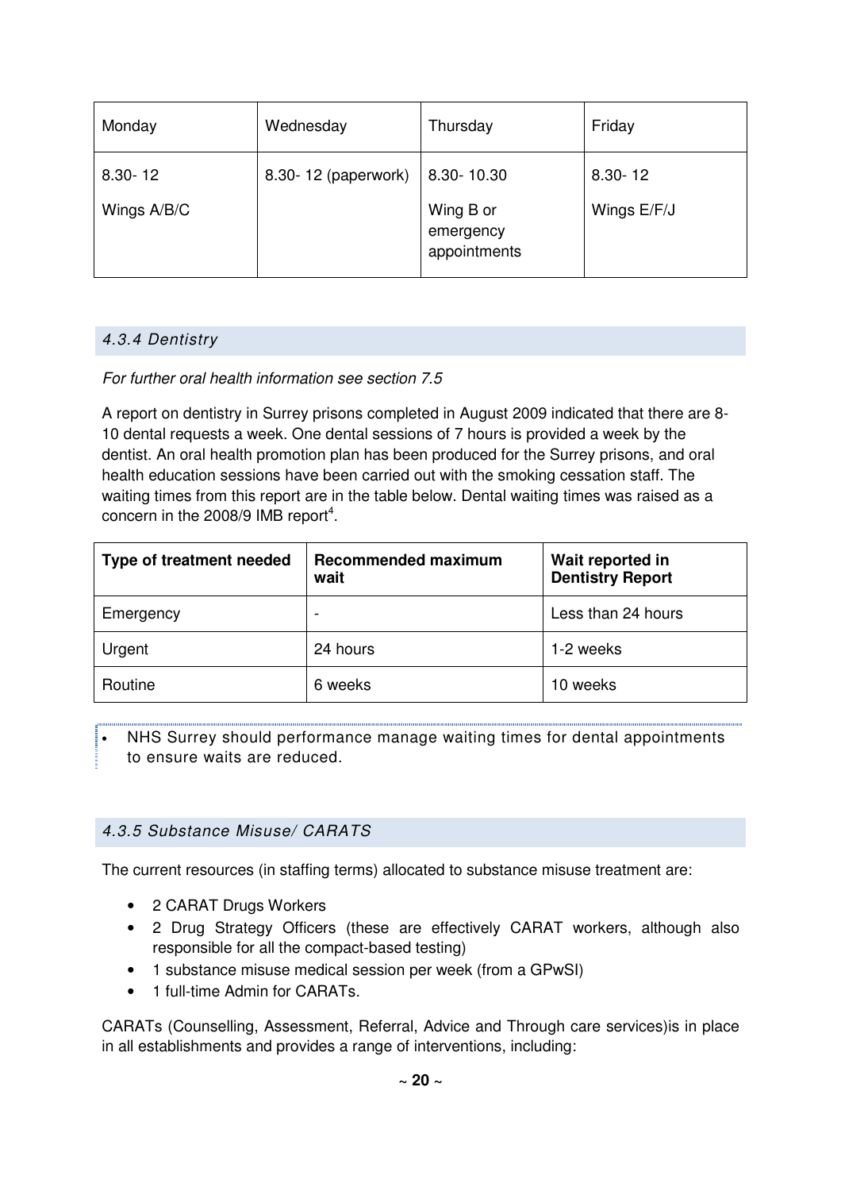| Monday | Wednesday | Thursday | Friday |
|---|---|---|---|
| 8.30- 12<br>Wings A/B/C | 8.30- 12 (paperwork) | 8.30- 10.30<br>Wing B or emergency appointments | 8.30- 12<br>Wings E/F/J |

### *4.3.4 Dentistry*

*For further oral health information see section 7.5*

A report on dentistry in Surrey prisons completed in August 2009 indicated that there are 8-10 dental requests a week. One dental sessions of 7 hours is provided a week by the dentist. An oral health promotion plan has been produced for the Surrey prisons, and oral health education sessions have been carried out with the smoking cessation staff. The waiting times from this report are in the table below. Dental waiting times was raised as a concern in the 2008/9 IMB report[4].

| **Type of treatment needed** | **Recommended maximum wait** | **Wait reported in Dentistry Report** |
|---|---|---|
| Emergency | - | Less than 24 hours |
| Urgent | 24 hours | 1-2 weeks |
| Routine | 6 weeks | 10 weeks |

- NHS Surrey should performance manage waiting times for dental appointments to ensure waits are reduced.

### *4.3.5 Substance Misuse/ CARATS*

The current resources (in staffing terms) allocated to substance misuse treatment are:

- 2 CARAT Drugs Workers
- 2 Drug Strategy Officers (these are effectively CARAT workers, although also responsible for all the compact-based testing)
- 1 substance misuse medical session per week (from a GPwSI)
- 1 full-time Admin for CARATs.

CARATs (Counselling, Assessment, Referral, Advice and Through care services)is in place in all establishments and provides a range of interventions, including: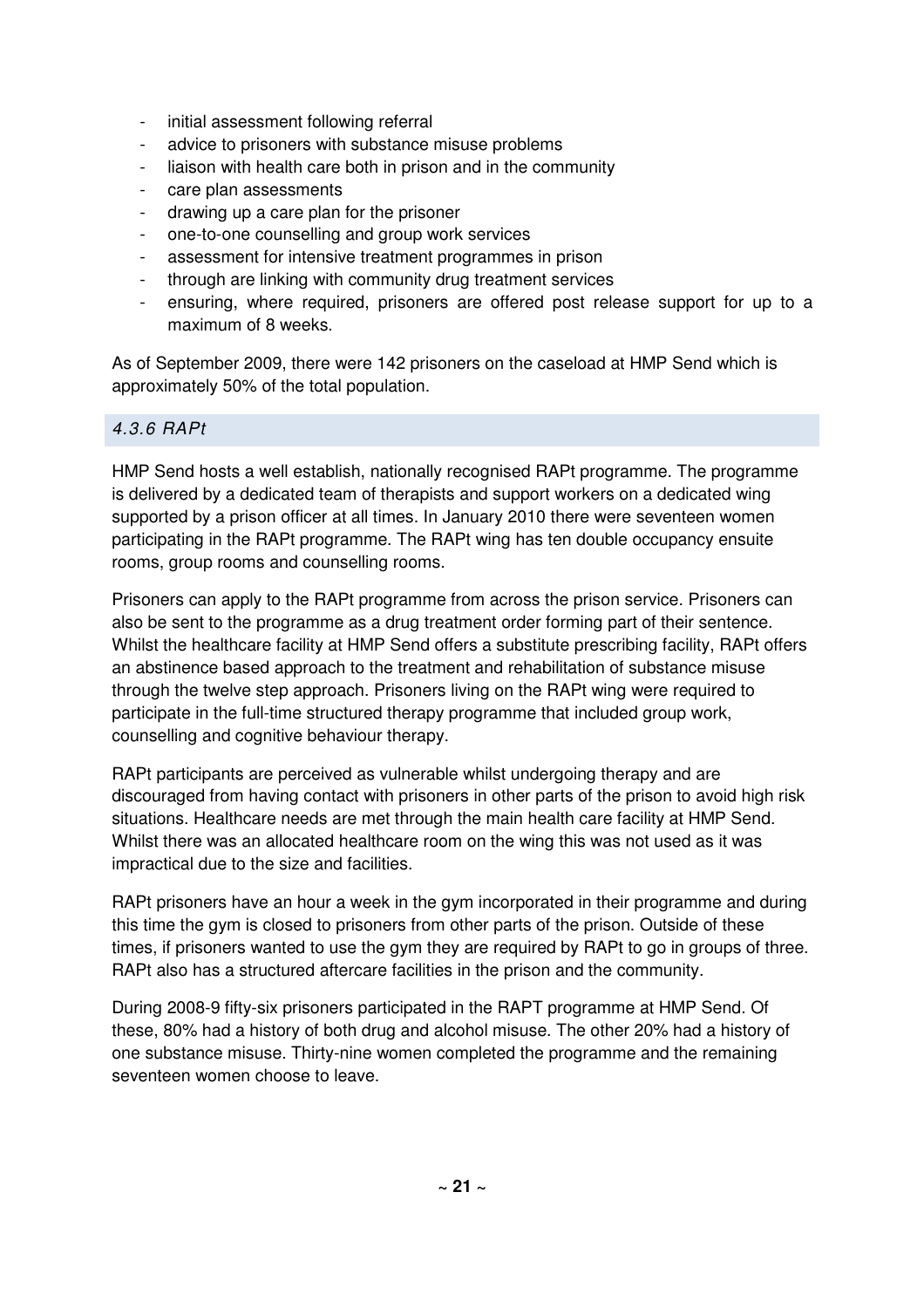- initial assessment following referral
- advice to prisoners with substance misuse problems
- liaison with health care both in prison and in the community
- care plan assessments
- drawing up a care plan for the prisoner
- one-to-one counselling and group work services
- assessment for intensive treatment programmes in prison
- through are linking with community drug treatment services
- ensuring, where required, prisoners are offered post release support for up to a maximum of 8 weeks.

As of September 2009, there were 142 prisoners on the caseload at HMP Send which is approximately 50% of the total population.

### *4.3.6 RAPt*

HMP Send hosts a well establish, nationally recognised RAPt programme. The programme is delivered by a dedicated team of therapists and support workers on a dedicated wing supported by a prison officer at all times. In January 2010 there were seventeen women participating in the RAPt programme. The RAPt wing has ten double occupancy ensuite rooms, group rooms and counselling rooms.

Prisoners can apply to the RAPt programme from across the prison service. Prisoners can also be sent to the programme as a drug treatment order forming part of their sentence. Whilst the healthcare facility at HMP Send offers a substitute prescribing facility, RAPt offers an abstinence based approach to the treatment and rehabilitation of substance misuse through the twelve step approach. Prisoners living on the RAPt wing were required to participate in the full-time structured therapy programme that included group work, counselling and cognitive behaviour therapy.

RAPt participants are perceived as vulnerable whilst undergoing therapy and are discouraged from having contact with prisoners in other parts of the prison to avoid high risk situations. Healthcare needs are met through the main health care facility at HMP Send. Whilst there was an allocated healthcare room on the wing this was not used as it was impractical due to the size and facilities.

RAPt prisoners have an hour a week in the gym incorporated in their programme and during this time the gym is closed to prisoners from other parts of the prison. Outside of these times, if prisoners wanted to use the gym they are required by RAPt to go in groups of three. RAPt also has a structured aftercare facilities in the prison and the community.

During 2008-9 fifty-six prisoners participated in the RAPT programme at HMP Send. Of these, 80% had a history of both drug and alcohol misuse. The other 20% had a history of one substance misuse. Thirty-nine women completed the programme and the remaining seventeen women choose to leave.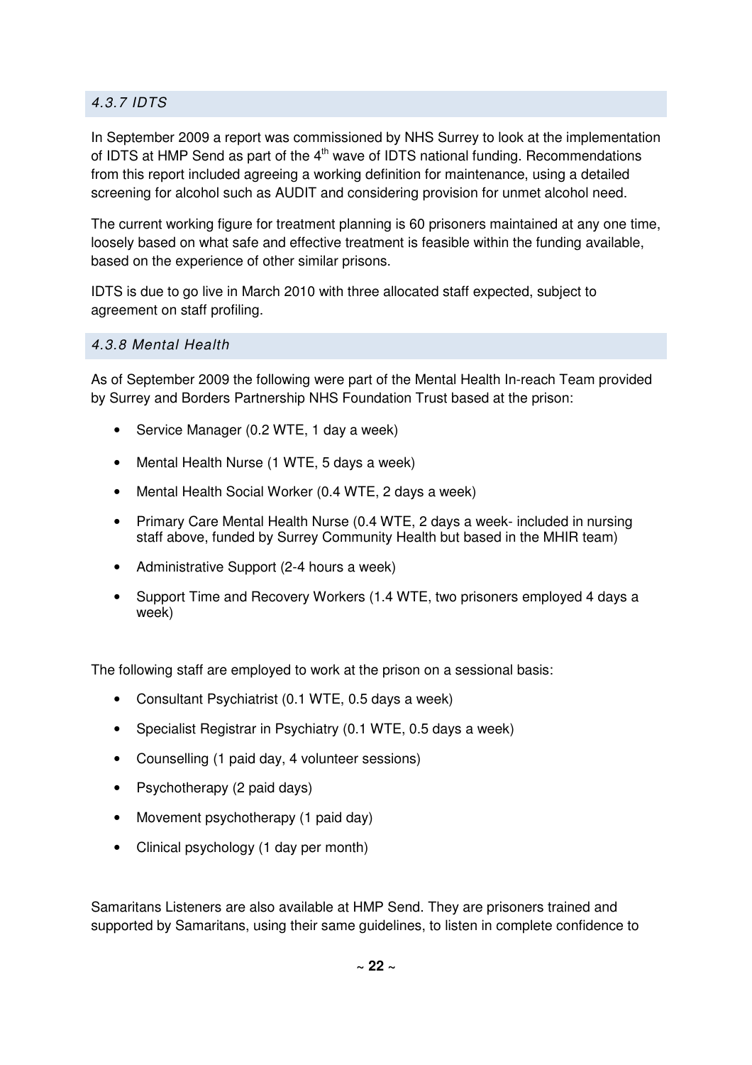#### *4.3.7 IDTS*

In September 2009 a report was commissioned by NHS Surrey to look at the implementation of IDTS at HMP Send as part of the 4th wave of IDTS national funding. Recommendations from this report included agreeing a working definition for maintenance, using a detailed screening for alcohol such as AUDIT and considering provision for unmet alcohol need.

The current working figure for treatment planning is 60 prisoners maintained at any one time, loosely based on what safe and effective treatment is feasible within the funding available, based on the experience of other similar prisons.

IDTS is due to go live in March 2010 with three allocated staff expected, subject to agreement on staff profiling.

#### *4.3.8 Mental Health*

As of September 2009 the following were part of the Mental Health In-reach Team provided by Surrey and Borders Partnership NHS Foundation Trust based at the prison:

- Service Manager (0.2 WTE, 1 day a week)
- Mental Health Nurse (1 WTE, 5 days a week)
- Mental Health Social Worker (0.4 WTE, 2 days a week)
- Primary Care Mental Health Nurse (0.4 WTE, 2 days a week- included in nursing staff above, funded by Surrey Community Health but based in the MHIR team)
- Administrative Support (2-4 hours a week)
- Support Time and Recovery Workers (1.4 WTE, two prisoners employed 4 days a week)

The following staff are employed to work at the prison on a sessional basis:

- Consultant Psychiatrist (0.1 WTE, 0.5 days a week)
- Specialist Registrar in Psychiatry (0.1 WTE, 0.5 days a week)
- Counselling (1 paid day, 4 volunteer sessions)
- Psychotherapy (2 paid days)
- Movement psychotherapy (1 paid day)
- Clinical psychology (1 day per month)

Samaritans Listeners are also available at HMP Send. They are prisoners trained and supported by Samaritans, using their same guidelines, to listen in complete confidence to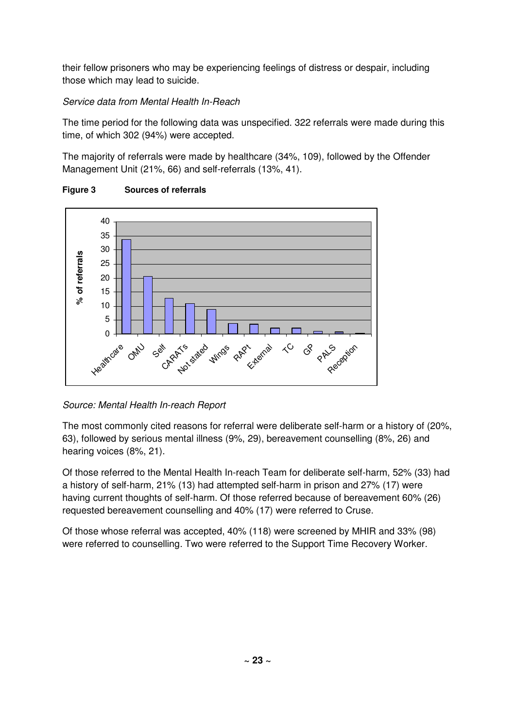their fellow prisoners who may be experiencing feelings of distress or despair, including those which may lead to suicide.

*Service data from Mental Health In-Reach*

The time period for the following data was unspecified. 322 referrals were made during this time, of which 302 (94%) were accepted.

The majority of referrals were made by healthcare (34%, 109), followed by the Offender Management Unit (21%, 66) and self-referrals (13%, 41).

**Figure 3 Sources of referrals**

*Source: Mental Health In-reach Report*

The most commonly cited reasons for referral were deliberate self-harm or a history of (20%, 63), followed by serious mental illness (9%, 29), bereavement counselling (8%, 26) and hearing voices (8%, 21).

Of those referred to the Mental Health In-reach Team for deliberate self-harm, 52% (33) had a history of self-harm, 21% (13) had attempted self-harm in prison and 27% (17) were having current thoughts of self-harm. Of those referred because of bereavement 60% (26) requested bereavement counselling and 40% (17) were referred to Cruse.

Of those whose referral was accepted, 40% (118) were screened by MHIR and 33% (98) were referred to counselling. Two were referred to the Support Time Recovery Worker.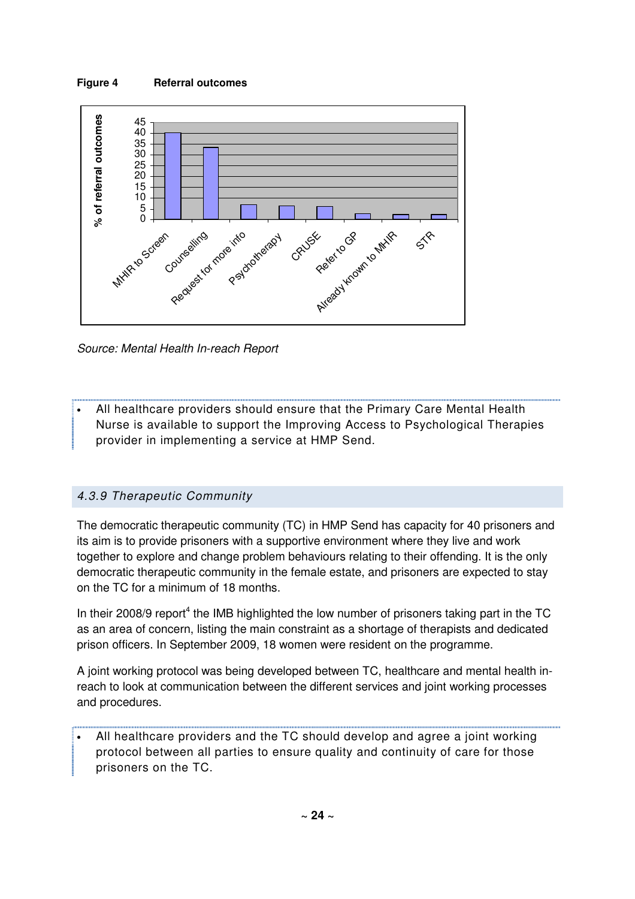**Figure 4 Referral outcomes**

| Referral outcome | % of referral outcomes |
|---|---|
| MHIR to Screen | 40 |
| Counselling | 33 |
| Request for more info | 7 |
| Psychotherapy | 6 |
| CRUSE | 6 |
| Refer to GP | 2.5 |
| Already known to MHIR | 2 |
| STR | 2 |

*Source: Mental Health In-reach Report*

- All healthcare providers should ensure that the Primary Care Mental Health Nurse is available to support the Improving Access to Psychological Therapies provider in implementing a service at HMP Send.

### *4.3.9 Therapeutic Community*

The democratic therapeutic community (TC) in HMP Send has capacity for 40 prisoners and its aim is to provide prisoners with a supportive environment where they live and work together to explore and change problem behaviours relating to their offending. It is the only democratic therapeutic community in the female estate, and prisoners are expected to stay on the TC for a minimum of 18 months.

In their 2008/9 report[4] the IMB highlighted the low number of prisoners taking part in the TC as an area of concern, listing the main constraint as a shortage of therapists and dedicated prison officers. In September 2009, 18 women were resident on the programme.

A joint working protocol was being developed between TC, healthcare and mental health in-reach to look at communication between the different services and joint working processes and procedures.

- All healthcare providers and the TC should develop and agree a joint working protocol between all parties to ensure quality and continuity of care for those prisoners on the TC.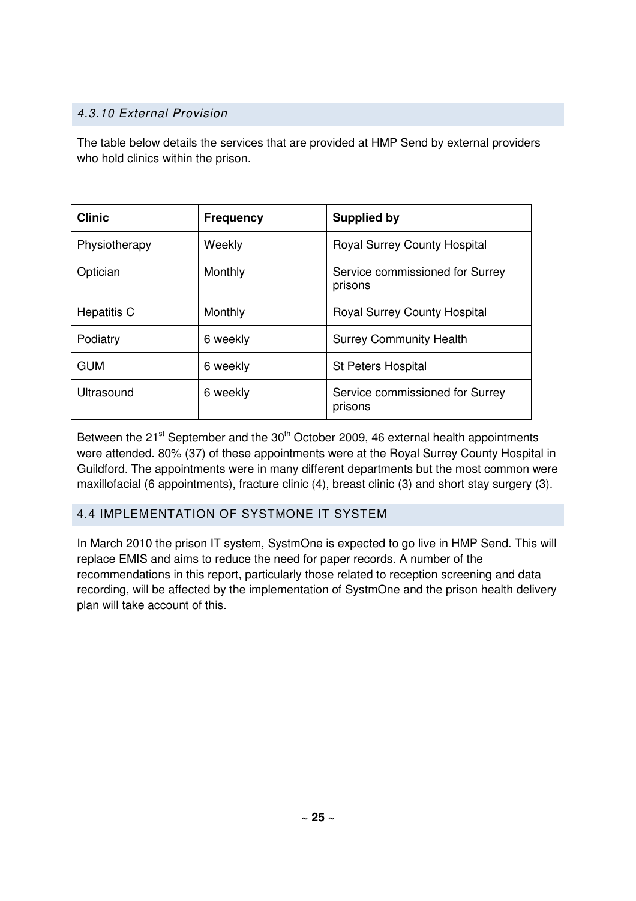#### *4.3.10 External Provision*

The table below details the services that are provided at HMP Send by external providers who hold clinics within the prison.

| Clinic | Frequency | Supplied by |
|---|---|---|
| Physiotherapy | Weekly | Royal Surrey County Hospital |
| Optician | Monthly | Service commissioned for Surrey prisons |
| Hepatitis C | Monthly | Royal Surrey County Hospital |
| Podiatry | 6 weekly | Surrey Community Health |
| GUM | 6 weekly | St Peters Hospital |
| Ultrasound | 6 weekly | Service commissioned for Surrey prisons |

Between the 21st September and the 30th October 2009, 46 external health appointments were attended. 80% (37) of these appointments were at the Royal Surrey County Hospital in Guildford. The appointments were in many different departments but the most common were maxillofacial (6 appointments), fracture clinic (4), breast clinic (3) and short stay surgery (3).

### 4.4 IMPLEMENTATION OF SYSTMONE IT SYSTEM

In March 2010 the prison IT system, SystmOne is expected to go live in HMP Send. This will replace EMIS and aims to reduce the need for paper records. A number of the recommendations in this report, particularly those related to reception screening and data recording, will be affected by the implementation of SystmOne and the prison health delivery plan will take account of this.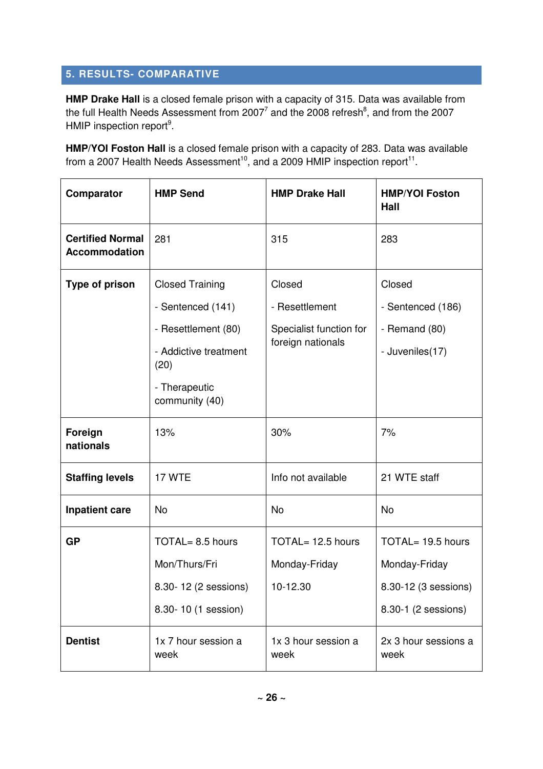## 5. RESULTS- COMPARATIVE

**HMP Drake Hall** is a closed female prison with a capacity of 315. Data was available from the full Health Needs Assessment from 2007[7] and the 2008 refresh[8], and from the 2007 HMIP inspection report[9].

**HMP/YOI Foston Hall** is a closed female prison with a capacity of 283. Data was available from a 2007 Health Needs Assessment[10], and a 2009 HMIP inspection report[11].

| Comparator | HMP Send | HMP Drake Hall | HMP/YOI Foston Hall |
|---|---|---|---|
| **Certified Normal Accommodation** | 281 | 315 | 283 |
| **Type of prison** | Closed Training<br>- Sentenced (141)<br>- Resettlement (80)<br>- Addictive treatment (20)<br>- Therapeutic community (40) | Closed<br>- Resettlement<br>Specialist function for foreign nationals | Closed<br>- Sentenced (186)<br>- Remand (80)<br>- Juveniles(17) |
| **Foreign nationals** | 13% | 30% | 7% |
| **Staffing levels** | 17 WTE | Info not available | 21 WTE staff |
| **Inpatient care** | No | No | No |
| **GP** | TOTAL= 8.5 hours<br>Mon/Thurs/Fri<br>8.30- 12 (2 sessions)<br>8.30- 10 (1 session) | TOTAL= 12.5 hours<br>Monday-Friday<br>10-12.30 | TOTAL= 19.5 hours<br>Monday-Friday<br>8.30-12 (3 sessions)<br>8.30-1 (2 sessions) |
| **Dentist** | 1x 7 hour session a week | 1x 3 hour session a week | 2x 3 hour sessions a week |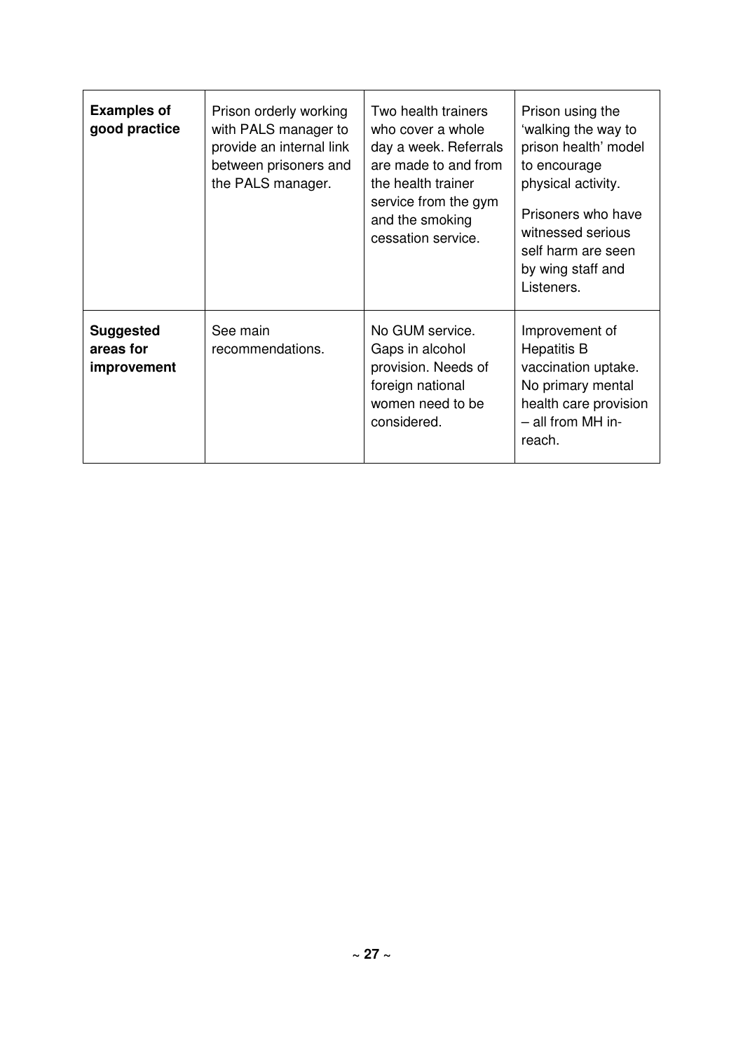| **Examples of good practice** | Prison orderly working with PALS manager to provide an internal link between prisoners and the PALS manager. | Two health trainers who cover a whole day a week. Referrals are made to and from the health trainer service from the gym and the smoking cessation service. | Prison using the 'walking the way to prison health' model to encourage physical activity.<br><br>Prisoners who have witnessed serious self harm are seen by wing staff and Listeners. |
|---|---|---|---|
| **Suggested areas for improvement** | See main recommendations. | No GUM service. Gaps in alcohol provision. Needs of foreign national women need to be considered. | Improvement of Hepatitis B vaccination uptake. No primary mental health care provision – all from MH in-reach. |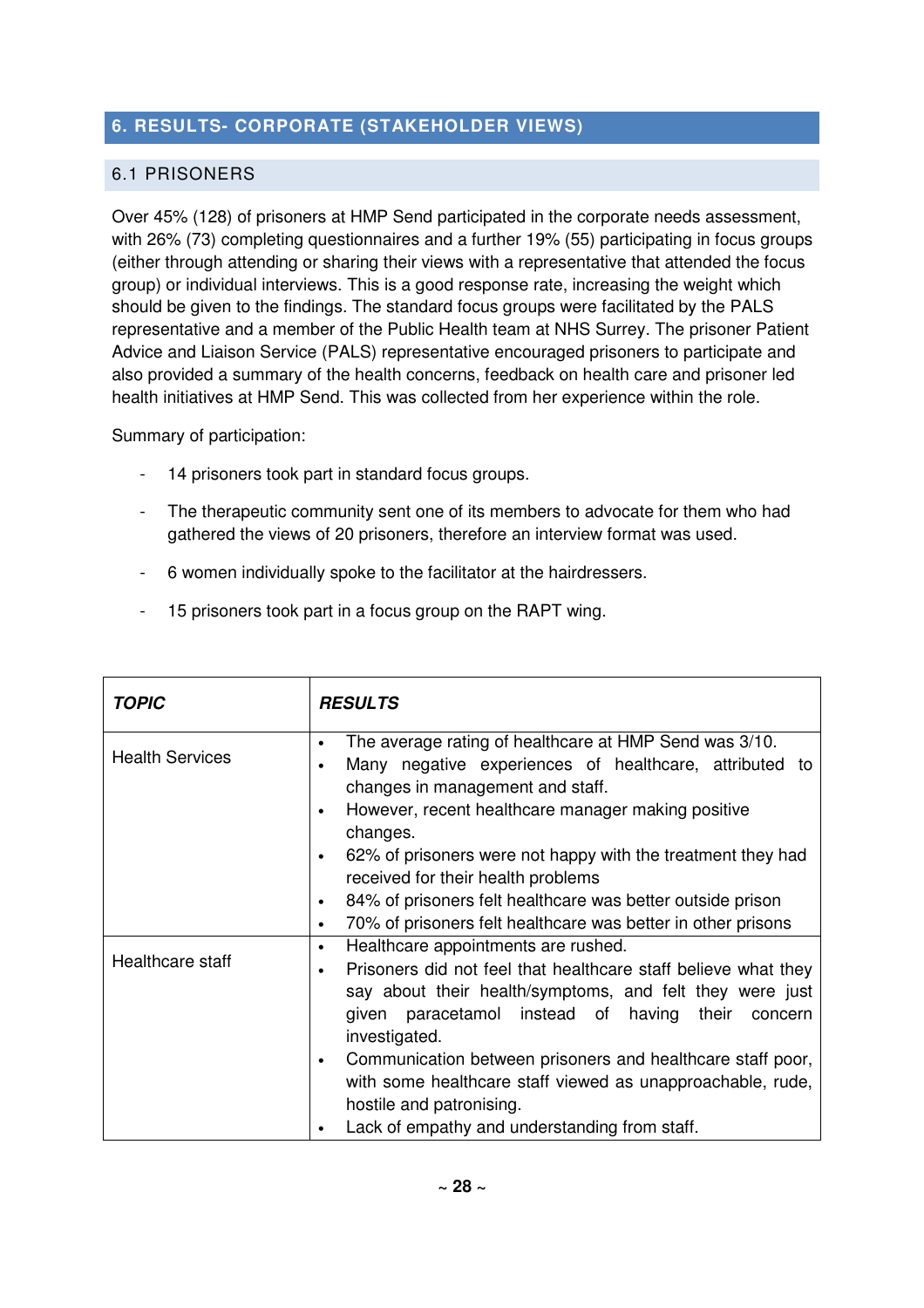## 6. RESULTS- CORPORATE (STAKEHOLDER VIEWS)

### 6.1 PRISONERS

Over 45% (128) of prisoners at HMP Send participated in the corporate needs assessment, with 26% (73) completing questionnaires and a further 19% (55) participating in focus groups (either through attending or sharing their views with a representative that attended the focus group) or individual interviews. This is a good response rate, increasing the weight which should be given to the findings. The standard focus groups were facilitated by the PALS representative and a member of the Public Health team at NHS Surrey. The prisoner Patient Advice and Liaison Service (PALS) representative encouraged prisoners to participate and also provided a summary of the health concerns, feedback on health care and prisoner led health initiatives at HMP Send. This was collected from her experience within the role.

Summary of participation:

- 14 prisoners took part in standard focus groups.
- The therapeutic community sent one of its members to advocate for them who had gathered the views of 20 prisoners, therefore an interview format was used.
- 6 women individually spoke to the facilitator at the hairdressers.
- 15 prisoners took part in a focus group on the RAPT wing.

| ***TOPIC*** | ***RESULTS*** |
|---|---|
| Health Services | • The average rating of healthcare at HMP Send was 3/10.<br>• Many negative experiences of healthcare, attributed to changes in management and staff.<br>• However, recent healthcare manager making positive changes.<br>• 62% of prisoners were not happy with the treatment they had received for their health problems<br>• 84% of prisoners felt healthcare was better outside prison<br>• 70% of prisoners felt healthcare was better in other prisons |
| Healthcare staff | • Healthcare appointments are rushed.<br>• Prisoners did not feel that healthcare staff believe what they say about their health/symptoms, and felt they were just given paracetamol instead of having their concern investigated.<br>• Communication between prisoners and healthcare staff poor, with some healthcare staff viewed as unapproachable, rude, hostile and patronising.<br>• Lack of empathy and understanding from staff. |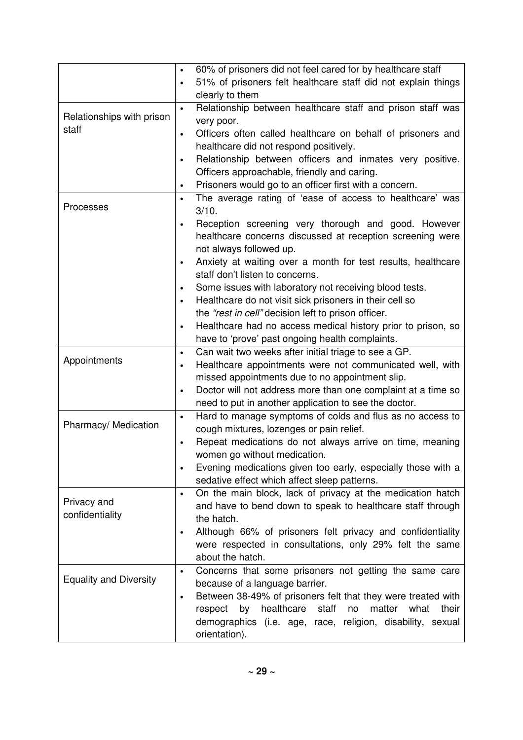| | |
|---|---|
| | • 60% of prisoners did not feel cared for by healthcare staff<br>• 51% of prisoners felt healthcare staff did not explain things clearly to them |
| Relationships with prison staff | • Relationship between healthcare staff and prison staff was very poor.<br>• Officers often called healthcare on behalf of prisoners and healthcare did not respond positively.<br>• Relationship between officers and inmates very positive. Officers approachable, friendly and caring.<br>• Prisoners would go to an officer first with a concern. |
| Processes | • The average rating of 'ease of access to healthcare' was 3/10.<br>• Reception screening very thorough and good. However healthcare concerns discussed at reception screening were not always followed up.<br>• Anxiety at waiting over a month for test results, healthcare staff don't listen to concerns.<br>• Some issues with laboratory not receiving blood tests.<br>• Healthcare do not visit sick prisoners in their cell so the *"rest in cell"* decision left to prison officer.<br>• Healthcare had no access medical history prior to prison, so have to 'prove' past ongoing health complaints. |
| Appointments | • Can wait two weeks after initial triage to see a GP.<br>• Healthcare appointments were not communicated well, with missed appointments due to no appointment slip.<br>• Doctor will not address more than one complaint at a time so need to put in another application to see the doctor. |
| Pharmacy/ Medication | • Hard to manage symptoms of colds and flus as no access to cough mixtures, lozenges or pain relief.<br>• Repeat medications do not always arrive on time, meaning women go without medication.<br>• Evening medications given too early, especially those with a sedative effect which affect sleep patterns. |
| Privacy and confidentiality | • On the main block, lack of privacy at the medication hatch and have to bend down to speak to healthcare staff through the hatch.<br>• Although 66% of prisoners felt privacy and confidentiality were respected in consultations, only 29% felt the same about the hatch. |
| Equality and Diversity | • Concerns that some prisoners not getting the same care because of a language barrier.<br>• Between 38-49% of prisoners felt that they were treated with respect by healthcare staff no matter what their demographics (i.e. age, race, religion, disability, sexual orientation). |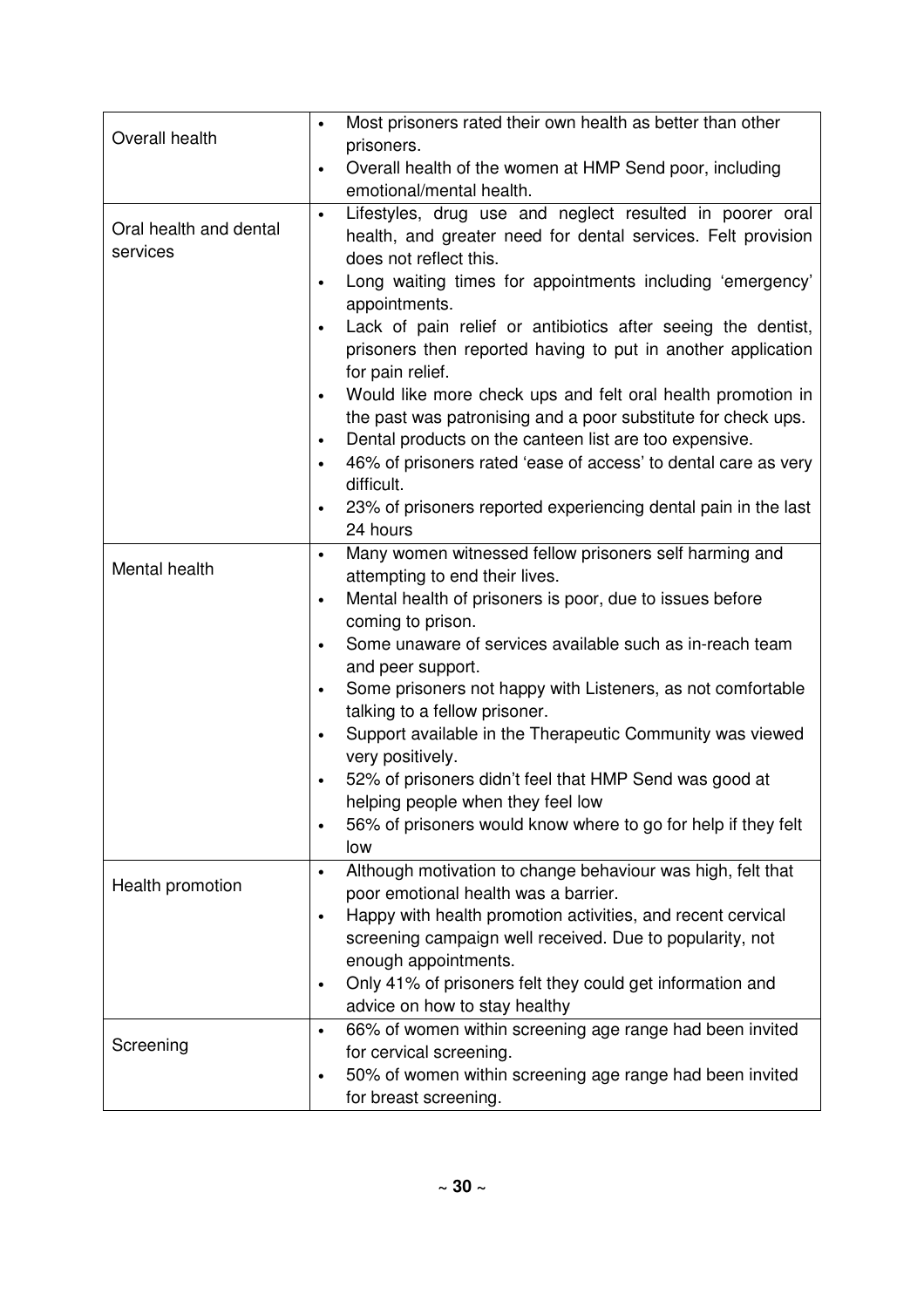| | |
|---|---|
| Overall health | • Most prisoners rated their own health as better than other prisoners.<br>• Overall health of the women at HMP Send poor, including emotional/mental health. |
| Oral health and dental services | • Lifestyles, drug use and neglect resulted in poorer oral health, and greater need for dental services. Felt provision does not reflect this.<br>• Long waiting times for appointments including 'emergency' appointments.<br>• Lack of pain relief or antibiotics after seeing the dentist, prisoners then reported having to put in another application for pain relief.<br>• Would like more check ups and felt oral health promotion in the past was patronising and a poor substitute for check ups.<br>• Dental products on the canteen list are too expensive.<br>• 46% of prisoners rated 'ease of access' to dental care as very difficult.<br>• 23% of prisoners reported experiencing dental pain in the last 24 hours |
| Mental health | • Many women witnessed fellow prisoners self harming and attempting to end their lives.<br>• Mental health of prisoners is poor, due to issues before coming to prison.<br>• Some unaware of services available such as in-reach team and peer support.<br>• Some prisoners not happy with Listeners, as not comfortable talking to a fellow prisoner.<br>• Support available in the Therapeutic Community was viewed very positively.<br>• 52% of prisoners didn't feel that HMP Send was good at helping people when they feel low<br>• 56% of prisoners would know where to go for help if they felt low |
| Health promotion | • Although motivation to change behaviour was high, felt that poor emotional health was a barrier.<br>• Happy with health promotion activities, and recent cervical screening campaign well received. Due to popularity, not enough appointments.<br>• Only 41% of prisoners felt they could get information and advice on how to stay healthy |
| Screening | • 66% of women within screening age range had been invited for cervical screening.<br>• 50% of women within screening age range had been invited for breast screening. |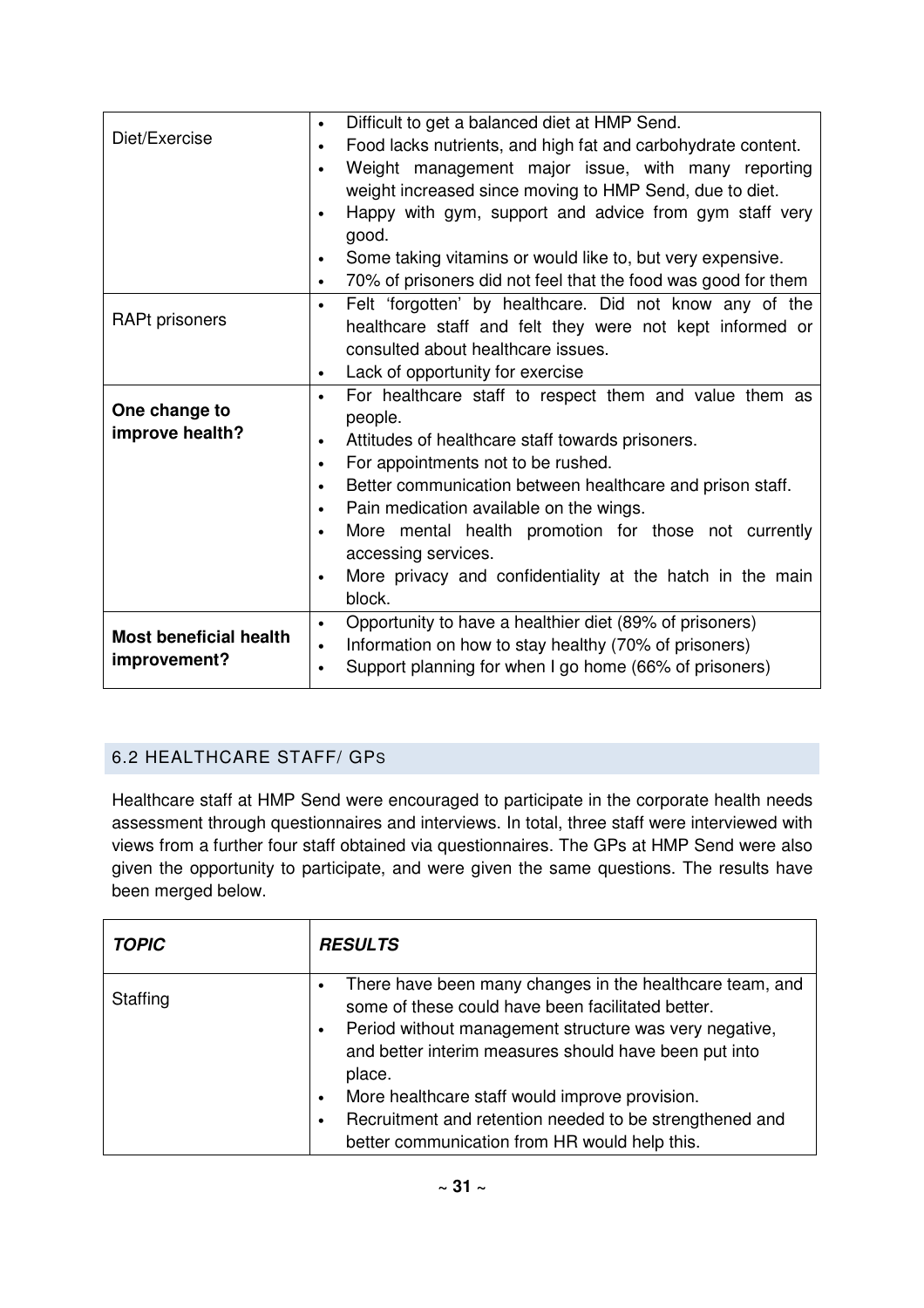| | |
|---|---|
| Diet/Exercise | • Difficult to get a balanced diet at HMP Send.<br>• Food lacks nutrients, and high fat and carbohydrate content.<br>• Weight management major issue, with many reporting weight increased since moving to HMP Send, due to diet.<br>• Happy with gym, support and advice from gym staff very good.<br>• Some taking vitamins or would like to, but very expensive.<br>• 70% of prisoners did not feel that the food was good for them |
| RAPt prisoners | • Felt 'forgotten' by healthcare. Did not know any of the healthcare staff and felt they were not kept informed or consulted about healthcare issues.<br>• Lack of opportunity for exercise |
| **One change to improve health?** | • For healthcare staff to respect them and value them as people.<br>• Attitudes of healthcare staff towards prisoners.<br>• For appointments not to be rushed.<br>• Better communication between healthcare and prison staff.<br>• Pain medication available on the wings.<br>• More mental health promotion for those not currently accessing services.<br>• More privacy and confidentiality at the hatch in the main block. |
| **Most beneficial health improvement?** | • Opportunity to have a healthier diet (89% of prisoners)<br>• Information on how to stay healthy (70% of prisoners)<br>• Support planning for when I go home (66% of prisoners) |

## 6.2 HEALTHCARE STAFF/ GPS

Healthcare staff at HMP Send were encouraged to participate in the corporate health needs assessment through questionnaires and interviews. In total, three staff were interviewed with views from a further four staff obtained via questionnaires. The GPs at HMP Send were also given the opportunity to participate, and were given the same questions. The results have been merged below.

| ***TOPIC*** | ***RESULTS*** |
|---|---|
| Staffing | • There have been many changes in the healthcare team, and some of these could have been facilitated better.<br>• Period without management structure was very negative, and better interim measures should have been put into place.<br>• More healthcare staff would improve provision.<br>• Recruitment and retention needed to be strengthened and better communication from HR would help this. |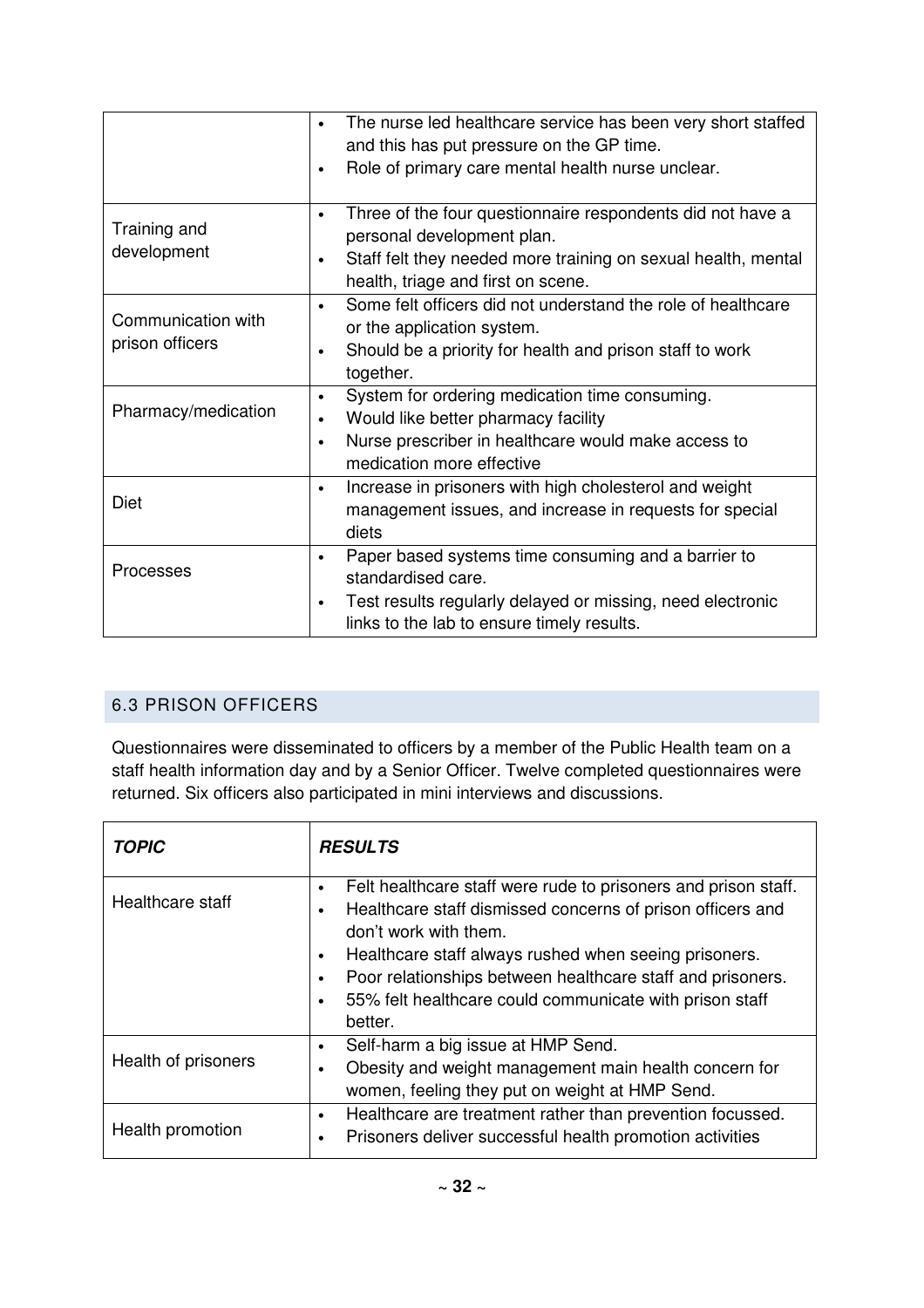| | |
|---|---|
| | • The nurse led healthcare service has been very short staffed and this has put pressure on the GP time.<br>• Role of primary care mental health nurse unclear. |
| Training and development | • Three of the four questionnaire respondents did not have a personal development plan.<br>• Staff felt they needed more training on sexual health, mental health, triage and first on scene. |
| Communication with prison officers | • Some felt officers did not understand the role of healthcare or the application system.<br>• Should be a priority for health and prison staff to work together. |
| Pharmacy/medication | • System for ordering medication time consuming.<br>• Would like better pharmacy facility<br>• Nurse prescriber in healthcare would make access to medication more effective |
| Diet | • Increase in prisoners with high cholesterol and weight management issues, and increase in requests for special diets |
| Processes | • Paper based systems time consuming and a barrier to standardised care.<br>• Test results regularly delayed or missing, need electronic links to the lab to ensure timely results. |

## 6.3 PRISON OFFICERS

Questionnaires were disseminated to officers by a member of the Public Health team on a staff health information day and by a Senior Officer. Twelve completed questionnaires were returned. Six officers also participated in mini interviews and discussions.

| ***TOPIC*** | ***RESULTS*** |
|---|---|
| Healthcare staff | • Felt healthcare staff were rude to prisoners and prison staff.<br>• Healthcare staff dismissed concerns of prison officers and don't work with them.<br>• Healthcare staff always rushed when seeing prisoners.<br>• Poor relationships between healthcare staff and prisoners.<br>• 55% felt healthcare could communicate with prison staff better. |
| Health of prisoners | • Self-harm a big issue at HMP Send.<br>• Obesity and weight management main health concern for women, feeling they put on weight at HMP Send. |
| Health promotion | • Healthcare are treatment rather than prevention focussed.<br>• Prisoners deliver successful health promotion activities |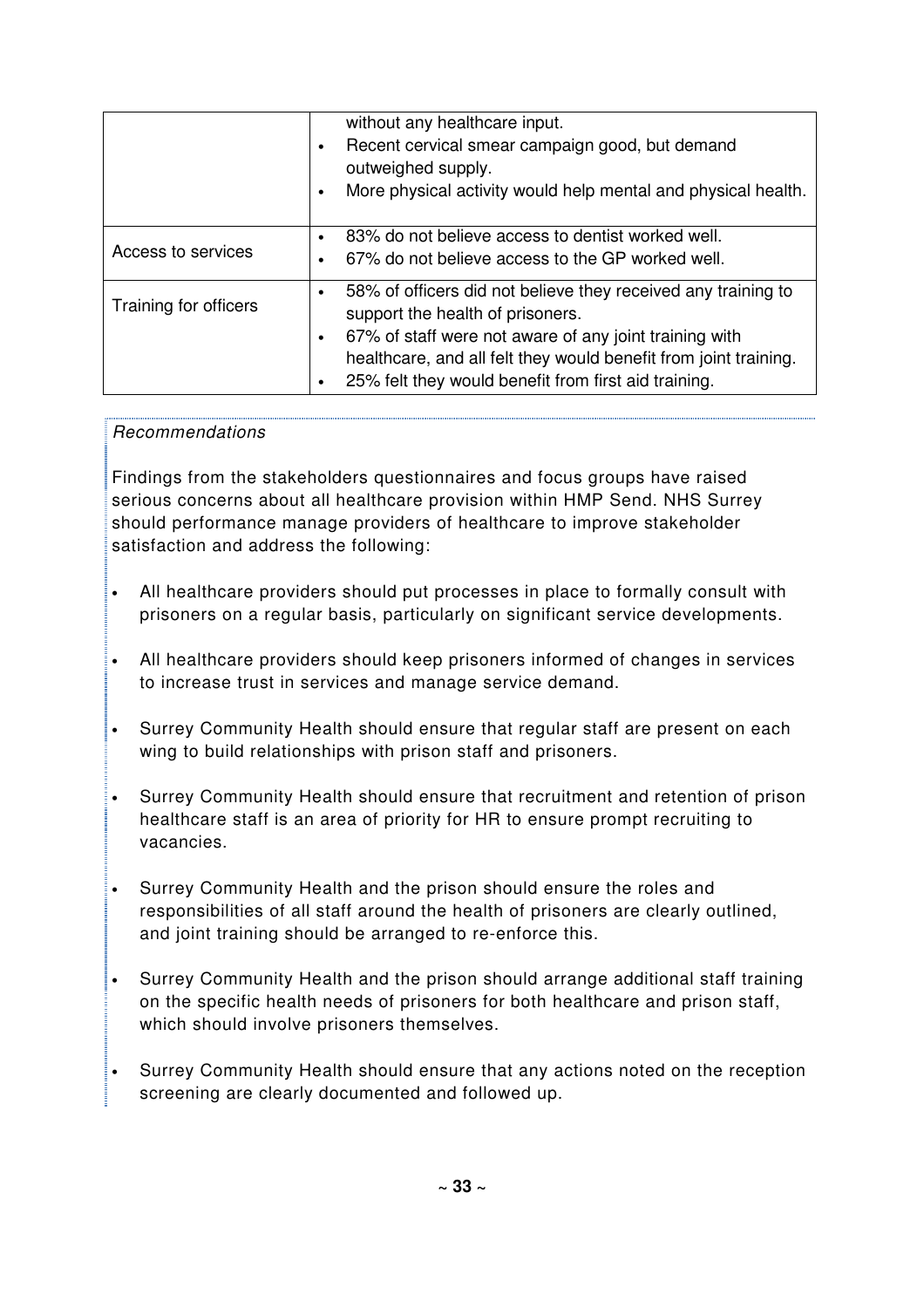| | |
|---|---|
| | without any healthcare input.<br>• Recent cervical smear campaign good, but demand outweighed supply.<br>• More physical activity would help mental and physical health. |
| Access to services | • 83% do not believe access to dentist worked well.<br>• 67% do not believe access to the GP worked well. |
| Training for officers | • 58% of officers did not believe they received any training to support the health of prisoners.<br>• 67% of staff were not aware of any joint training with healthcare, and all felt they would benefit from joint training.<br>• 25% felt they would benefit from first aid training. |

*Recommendations*

Findings from the stakeholders questionnaires and focus groups have raised serious concerns about all healthcare provision within HMP Send. NHS Surrey should performance manage providers of healthcare to improve stakeholder satisfaction and address the following:

- All healthcare providers should put processes in place to formally consult with prisoners on a regular basis, particularly on significant service developments.
- All healthcare providers should keep prisoners informed of changes in services to increase trust in services and manage service demand.
- Surrey Community Health should ensure that regular staff are present on each wing to build relationships with prison staff and prisoners.
- Surrey Community Health should ensure that recruitment and retention of prison healthcare staff is an area of priority for HR to ensure prompt recruiting to vacancies.
- Surrey Community Health and the prison should ensure the roles and responsibilities of all staff around the health of prisoners are clearly outlined, and joint training should be arranged to re-enforce this.
- Surrey Community Health and the prison should arrange additional staff training on the specific health needs of prisoners for both healthcare and prison staff, which should involve prisoners themselves.
- Surrey Community Health should ensure that any actions noted on the reception screening are clearly documented and followed up.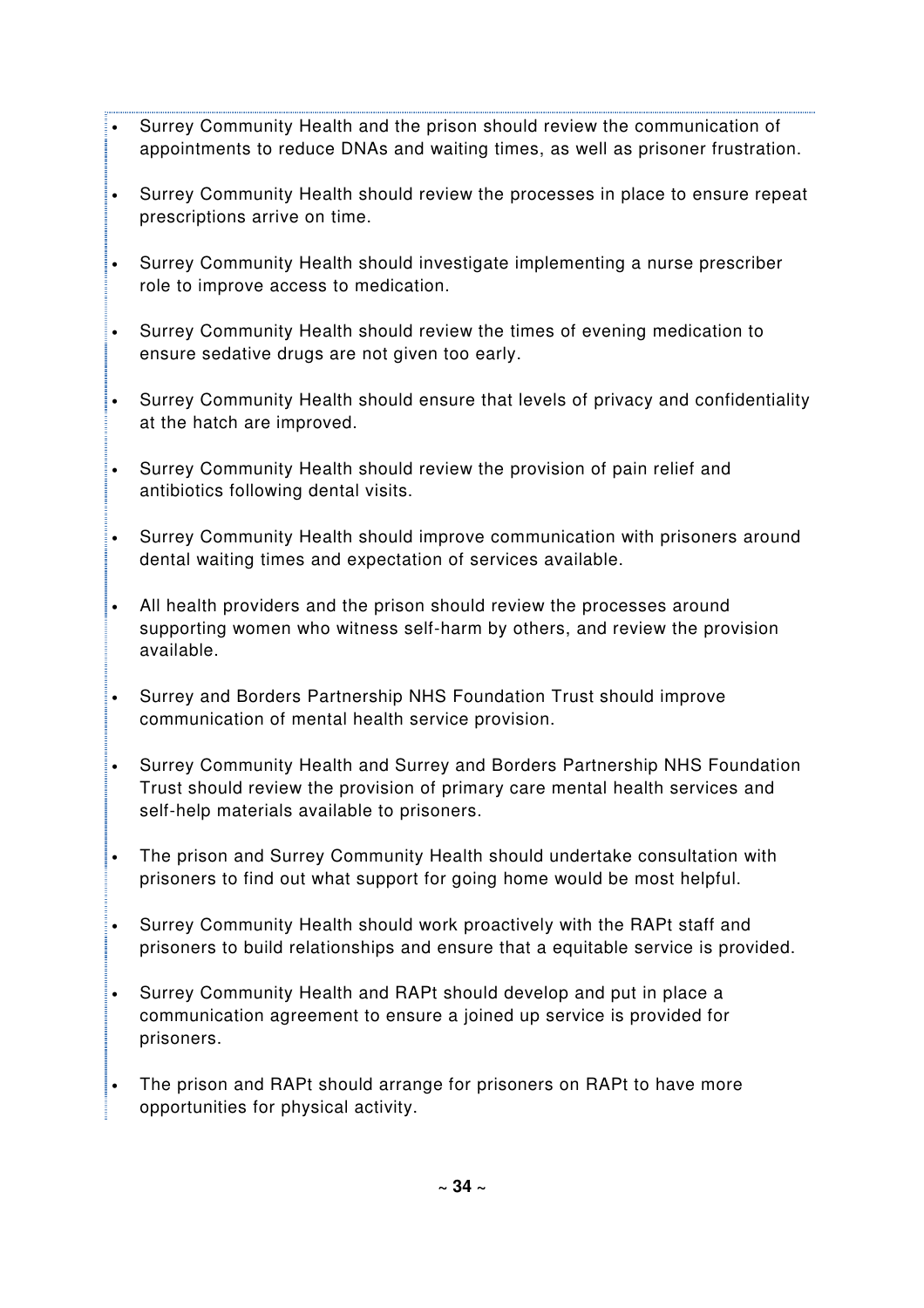- Surrey Community Health and the prison should review the communication of appointments to reduce DNAs and waiting times, as well as prisoner frustration.
- Surrey Community Health should review the processes in place to ensure repeat prescriptions arrive on time.
- Surrey Community Health should investigate implementing a nurse prescriber role to improve access to medication.
- Surrey Community Health should review the times of evening medication to ensure sedative drugs are not given too early.
- Surrey Community Health should ensure that levels of privacy and confidentiality at the hatch are improved.
- Surrey Community Health should review the provision of pain relief and antibiotics following dental visits.
- Surrey Community Health should improve communication with prisoners around dental waiting times and expectation of services available.
- All health providers and the prison should review the processes around supporting women who witness self-harm by others, and review the provision available.
- Surrey and Borders Partnership NHS Foundation Trust should improve communication of mental health service provision.
- Surrey Community Health and Surrey and Borders Partnership NHS Foundation Trust should review the provision of primary care mental health services and self-help materials available to prisoners.
- The prison and Surrey Community Health should undertake consultation with prisoners to find out what support for going home would be most helpful.
- Surrey Community Health should work proactively with the RAPt staff and prisoners to build relationships and ensure that a equitable service is provided.
- Surrey Community Health and RAPt should develop and put in place a communication agreement to ensure a joined up service is provided for prisoners.
- The prison and RAPt should arrange for prisoners on RAPt to have more opportunities for physical activity.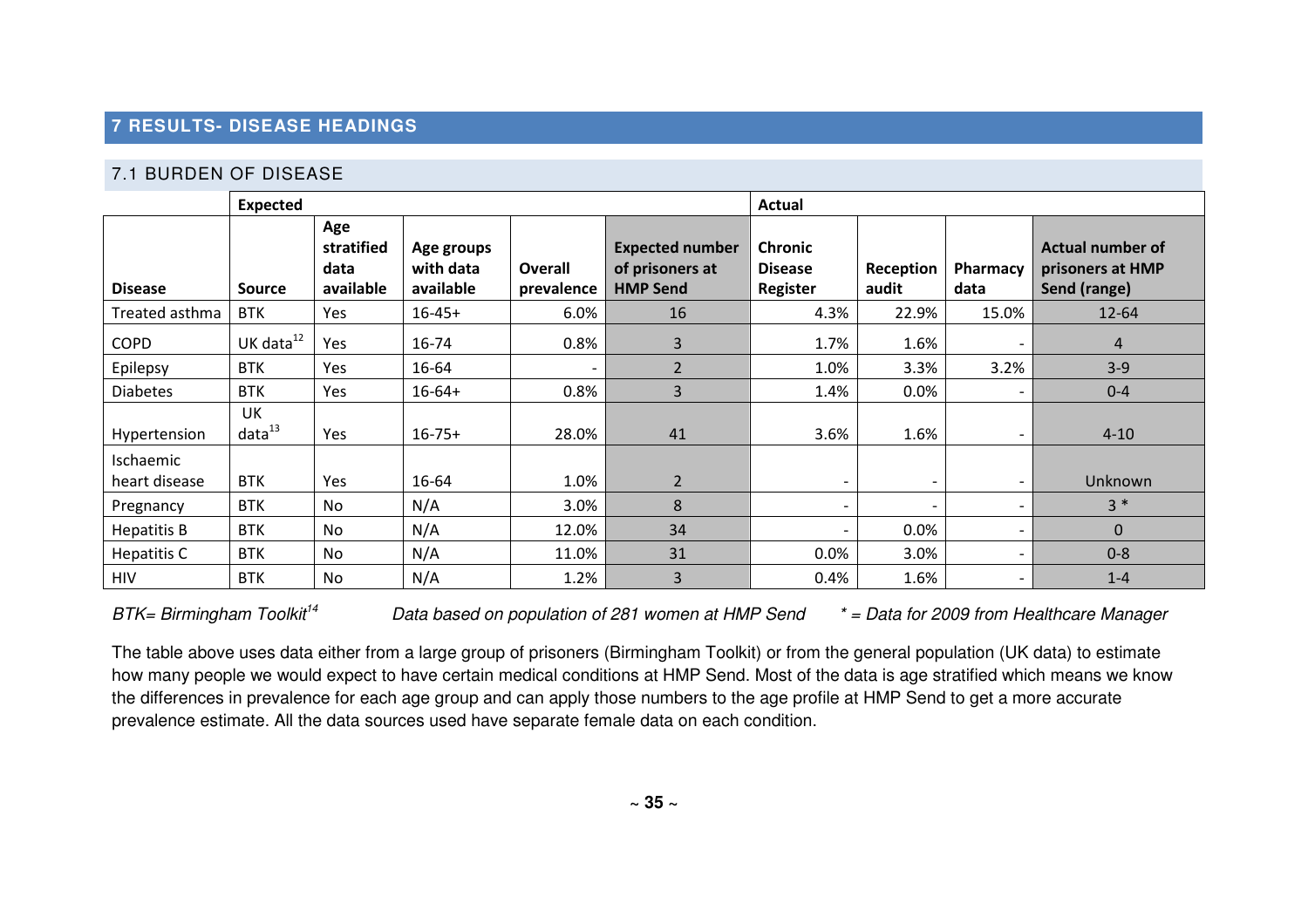## 7 RESULTS- DISEASE HEADINGS

### 7.1 BURDEN OF DISEASE

| | Expected | | | | | Actual | | | |
|---|---|---|---|---|---|---|---|---|---|
| **Disease** | **Source** | **Age stratified data available** | **Age groups with data available** | **Overall prevalence** | **Expected number of prisoners at HMP Send** | **Chronic Disease Register** | **Reception audit** | **Pharmacy data** | **Actual number of prisoners at HMP Send (range)** |
| Treated asthma | BTK | Yes | 16-45+ | 6.0% | 16 | 4.3% | 22.9% | 15.0% | 12-64 |
| COPD | UK data[12] | Yes | 16-74 | 0.8% | 3 | 1.7% | 1.6% | - | 4 |
| Epilepsy | BTK | Yes | 16-64 | - | 2 | 1.0% | 3.3% | 3.2% | 3-9 |
| Diabetes | BTK | Yes | 16-64+ | 0.8% | 3 | 1.4% | 0.0% | - | 0-4 |
| Hypertension | UK data[13] | Yes | 16-75+ | 28.0% | 41 | 3.6% | 1.6% | - | 4-10 |
| Ischaemic heart disease | BTK | Yes | 16-64 | 1.0% | 2 | - | - | - | Unknown |
| Pregnancy | BTK | No | N/A | 3.0% | 8 | - | - | - | 3 * |
| Hepatitis B | BTK | No | N/A | 12.0% | 34 | - | 0.0% | - | 0 |
| Hepatitis C | BTK | No | N/A | 11.0% | 31 | 0.0% | 3.0% | - | 0-8 |
| HIV | BTK | No | N/A | 1.2% | 3 | 0.4% | 1.6% | - | 1-4 |

*BTK= Birmingham Toolkit[14]* *Data based on population of 281 women at HMP Send* ** = Data for 2009 from Healthcare Manager*

The table above uses data either from a large group of prisoners (Birmingham Toolkit) or from the general population (UK data) to estimate how many people we would expect to have certain medical conditions at HMP Send. Most of the data is age stratified which means we know the differences in prevalence for each age group and can apply those numbers to the age profile at HMP Send to get a more accurate prevalence estimate. All the data sources used have separate female data on each condition.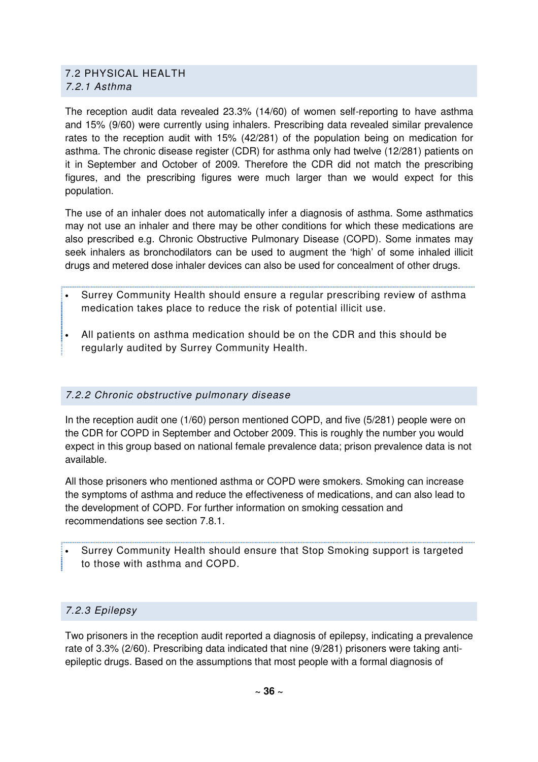## 7.2 PHYSICAL HEALTH

### *7.2.1 Asthma*

The reception audit data revealed 23.3% (14/60) of women self-reporting to have asthma and 15% (9/60) were currently using inhalers. Prescribing data revealed similar prevalence rates to the reception audit with 15% (42/281) of the population being on medication for asthma. The chronic disease register (CDR) for asthma only had twelve (12/281) patients on it in September and October of 2009. Therefore the CDR did not match the prescribing figures, and the prescribing figures were much larger than we would expect for this population.

The use of an inhaler does not automatically infer a diagnosis of asthma. Some asthmatics may not use an inhaler and there may be other conditions for which these medications are also prescribed e.g. Chronic Obstructive Pulmonary Disease (COPD). Some inmates may seek inhalers as bronchodilators can be used to augment the 'high' of some inhaled illicit drugs and metered dose inhaler devices can also be used for concealment of other drugs.

- Surrey Community Health should ensure a regular prescribing review of asthma medication takes place to reduce the risk of potential illicit use.
- All patients on asthma medication should be on the CDR and this should be regularly audited by Surrey Community Health.

### *7.2.2 Chronic obstructive pulmonary disease*

In the reception audit one (1/60) person mentioned COPD, and five (5/281) people were on the CDR for COPD in September and October 2009. This is roughly the number you would expect in this group based on national female prevalence data; prison prevalence data is not available.

All those prisoners who mentioned asthma or COPD were smokers. Smoking can increase the symptoms of asthma and reduce the effectiveness of medications, and can also lead to the development of COPD. For further information on smoking cessation and recommendations see section 7.8.1.

- Surrey Community Health should ensure that Stop Smoking support is targeted to those with asthma and COPD.

### *7.2.3 Epilepsy*

Two prisoners in the reception audit reported a diagnosis of epilepsy, indicating a prevalence rate of 3.3% (2/60). Prescribing data indicated that nine (9/281) prisoners were taking anti-epileptic drugs. Based on the assumptions that most people with a formal diagnosis of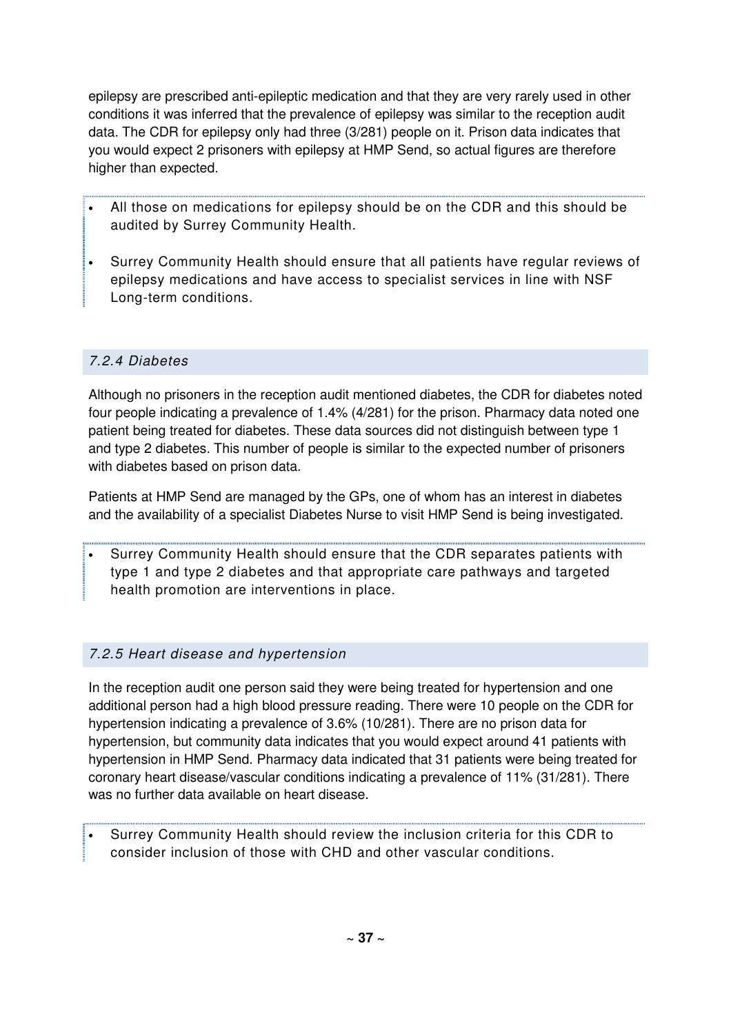epilepsy are prescribed anti-epileptic medication and that they are very rarely used in other conditions it was inferred that the prevalence of epilepsy was similar to the reception audit data. The CDR for epilepsy only had three (3/281) people on it. Prison data indicates that you would expect 2 prisoners with epilepsy at HMP Send, so actual figures are therefore higher than expected.

- All those on medications for epilepsy should be on the CDR and this should be audited by Surrey Community Health.
- Surrey Community Health should ensure that all patients have regular reviews of epilepsy medications and have access to specialist services in line with NSF Long-term conditions.

### *7.2.4 Diabetes*

Although no prisoners in the reception audit mentioned diabetes, the CDR for diabetes noted four people indicating a prevalence of 1.4% (4/281) for the prison. Pharmacy data noted one patient being treated for diabetes. These data sources did not distinguish between type 1 and type 2 diabetes. This number of people is similar to the expected number of prisoners with diabetes based on prison data.

Patients at HMP Send are managed by the GPs, one of whom has an interest in diabetes and the availability of a specialist Diabetes Nurse to visit HMP Send is being investigated.

- Surrey Community Health should ensure that the CDR separates patients with type 1 and type 2 diabetes and that appropriate care pathways and targeted health promotion are interventions in place.

### *7.2.5 Heart disease and hypertension*

In the reception audit one person said they were being treated for hypertension and one additional person had a high blood pressure reading. There were 10 people on the CDR for hypertension indicating a prevalence of 3.6% (10/281). There are no prison data for hypertension, but community data indicates that you would expect around 41 patients with hypertension in HMP Send. Pharmacy data indicated that 31 patients were being treated for coronary heart disease/vascular conditions indicating a prevalence of 11% (31/281). There was no further data available on heart disease.

- Surrey Community Health should review the inclusion criteria for this CDR to consider inclusion of those with CHD and other vascular conditions.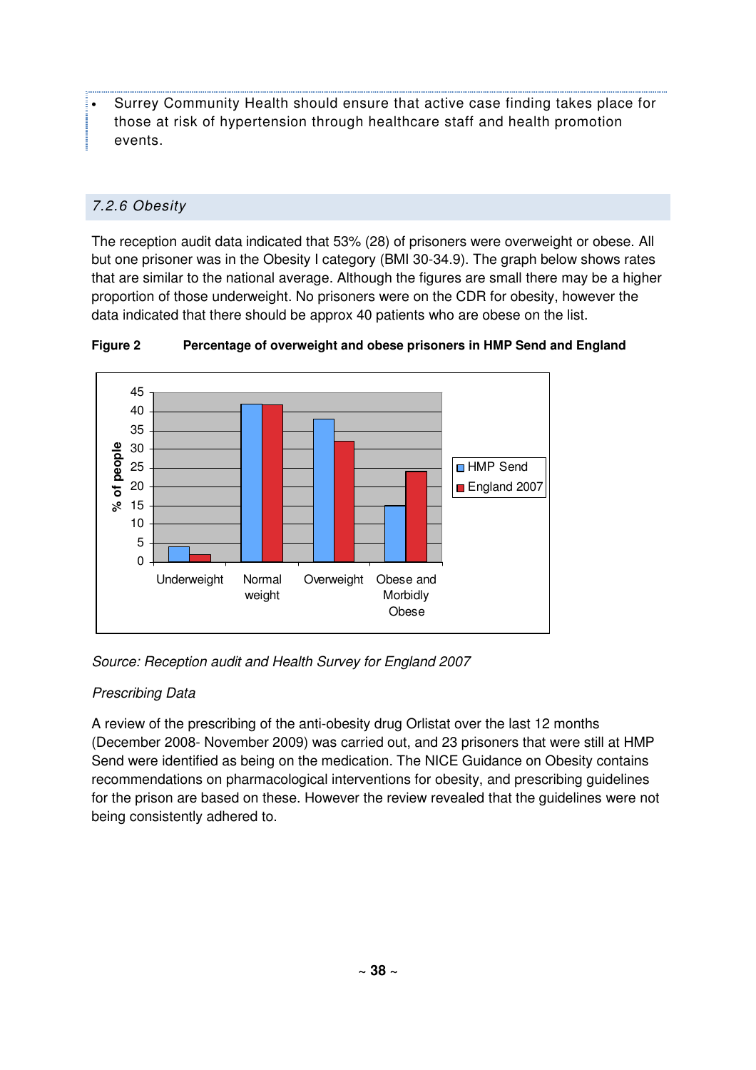- Surrey Community Health should ensure that active case finding takes place for those at risk of hypertension through healthcare staff and health promotion events.

### *7.2.6 Obesity*

The reception audit data indicated that 53% (28) of prisoners were overweight or obese. All but one prisoner was in the Obesity I category (BMI 30-34.9). The graph below shows rates that are similar to the national average. Although the figures are small there may be a higher proportion of those underweight. No prisoners were on the CDR for obesity, however the data indicated that there should be approx 40 patients who are obese on the list.

**Figure 2 Percentage of overweight and obese prisoners in HMP Send and England**

*Source: Reception audit and Health Survey for England 2007*

*Prescribing Data*

A review of the prescribing of the anti-obesity drug Orlistat over the last 12 months (December 2008- November 2009) was carried out, and 23 prisoners that were still at HMP Send were identified as being on the medication. The NICE Guidance on Obesity contains recommendations on pharmacological interventions for obesity, and prescribing guidelines for the prison are based on these. However the review revealed that the guidelines were not being consistently adhered to.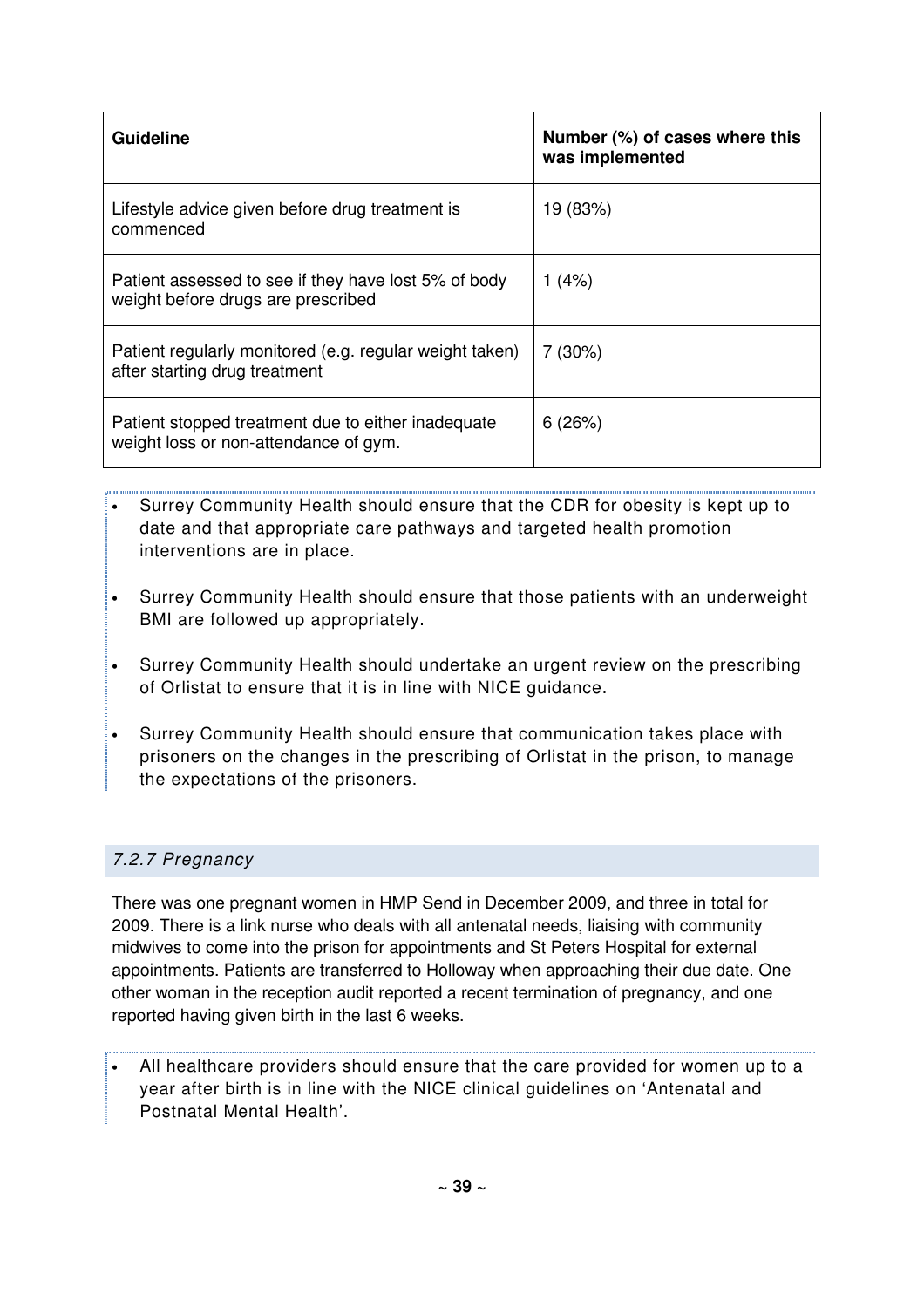| Guideline | Number (%) of cases where this was implemented |
|---|---|
| Lifestyle advice given before drug treatment is commenced | 19 (83%) |
| Patient assessed to see if they have lost 5% of body weight before drugs are prescribed | 1 (4%) |
| Patient regularly monitored (e.g. regular weight taken) after starting drug treatment | 7 (30%) |
| Patient stopped treatment due to either inadequate weight loss or non-attendance of gym. | 6 (26%) |

- Surrey Community Health should ensure that the CDR for obesity is kept up to date and that appropriate care pathways and targeted health promotion interventions are in place.
- Surrey Community Health should ensure that those patients with an underweight BMI are followed up appropriately.
- Surrey Community Health should undertake an urgent review on the prescribing of Orlistat to ensure that it is in line with NICE guidance.
- Surrey Community Health should ensure that communication takes place with prisoners on the changes in the prescribing of Orlistat in the prison, to manage the expectations of the prisoners.

#### *7.2.7 Pregnancy*

There was one pregnant women in HMP Send in December 2009, and three in total for 2009. There is a link nurse who deals with all antenatal needs, liaising with community midwives to come into the prison for appointments and St Peters Hospital for external appointments. Patients are transferred to Holloway when approaching their due date. One other woman in the reception audit reported a recent termination of pregnancy, and one reported having given birth in the last 6 weeks.

- All healthcare providers should ensure that the care provided for women up to a year after birth is in line with the NICE clinical guidelines on 'Antenatal and Postnatal Mental Health'.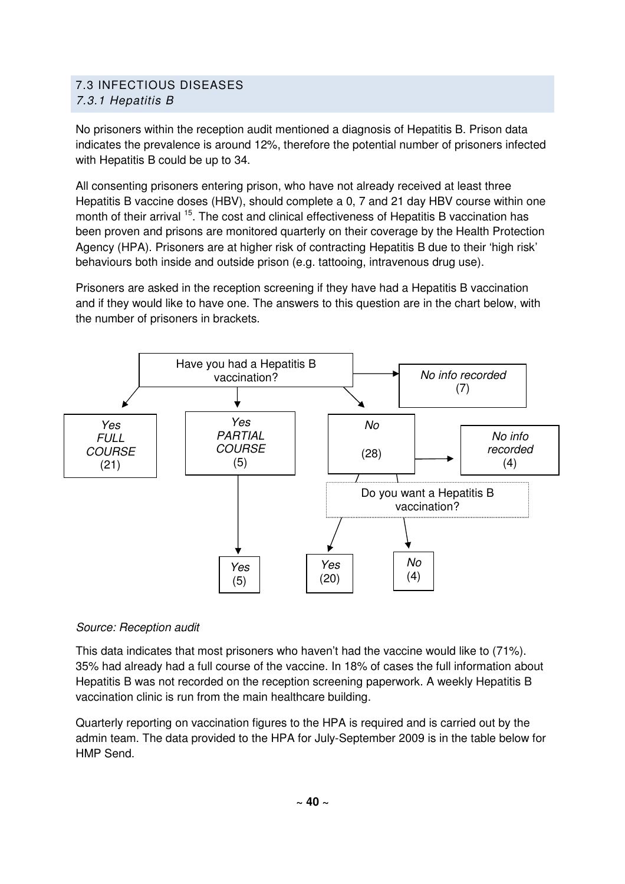## 7.3 INFECTIOUS DISEASES

### *7.3.1 Hepatitis B*

No prisoners within the reception audit mentioned a diagnosis of Hepatitis B. Prison data indicates the prevalence is around 12%, therefore the potential number of prisoners infected with Hepatitis B could be up to 34.

All consenting prisoners entering prison, who have not already received at least three Hepatitis B vaccine doses (HBV), should complete a 0, 7 and 21 day HBV course within one month of their arrival [15]. The cost and clinical effectiveness of Hepatitis B vaccination has been proven and prisons are monitored quarterly on their coverage by the Health Protection Agency (HPA). Prisoners are at higher risk of contracting Hepatitis B due to their 'high risk' behaviours both inside and outside prison (e.g. tattooing, intravenous drug use).

Prisoners are asked in the reception screening if they have had a Hepatitis B vaccination and if they would like to have one. The answers to this question are in the chart below, with the number of prisoners in brackets.

Have you had a Hepatitis B vaccination?

- *Yes FULL COURSE* (21)
- *Yes PARTIAL COURSE* (5)
  - *Yes* (5)
- *No* (28)
  - Do you want a Hepatitis B vaccination?
    - *Yes* (20)
    - *No* (4)
    - *No info recorded* (4)
- *No info recorded* (7)

*Source: Reception audit*

This data indicates that most prisoners who haven't had the vaccine would like to (71%). 35% had already had a full course of the vaccine. In 18% of cases the full information about Hepatitis B was not recorded on the reception screening paperwork. A weekly Hepatitis B vaccination clinic is run from the main healthcare building.

Quarterly reporting on vaccination figures to the HPA is required and is carried out by the admin team. The data provided to the HPA for July-September 2009 is in the table below for HMP Send.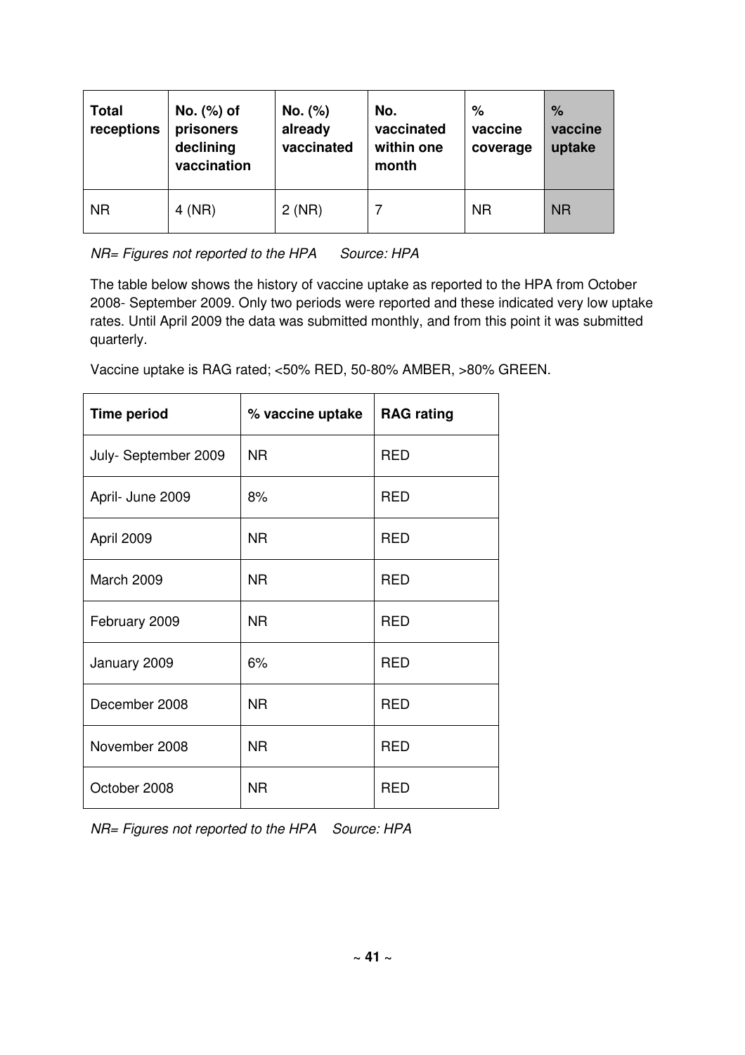| Total receptions | No. (%) of prisoners declining vaccination | No. (%) already vaccinated | No. vaccinated within one month | % vaccine coverage | % vaccine uptake |
|---|---|---|---|---|---|
| NR | 4 (NR) | 2 (NR) | 7 | NR | NR |

*NR= Figures not reported to the HPA     Source: HPA*

The table below shows the history of vaccine uptake as reported to the HPA from October 2008- September 2009. Only two periods were reported and these indicated very low uptake rates. Until April 2009 the data was submitted monthly, and from this point it was submitted quarterly.

Vaccine uptake is RAG rated; <50% RED, 50-80% AMBER, >80% GREEN.

| Time period | % vaccine uptake | RAG rating |
|---|---|---|
| July- September 2009 | NR | RED |
| April- June 2009 | 8% | RED |
| April 2009 | NR | RED |
| March 2009 | NR | RED |
| February 2009 | NR | RED |
| January 2009 | 6% | RED |
| December 2008 | NR | RED |
| November 2008 | NR | RED |
| October 2008 | NR | RED |

*NR= Figures not reported to the HPA     Source: HPA*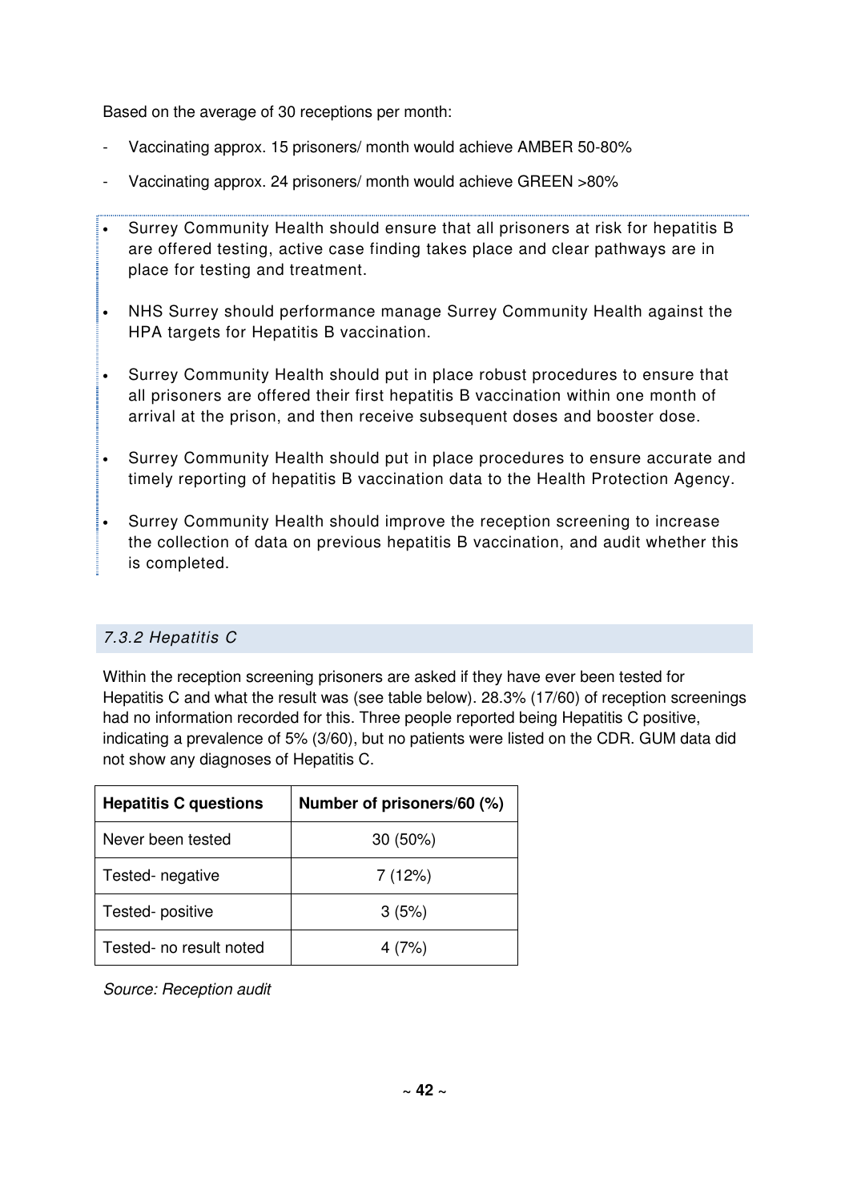Based on the average of 30 receptions per month:

- Vaccinating approx. 15 prisoners/ month would achieve AMBER 50-80%
- Vaccinating approx. 24 prisoners/ month would achieve GREEN >80%

- Surrey Community Health should ensure that all prisoners at risk for hepatitis B are offered testing, active case finding takes place and clear pathways are in place for testing and treatment.
- NHS Surrey should performance manage Surrey Community Health against the HPA targets for Hepatitis B vaccination.
- Surrey Community Health should put in place robust procedures to ensure that all prisoners are offered their first hepatitis B vaccination within one month of arrival at the prison, and then receive subsequent doses and booster dose.
- Surrey Community Health should put in place procedures to ensure accurate and timely reporting of hepatitis B vaccination data to the Health Protection Agency.
- Surrey Community Health should improve the reception screening to increase the collection of data on previous hepatitis B vaccination, and audit whether this is completed.

### *7.3.2 Hepatitis C*

Within the reception screening prisoners are asked if they have ever been tested for Hepatitis C and what the result was (see table below). 28.3% (17/60) of reception screenings had no information recorded for this. Three people reported being Hepatitis C positive, indicating a prevalence of 5% (3/60), but no patients were listed on the CDR. GUM data did not show any diagnoses of Hepatitis C.

| Hepatitis C questions | Number of prisoners/60 (%) |
|---|---|
| Never been tested | 30 (50%) |
| Tested- negative | 7 (12%) |
| Tested- positive | 3 (5%) |
| Tested- no result noted | 4 (7%) |

*Source: Reception audit*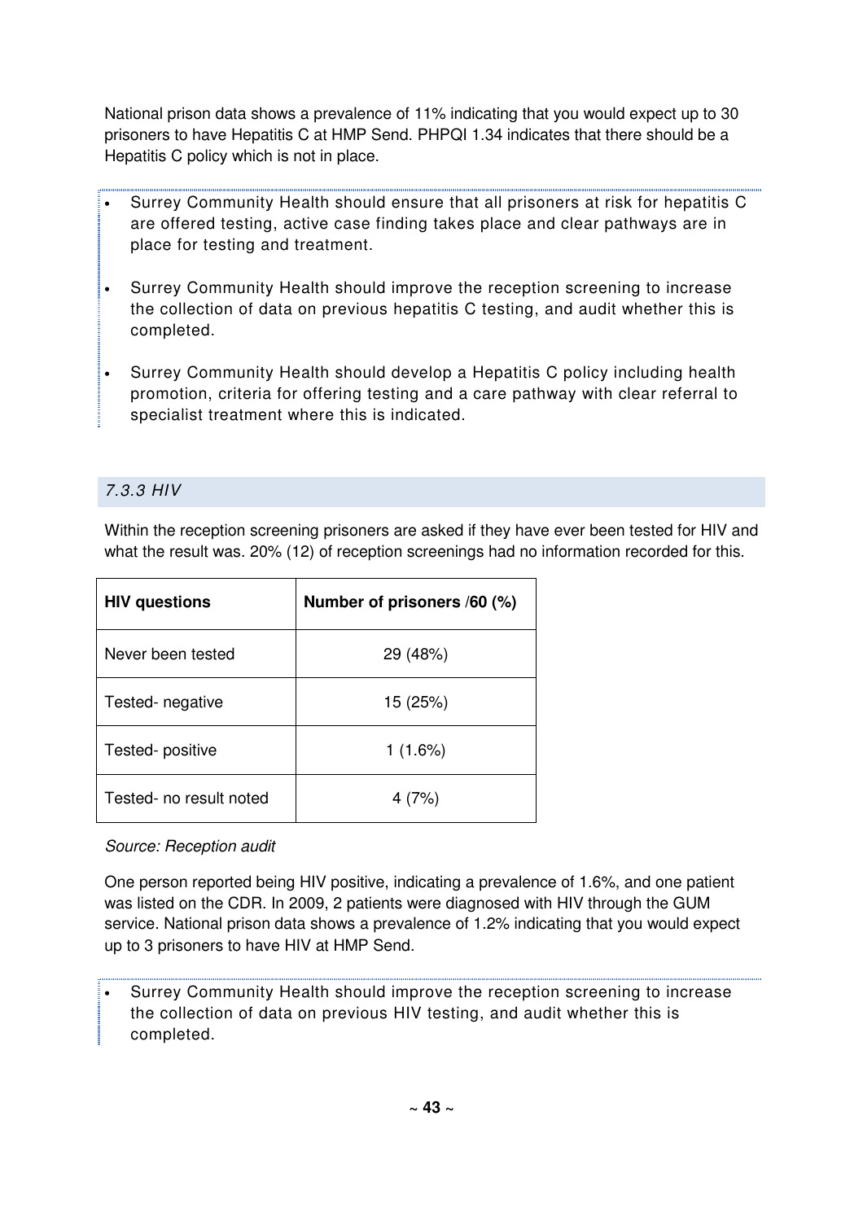National prison data shows a prevalence of 11% indicating that you would expect up to 30 prisoners to have Hepatitis C at HMP Send. PHPQI 1.34 indicates that there should be a Hepatitis C policy which is not in place.

- Surrey Community Health should ensure that all prisoners at risk for hepatitis C are offered testing, active case finding takes place and clear pathways are in place for testing and treatment.
- Surrey Community Health should improve the reception screening to increase the collection of data on previous hepatitis C testing, and audit whether this is completed.
- Surrey Community Health should develop a Hepatitis C policy including health promotion, criteria for offering testing and a care pathway with clear referral to specialist treatment where this is indicated.

### *7.3.3 HIV*

Within the reception screening prisoners are asked if they have ever been tested for HIV and what the result was. 20% (12) of reception screenings had no information recorded for this.

| HIV questions | Number of prisoners /60 (%) |
| --- | --- |
| Never been tested | 29 (48%) |
| Tested- negative | 15 (25%) |
| Tested- positive | 1 (1.6%) |
| Tested- no result noted | 4 (7%) |

*Source: Reception audit*

One person reported being HIV positive, indicating a prevalence of 1.6%, and one patient was listed on the CDR. In 2009, 2 patients were diagnosed with HIV through the GUM service. National prison data shows a prevalence of 1.2% indicating that you would expect up to 3 prisoners to have HIV at HMP Send.

- Surrey Community Health should improve the reception screening to increase the collection of data on previous HIV testing, and audit whether this is completed.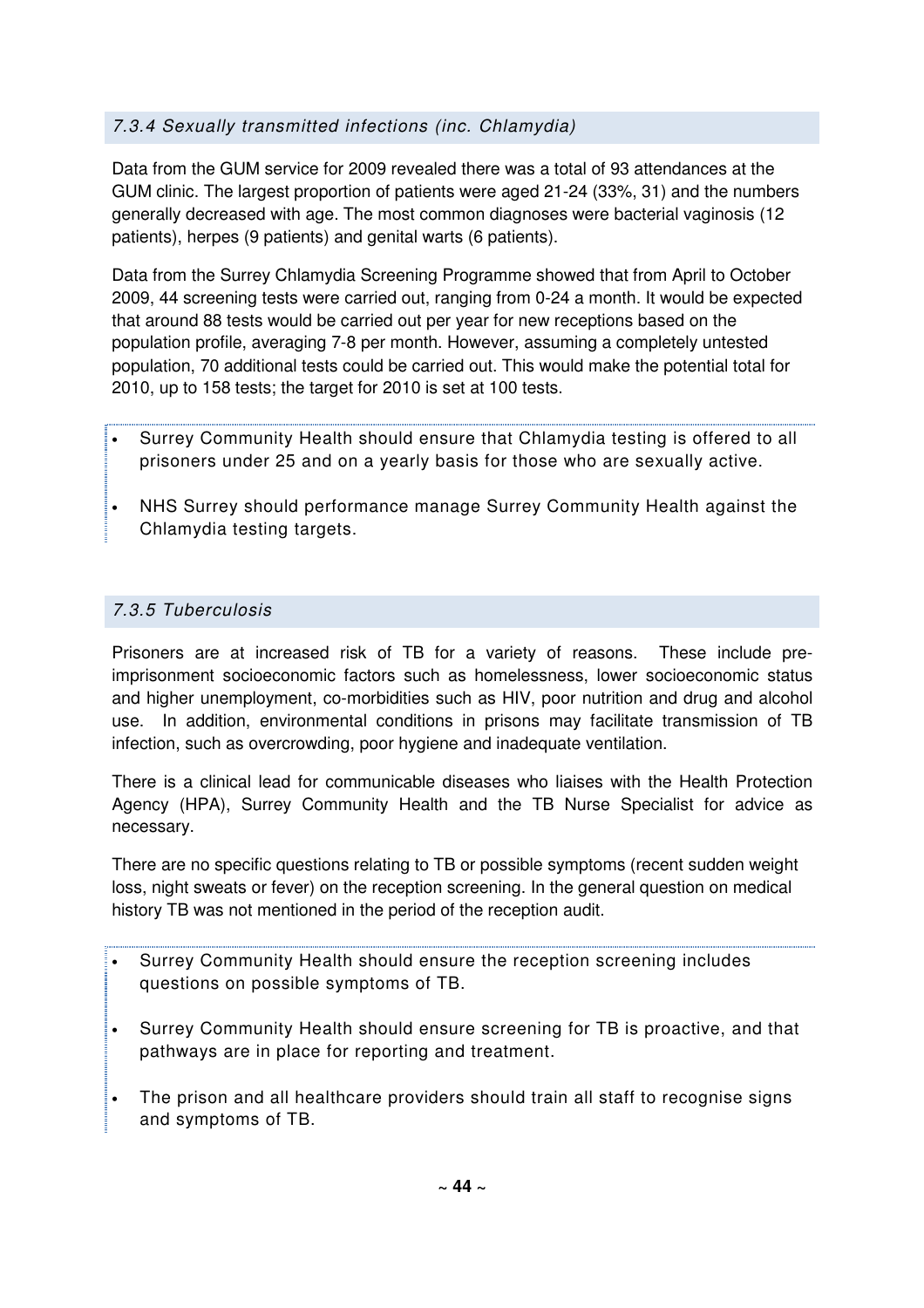### *7.3.4 Sexually transmitted infections (inc. Chlamydia)*

Data from the GUM service for 2009 revealed there was a total of 93 attendances at the GUM clinic. The largest proportion of patients were aged 21-24 (33%, 31) and the numbers generally decreased with age. The most common diagnoses were bacterial vaginosis (12 patients), herpes (9 patients) and genital warts (6 patients).

Data from the Surrey Chlamydia Screening Programme showed that from April to October 2009, 44 screening tests were carried out, ranging from 0-24 a month. It would be expected that around 88 tests would be carried out per year for new receptions based on the population profile, averaging 7-8 per month. However, assuming a completely untested population, 70 additional tests could be carried out. This would make the potential total for 2010, up to 158 tests; the target for 2010 is set at 100 tests.

- Surrey Community Health should ensure that Chlamydia testing is offered to all prisoners under 25 and on a yearly basis for those who are sexually active.
- NHS Surrey should performance manage Surrey Community Health against the Chlamydia testing targets.

### *7.3.5 Tuberculosis*

Prisoners are at increased risk of TB for a variety of reasons. These include pre-imprisonment socioeconomic factors such as homelessness, lower socioeconomic status and higher unemployment, co-morbidities such as HIV, poor nutrition and drug and alcohol use. In addition, environmental conditions in prisons may facilitate transmission of TB infection, such as overcrowding, poor hygiene and inadequate ventilation.

There is a clinical lead for communicable diseases who liaises with the Health Protection Agency (HPA), Surrey Community Health and the TB Nurse Specialist for advice as necessary.

There are no specific questions relating to TB or possible symptoms (recent sudden weight loss, night sweats or fever) on the reception screening. In the general question on medical history TB was not mentioned in the period of the reception audit.

- Surrey Community Health should ensure the reception screening includes questions on possible symptoms of TB.
- Surrey Community Health should ensure screening for TB is proactive, and that pathways are in place for reporting and treatment.
- The prison and all healthcare providers should train all staff to recognise signs and symptoms of TB.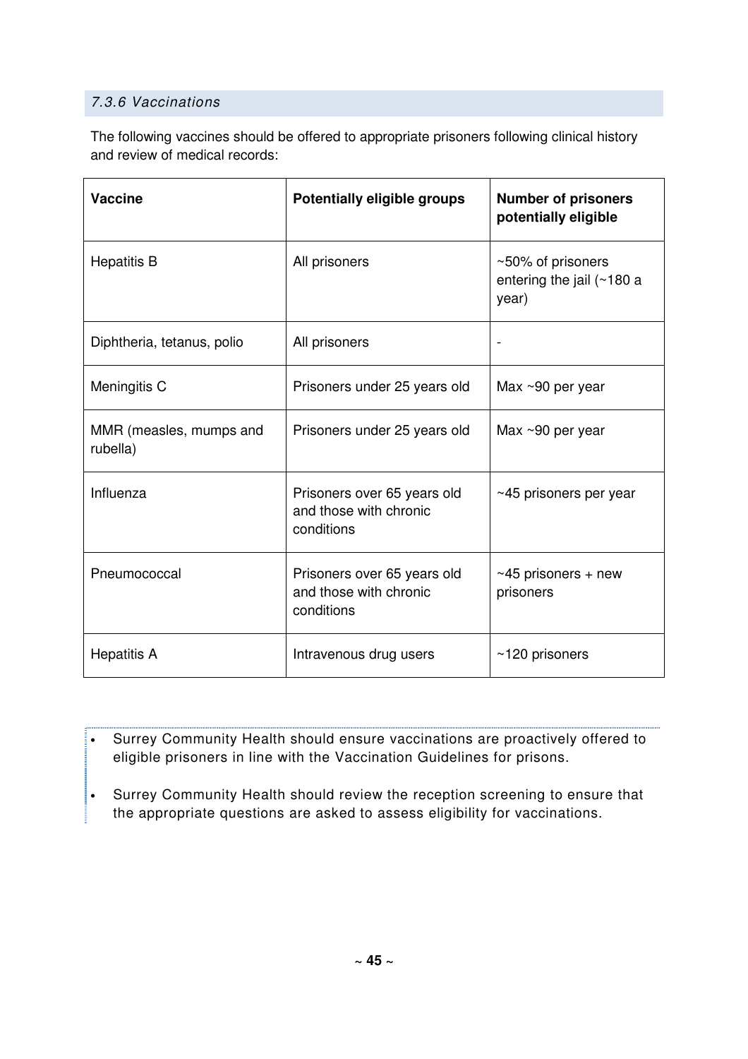### 7.3.6 Vaccinations

The following vaccines should be offered to appropriate prisoners following clinical history and review of medical records:

| Vaccine | Potentially eligible groups | Number of prisoners potentially eligible |
|---|---|---|
| Hepatitis B | All prisoners | ~50% of prisoners entering the jail (~180 a year) |
| Diphtheria, tetanus, polio | All prisoners | - |
| Meningitis C | Prisoners under 25 years old | Max ~90 per year |
| MMR (measles, mumps and rubella) | Prisoners under 25 years old | Max ~90 per year |
| Influenza | Prisoners over 65 years old and those with chronic conditions | ~45 prisoners per year |
| Pneumococcal | Prisoners over 65 years old and those with chronic conditions | ~45 prisoners + new prisoners |
| Hepatitis A | Intravenous drug users | ~120 prisoners |

- Surrey Community Health should ensure vaccinations are proactively offered to eligible prisoners in line with the Vaccination Guidelines for prisons.
- Surrey Community Health should review the reception screening to ensure that the appropriate questions are asked to assess eligibility for vaccinations.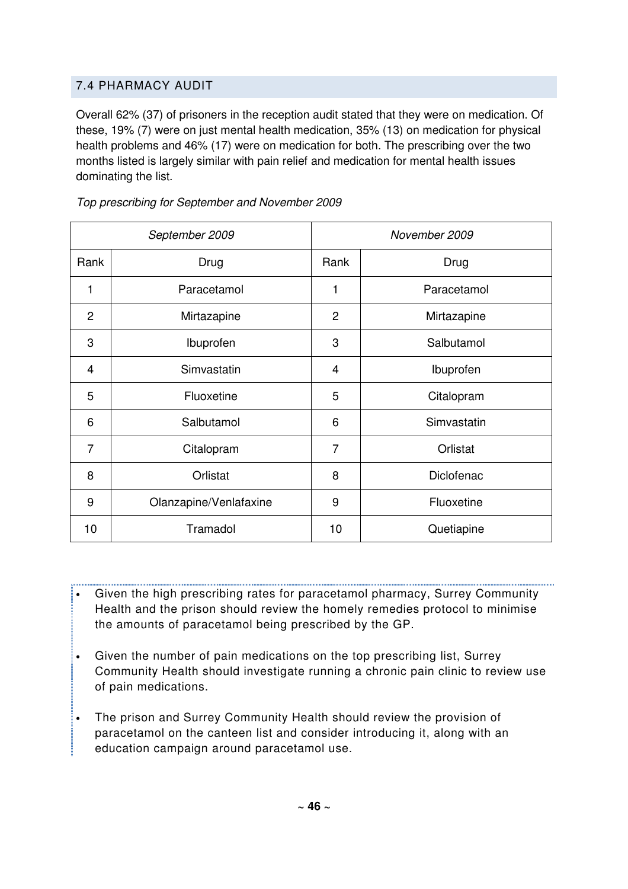## 7.4 PHARMACY AUDIT

Overall 62% (37) of prisoners in the reception audit stated that they were on medication. Of these, 19% (7) were on just mental health medication, 35% (13) on medication for physical health problems and 46% (17) were on medication for both. The prescribing over the two months listed is largely similar with pain relief and medication for mental health issues dominating the list.

*Top prescribing for September and November 2009*

| *September 2009* | | *November 2009* | |
|---|---|---|---|
| Rank | Drug | Rank | Drug |
| 1 | Paracetamol | 1 | Paracetamol |
| 2 | Mirtazapine | 2 | Mirtazapine |
| 3 | Ibuprofen | 3 | Salbutamol |
| 4 | Simvastatin | 4 | Ibuprofen |
| 5 | Fluoxetine | 5 | Citalopram |
| 6 | Salbutamol | 6 | Simvastatin |
| 7 | Citalopram | 7 | Orlistat |
| 8 | Orlistat | 8 | Diclofenac |
| 9 | Olanzapine/Venlafaxine | 9 | Fluoxetine |
| 10 | Tramadol | 10 | Quetiapine |

- Given the high prescribing rates for paracetamol pharmacy, Surrey Community Health and the prison should review the homely remedies protocol to minimise the amounts of paracetamol being prescribed by the GP.

- Given the number of pain medications on the top prescribing list, Surrey Community Health should investigate running a chronic pain clinic to review use of pain medications.

- The prison and Surrey Community Health should review the provision of paracetamol on the canteen list and consider introducing it, along with an education campaign around paracetamol use.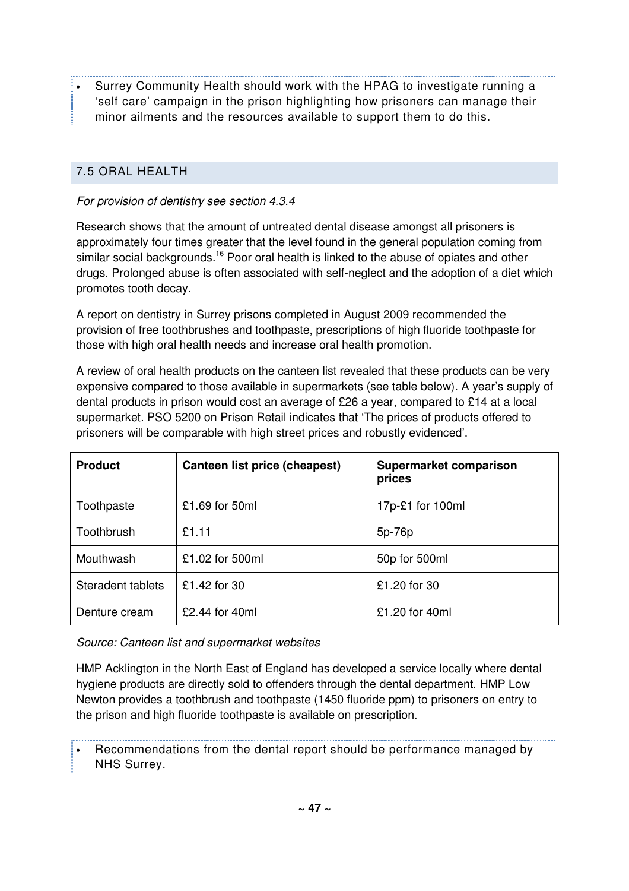- Surrey Community Health should work with the HPAG to investigate running a 'self care' campaign in the prison highlighting how prisoners can manage their minor ailments and the resources available to support them to do this.

## 7.5 ORAL HEALTH

*For provision of dentistry see section 4.3.4*

Research shows that the amount of untreated dental disease amongst all prisoners is approximately four times greater that the level found in the general population coming from similar social backgrounds.[16] Poor oral health is linked to the abuse of opiates and other drugs. Prolonged abuse is often associated with self-neglect and the adoption of a diet which promotes tooth decay.

A report on dentistry in Surrey prisons completed in August 2009 recommended the provision of free toothbrushes and toothpaste, prescriptions of high fluoride toothpaste for those with high oral health needs and increase oral health promotion.

A review of oral health products on the canteen list revealed that these products can be very expensive compared to those available in supermarkets (see table below). A year's supply of dental products in prison would cost an average of £26 a year, compared to £14 at a local supermarket. PSO 5200 on Prison Retail indicates that 'The prices of products offered to prisoners will be comparable with high street prices and robustly evidenced'.

| Product | Canteen list price (cheapest) | Supermarket comparison prices |
|---|---|---|
| Toothpaste | £1.69 for 50ml | 17p-£1 for 100ml |
| Toothbrush | £1.11 | 5p-76p |
| Mouthwash | £1.02 for 500ml | 50p for 500ml |
| Steradent tablets | £1.42 for 30 | £1.20 for 30 |
| Denture cream | £2.44 for 40ml | £1.20 for 40ml |

*Source: Canteen list and supermarket websites*

HMP Acklington in the North East of England has developed a service locally where dental hygiene products are directly sold to offenders through the dental department. HMP Low Newton provides a toothbrush and toothpaste (1450 fluoride ppm) to prisoners on entry to the prison and high fluoride toothpaste is available on prescription.

- Recommendations from the dental report should be performance managed by NHS Surrey.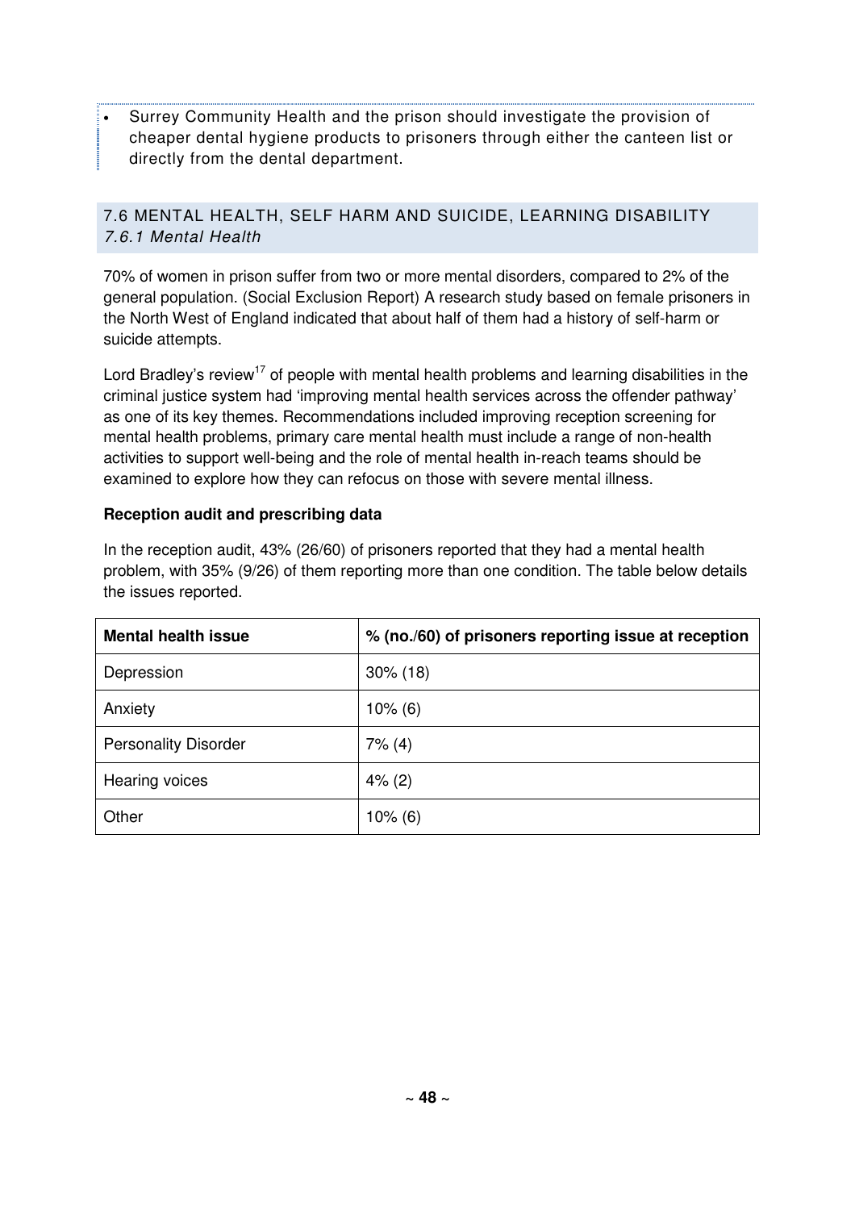- Surrey Community Health and the prison should investigate the provision of cheaper dental hygiene products to prisoners through either the canteen list or directly from the dental department.

## 7.6 MENTAL HEALTH, SELF HARM AND SUICIDE, LEARNING DISABILITY

### *7.6.1 Mental Health*

70% of women in prison suffer from two or more mental disorders, compared to 2% of the general population. (Social Exclusion Report) A research study based on female prisoners in the North West of England indicated that about half of them had a history of self-harm or suicide attempts.

Lord Bradley's review[17] of people with mental health problems and learning disabilities in the criminal justice system had 'improving mental health services across the offender pathway' as one of its key themes. Recommendations included improving reception screening for mental health problems, primary care mental health must include a range of non-health activities to support well-being and the role of mental health in-reach teams should be examined to explore how they can refocus on those with severe mental illness.

**Reception audit and prescribing data**

In the reception audit, 43% (26/60) of prisoners reported that they had a mental health problem, with 35% (9/26) of them reporting more than one condition. The table below details the issues reported.

| Mental health issue | % (no./60) of prisoners reporting issue at reception |
|---|---|
| Depression | 30% (18) |
| Anxiety | 10% (6) |
| Personality Disorder | 7% (4) |
| Hearing voices | 4% (2) |
| Other | 10% (6) |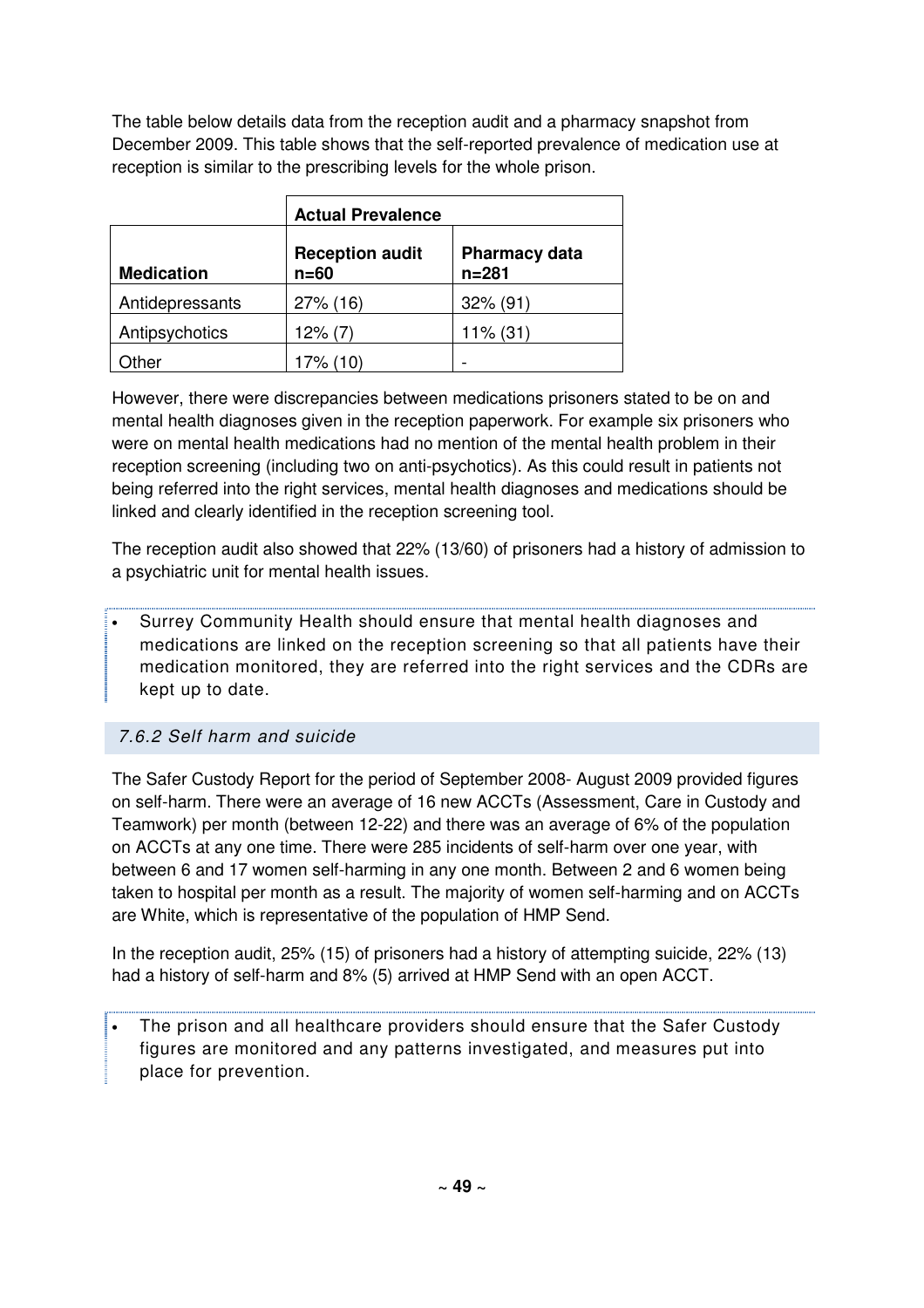The table below details data from the reception audit and a pharmacy snapshot from December 2009. This table shows that the self-reported prevalence of medication use at reception is similar to the prescribing levels for the whole prison.

| | Actual Prevalence | |
|---|---|---|
| **Medication** | **Reception audit n=60** | **Pharmacy data n=281** |
| Antidepressants | 27% (16) | 32% (91) |
| Antipsychotics | 12% (7) | 11% (31) |
| Other | 17% (10) | - |

However, there were discrepancies between medications prisoners stated to be on and mental health diagnoses given in the reception paperwork. For example six prisoners who were on mental health medications had no mention of the mental health problem in their reception screening (including two on anti-psychotics). As this could result in patients not being referred into the right services, mental health diagnoses and medications should be linked and clearly identified in the reception screening tool.

The reception audit also showed that 22% (13/60) of prisoners had a history of admission to a psychiatric unit for mental health issues.

- Surrey Community Health should ensure that mental health diagnoses and medications are linked on the reception screening so that all patients have their medication monitored, they are referred into the right services and the CDRs are kept up to date.

### *7.6.2 Self harm and suicide*

The Safer Custody Report for the period of September 2008- August 2009 provided figures on self-harm. There were an average of 16 new ACCTs (Assessment, Care in Custody and Teamwork) per month (between 12-22) and there was an average of 6% of the population on ACCTs at any one time. There were 285 incidents of self-harm over one year, with between 6 and 17 women self-harming in any one month. Between 2 and 6 women being taken to hospital per month as a result. The majority of women self-harming and on ACCTs are White, which is representative of the population of HMP Send.

In the reception audit, 25% (15) of prisoners had a history of attempting suicide, 22% (13) had a history of self-harm and 8% (5) arrived at HMP Send with an open ACCT.

- The prison and all healthcare providers should ensure that the Safer Custody figures are monitored and any patterns investigated, and measures put into place for prevention.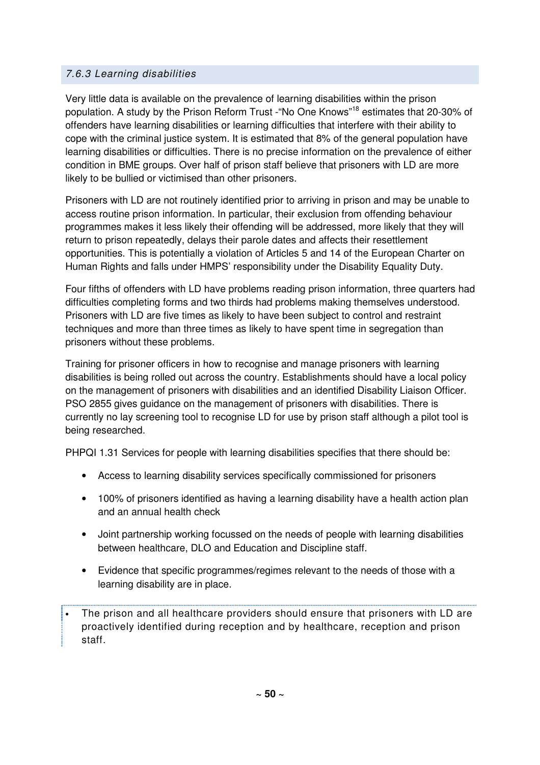### *7.6.3 Learning disabilities*

Very little data is available on the prevalence of learning disabilities within the prison population. A study by the Prison Reform Trust -"No One Knows"[18] estimates that 20-30% of offenders have learning disabilities or learning difficulties that interfere with their ability to cope with the criminal justice system. It is estimated that 8% of the general population have learning disabilities or difficulties. There is no precise information on the prevalence of either condition in BME groups. Over half of prison staff believe that prisoners with LD are more likely to be bullied or victimised than other prisoners.

Prisoners with LD are not routinely identified prior to arriving in prison and may be unable to access routine prison information. In particular, their exclusion from offending behaviour programmes makes it less likely their offending will be addressed, more likely that they will return to prison repeatedly, delays their parole dates and affects their resettlement opportunities. This is potentially a violation of Articles 5 and 14 of the European Charter on Human Rights and falls under HMPS' responsibility under the Disability Equality Duty.

Four fifths of offenders with LD have problems reading prison information, three quarters had difficulties completing forms and two thirds had problems making themselves understood. Prisoners with LD are five times as likely to have been subject to control and restraint techniques and more than three times as likely to have spent time in segregation than prisoners without these problems.

Training for prisoner officers in how to recognise and manage prisoners with learning disabilities is being rolled out across the country. Establishments should have a local policy on the management of prisoners with disabilities and an identified Disability Liaison Officer. PSO 2855 gives guidance on the management of prisoners with disabilities. There is currently no lay screening tool to recognise LD for use by prison staff although a pilot tool is being researched.

PHPQI 1.31 Services for people with learning disabilities specifies that there should be:

- Access to learning disability services specifically commissioned for prisoners
- 100% of prisoners identified as having a learning disability have a health action plan and an annual health check
- Joint partnership working focussed on the needs of people with learning disabilities between healthcare, DLO and Education and Discipline staff.
- Evidence that specific programmes/regimes relevant to the needs of those with a learning disability are in place.

- The prison and all healthcare providers should ensure that prisoners with LD are proactively identified during reception and by healthcare, reception and prison staff.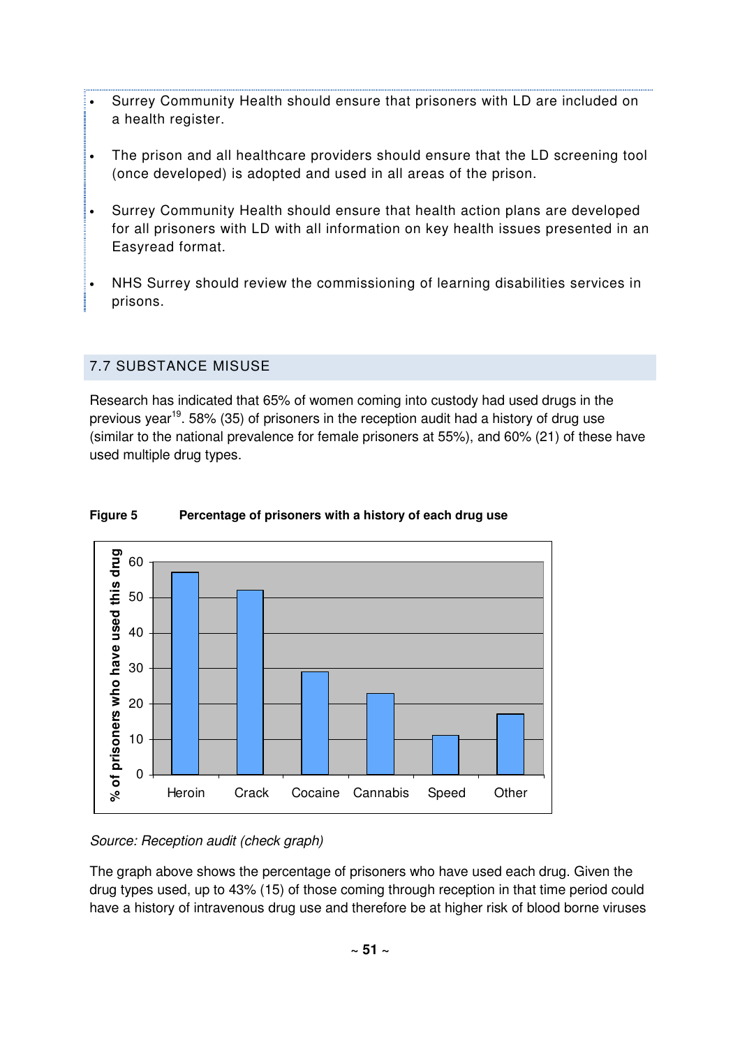- Surrey Community Health should ensure that prisoners with LD are included on a health register.
- The prison and all healthcare providers should ensure that the LD screening tool (once developed) is adopted and used in all areas of the prison.
- Surrey Community Health should ensure that health action plans are developed for all prisoners with LD with all information on key health issues presented in an Easyread format.
- NHS Surrey should review the commissioning of learning disabilities services in prisons.

## 7.7 SUBSTANCE MISUSE

Research has indicated that 65% of women coming into custody had used drugs in the previous year[19]. 58% (35) of prisoners in the reception audit had a history of drug use (similar to the national prevalence for female prisoners at 55%), and 60% (21) of these have used multiple drug types.

**Figure 5 Percentage of prisoners with a history of each drug use**

| Drug | % of prisoners who have used this drug |
|---|---|
| Heroin | 57 |
| Crack | 52 |
| Cocaine | 29 |
| Cannabis | 23 |
| Speed | 11 |
| Other | 17 |

*Source: Reception audit (check graph)*

The graph above shows the percentage of prisoners who have used each drug. Given the drug types used, up to 43% (15) of those coming through reception in that time period could have a history of intravenous drug use and therefore be at higher risk of blood borne viruses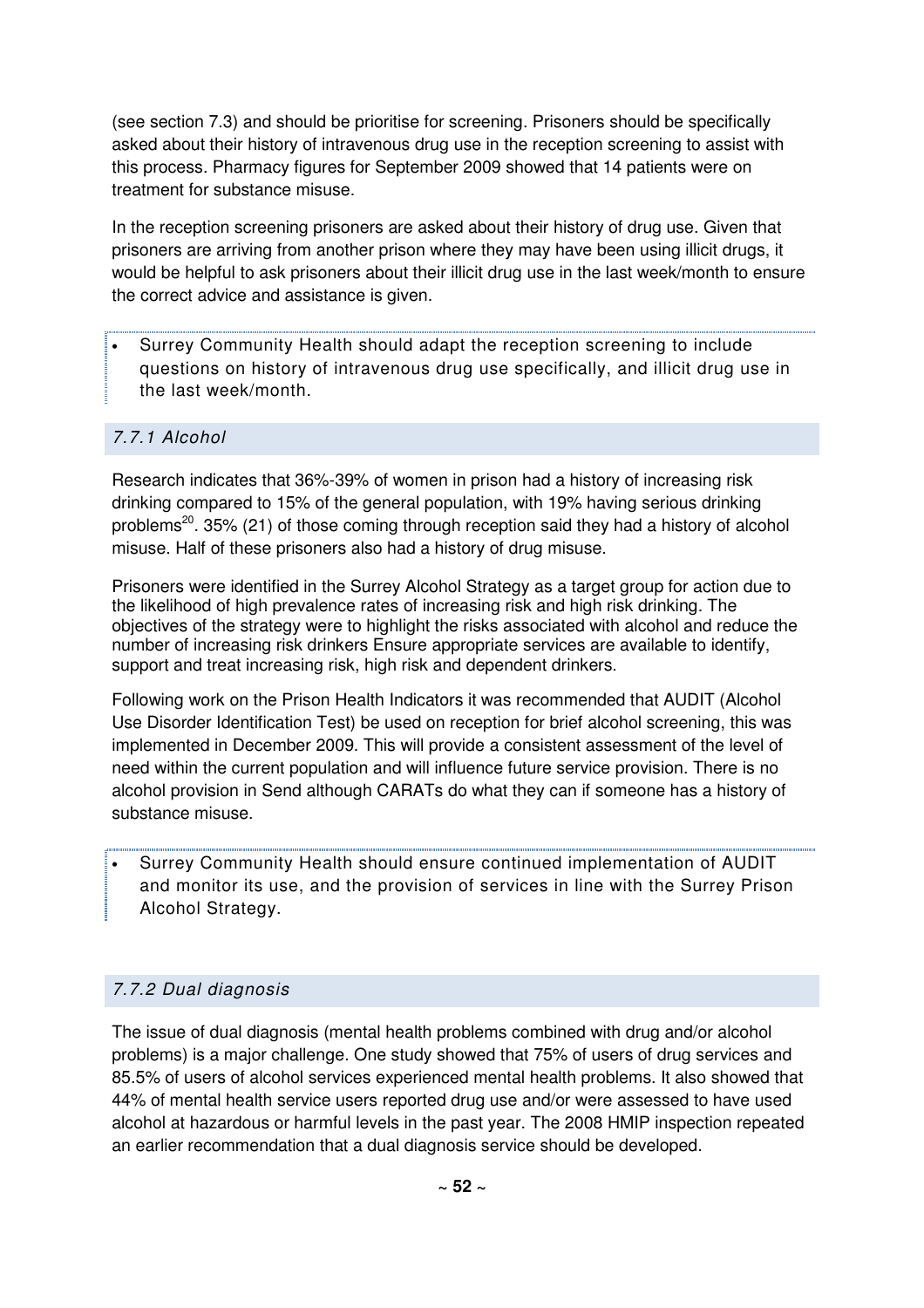(see section 7.3) and should be prioritise for screening. Prisoners should be specifically asked about their history of intravenous drug use in the reception screening to assist with this process. Pharmacy figures for September 2009 showed that 14 patients were on treatment for substance misuse.

In the reception screening prisoners are asked about their history of drug use. Given that prisoners are arriving from another prison where they may have been using illicit drugs, it would be helpful to ask prisoners about their illicit drug use in the last week/month to ensure the correct advice and assistance is given.

- Surrey Community Health should adapt the reception screening to include questions on history of intravenous drug use specifically, and illicit drug use in the last week/month.

### *7.7.1 Alcohol*

Research indicates that 36%-39% of women in prison had a history of increasing risk drinking compared to 15% of the general population, with 19% having serious drinking problems[20]. 35% (21) of those coming through reception said they had a history of alcohol misuse. Half of these prisoners also had a history of drug misuse.

Prisoners were identified in the Surrey Alcohol Strategy as a target group for action due to the likelihood of high prevalence rates of increasing risk and high risk drinking. The objectives of the strategy were to highlight the risks associated with alcohol and reduce the number of increasing risk drinkers Ensure appropriate services are available to identify, support and treat increasing risk, high risk and dependent drinkers.

Following work on the Prison Health Indicators it was recommended that AUDIT (Alcohol Use Disorder Identification Test) be used on reception for brief alcohol screening, this was implemented in December 2009. This will provide a consistent assessment of the level of need within the current population and will influence future service provision. There is no alcohol provision in Send although CARATs do what they can if someone has a history of substance misuse.

- Surrey Community Health should ensure continued implementation of AUDIT and monitor its use, and the provision of services in line with the Surrey Prison Alcohol Strategy.

### *7.7.2 Dual diagnosis*

The issue of dual diagnosis (mental health problems combined with drug and/or alcohol problems) is a major challenge. One study showed that 75% of users of drug services and 85.5% of users of alcohol services experienced mental health problems. It also showed that 44% of mental health service users reported drug use and/or were assessed to have used alcohol at hazardous or harmful levels in the past year. The 2008 HMIP inspection repeated an earlier recommendation that a dual diagnosis service should be developed.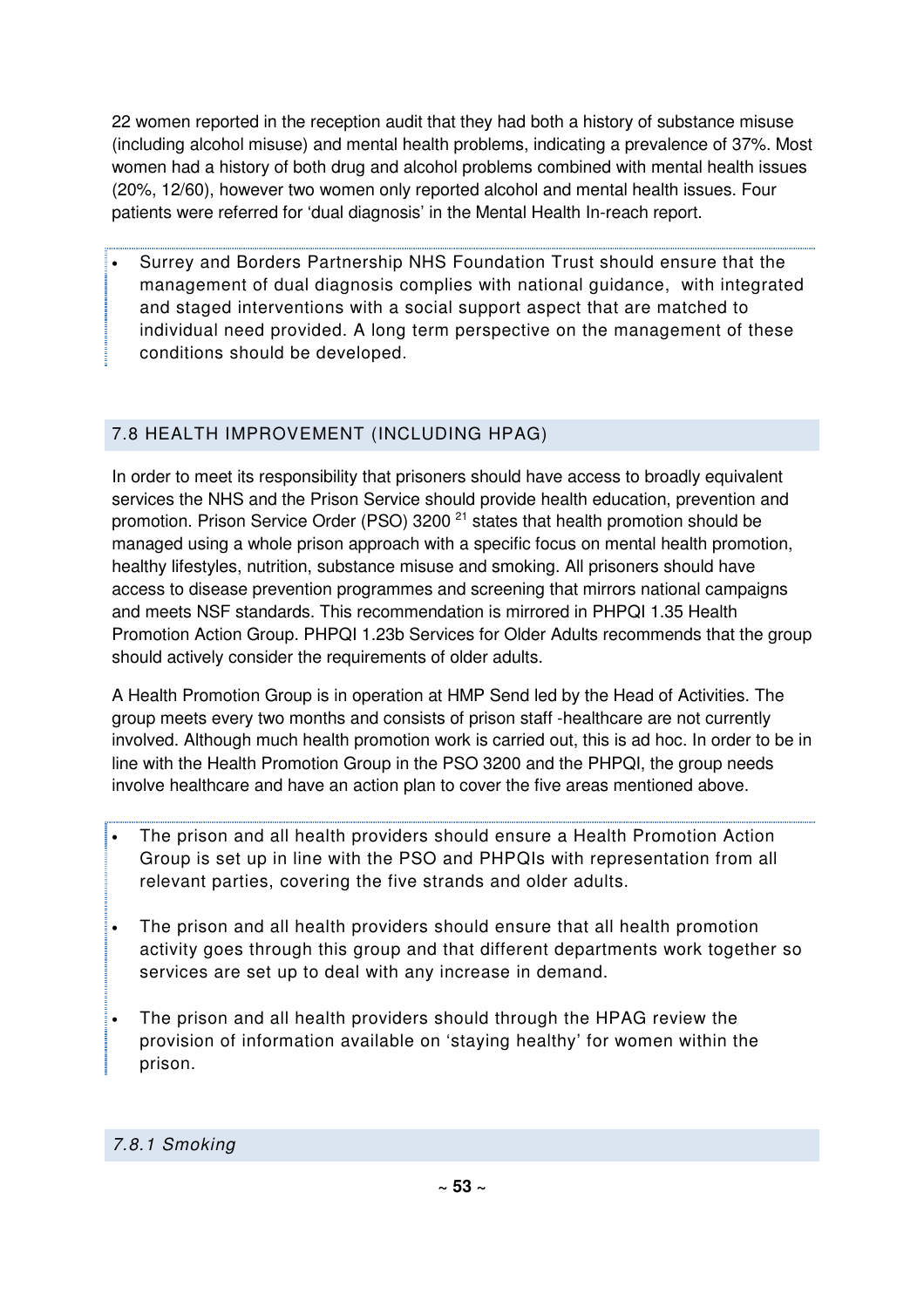22 women reported in the reception audit that they had both a history of substance misuse (including alcohol misuse) and mental health problems, indicating a prevalence of 37%. Most women had a history of both drug and alcohol problems combined with mental health issues (20%, 12/60), however two women only reported alcohol and mental health issues. Four patients were referred for 'dual diagnosis' in the Mental Health In-reach report.

- Surrey and Borders Partnership NHS Foundation Trust should ensure that the management of dual diagnosis complies with national guidance, with integrated and staged interventions with a social support aspect that are matched to individual need provided. A long term perspective on the management of these conditions should be developed.

## 7.8 HEALTH IMPROVEMENT (INCLUDING HPAG)

In order to meet its responsibility that prisoners should have access to broadly equivalent services the NHS and the Prison Service should provide health education, prevention and promotion. Prison Service Order (PSO) 3200 [21] states that health promotion should be managed using a whole prison approach with a specific focus on mental health promotion, healthy lifestyles, nutrition, substance misuse and smoking. All prisoners should have access to disease prevention programmes and screening that mirrors national campaigns and meets NSF standards. This recommendation is mirrored in PHPQI 1.35 Health Promotion Action Group. PHPQI 1.23b Services for Older Adults recommends that the group should actively consider the requirements of older adults.

A Health Promotion Group is in operation at HMP Send led by the Head of Activities. The group meets every two months and consists of prison staff -healthcare are not currently involved. Although much health promotion work is carried out, this is ad hoc. In order to be in line with the Health Promotion Group in the PSO 3200 and the PHPQI, the group needs involve healthcare and have an action plan to cover the five areas mentioned above.

- The prison and all health providers should ensure a Health Promotion Action Group is set up in line with the PSO and PHPQIs with representation from all relevant parties, covering the five strands and older adults.
- The prison and all health providers should ensure that all health promotion activity goes through this group and that different departments work together so services are set up to deal with any increase in demand.
- The prison and all health providers should through the HPAG review the provision of information available on 'staying healthy' for women within the prison.

### *7.8.1 Smoking*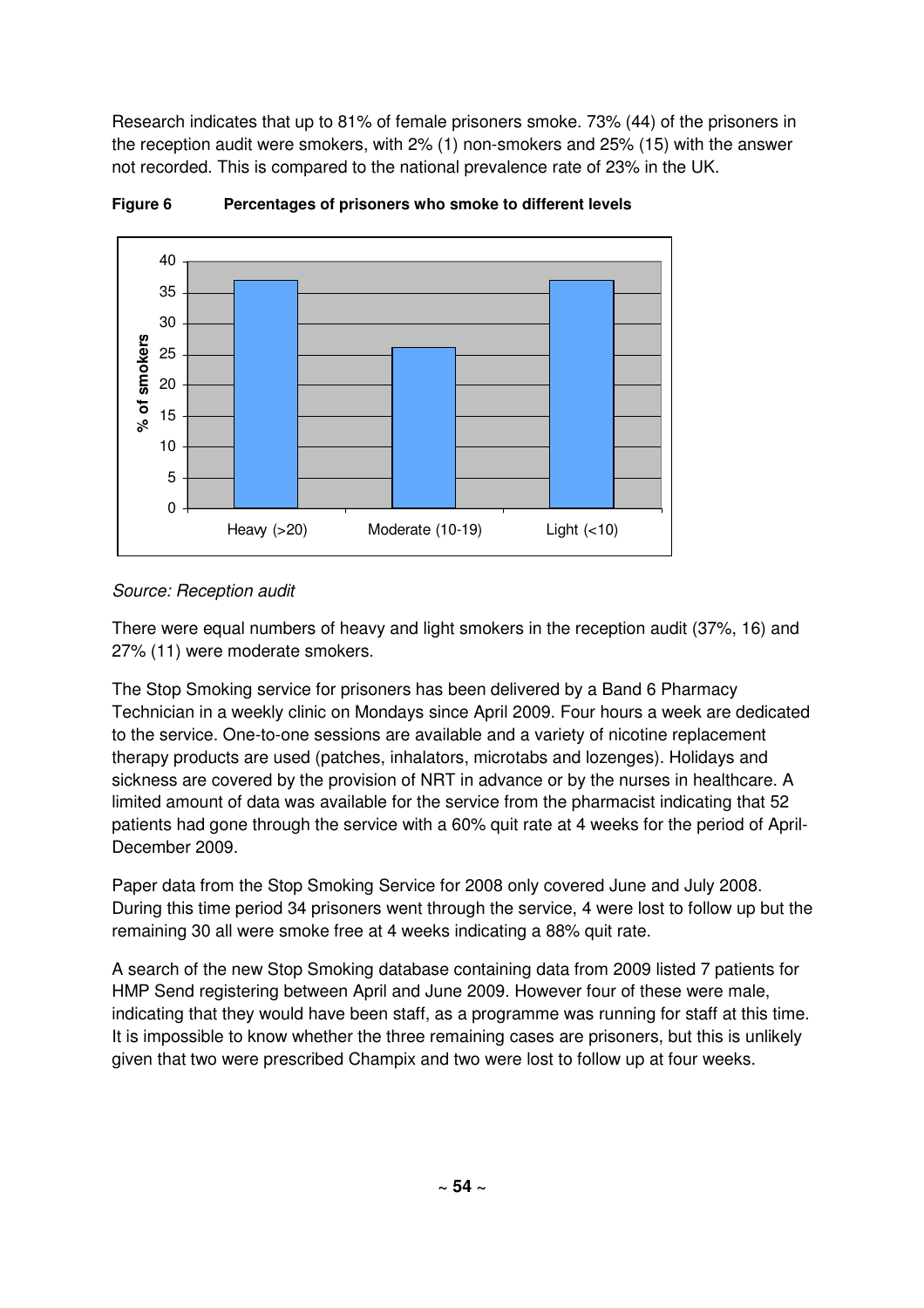Research indicates that up to 81% of female prisoners smoke. 73% (44) of the prisoners in the reception audit were smokers, with 2% (1) non-smokers and 25% (15) with the answer not recorded. This is compared to the national prevalence rate of 23% in the UK.

**Figure 6 Percentages of prisoners who smoke to different levels**

*Source: Reception audit*

There were equal numbers of heavy and light smokers in the reception audit (37%, 16) and 27% (11) were moderate smokers.

The Stop Smoking service for prisoners has been delivered by a Band 6 Pharmacy Technician in a weekly clinic on Mondays since April 2009. Four hours a week are dedicated to the service. One-to-one sessions are available and a variety of nicotine replacement therapy products are used (patches, inhalators, microtabs and lozenges). Holidays and sickness are covered by the provision of NRT in advance or by the nurses in healthcare. A limited amount of data was available for the service from the pharmacist indicating that 52 patients had gone through the service with a 60% quit rate at 4 weeks for the period of April-December 2009.

Paper data from the Stop Smoking Service for 2008 only covered June and July 2008. During this time period 34 prisoners went through the service, 4 were lost to follow up but the remaining 30 all were smoke free at 4 weeks indicating a 88% quit rate.

A search of the new Stop Smoking database containing data from 2009 listed 7 patients for HMP Send registering between April and June 2009. However four of these were male, indicating that they would have been staff, as a programme was running for staff at this time. It is impossible to know whether the three remaining cases are prisoners, but this is unlikely given that two were prescribed Champix and two were lost to follow up at four weeks.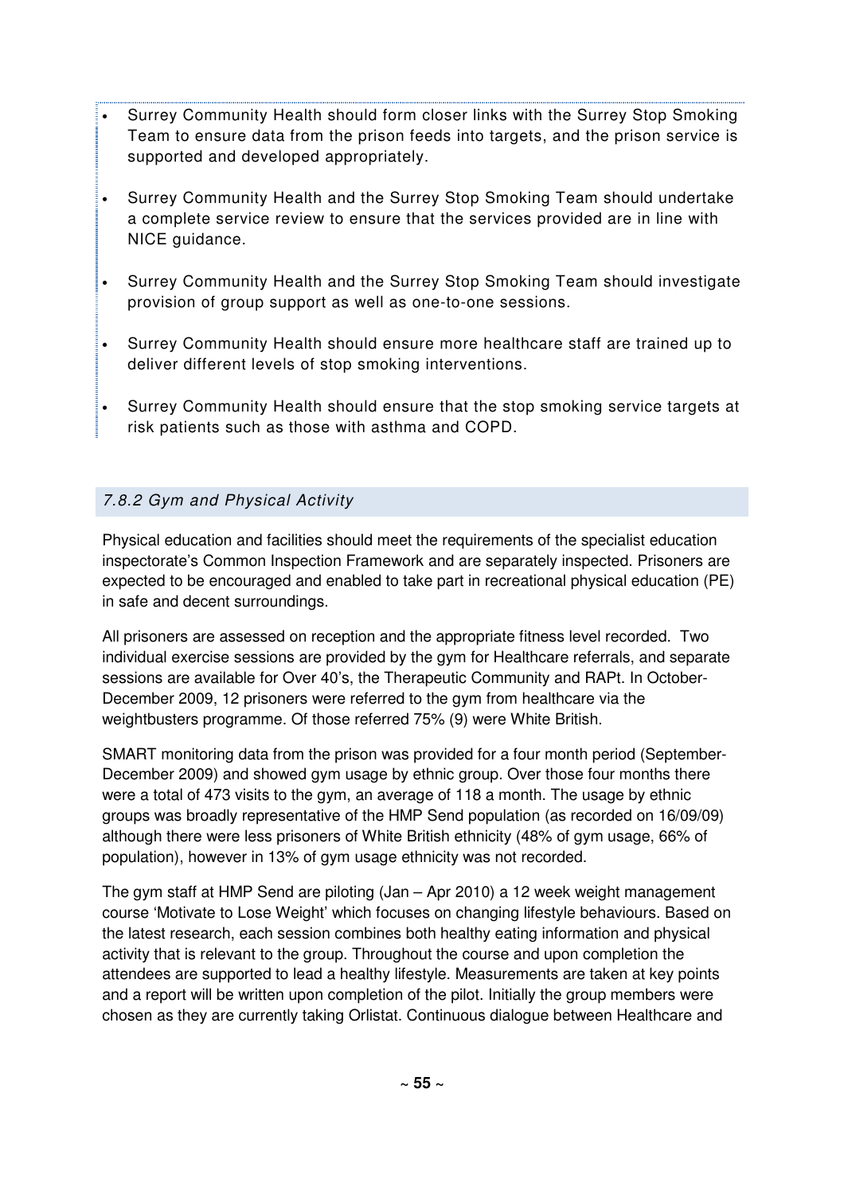- Surrey Community Health should form closer links with the Surrey Stop Smoking Team to ensure data from the prison feeds into targets, and the prison service is supported and developed appropriately.
- Surrey Community Health and the Surrey Stop Smoking Team should undertake a complete service review to ensure that the services provided are in line with NICE guidance.
- Surrey Community Health and the Surrey Stop Smoking Team should investigate provision of group support as well as one-to-one sessions.
- Surrey Community Health should ensure more healthcare staff are trained up to deliver different levels of stop smoking interventions.
- Surrey Community Health should ensure that the stop smoking service targets at risk patients such as those with asthma and COPD.

### *7.8.2 Gym and Physical Activity*

Physical education and facilities should meet the requirements of the specialist education inspectorate's Common Inspection Framework and are separately inspected. Prisoners are expected to be encouraged and enabled to take part in recreational physical education (PE) in safe and decent surroundings.

All prisoners are assessed on reception and the appropriate fitness level recorded. Two individual exercise sessions are provided by the gym for Healthcare referrals, and separate sessions are available for Over 40's, the Therapeutic Community and RAPt. In October-December 2009, 12 prisoners were referred to the gym from healthcare via the weightbusters programme. Of those referred 75% (9) were White British.

SMART monitoring data from the prison was provided for a four month period (September-December 2009) and showed gym usage by ethnic group. Over those four months there were a total of 473 visits to the gym, an average of 118 a month. The usage by ethnic groups was broadly representative of the HMP Send population (as recorded on 16/09/09) although there were less prisoners of White British ethnicity (48% of gym usage, 66% of population), however in 13% of gym usage ethnicity was not recorded.

The gym staff at HMP Send are piloting (Jan – Apr 2010) a 12 week weight management course 'Motivate to Lose Weight' which focuses on changing lifestyle behaviours. Based on the latest research, each session combines both healthy eating information and physical activity that is relevant to the group. Throughout the course and upon completion the attendees are supported to lead a healthy lifestyle. Measurements are taken at key points and a report will be written upon completion of the pilot. Initially the group members were chosen as they are currently taking Orlistat. Continuous dialogue between Healthcare and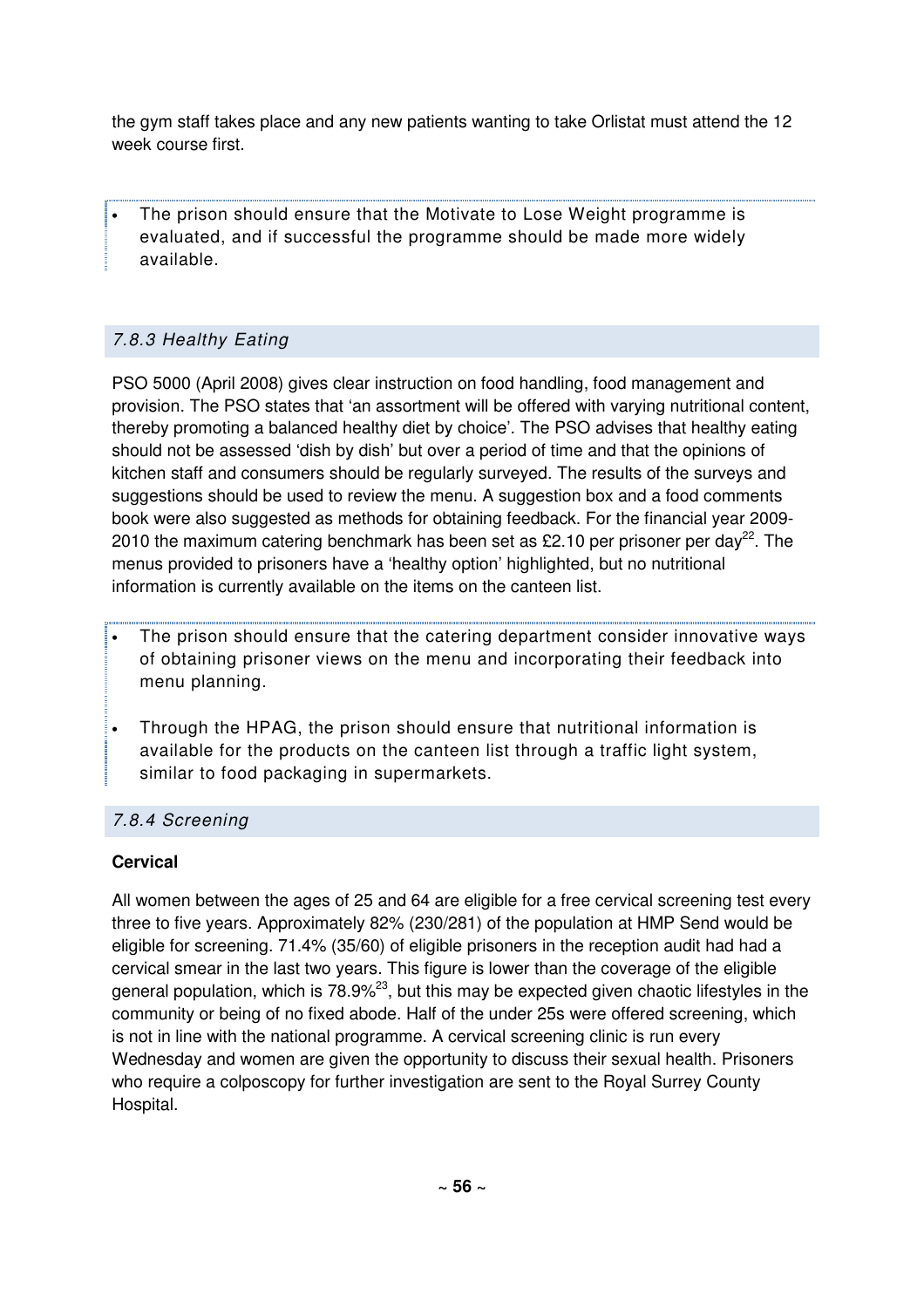the gym staff takes place and any new patients wanting to take Orlistat must attend the 12 week course first.

- The prison should ensure that the Motivate to Lose Weight programme is evaluated, and if successful the programme should be made more widely available.

### *7.8.3 Healthy Eating*

PSO 5000 (April 2008) gives clear instruction on food handling, food management and provision. The PSO states that 'an assortment will be offered with varying nutritional content, thereby promoting a balanced healthy diet by choice'. The PSO advises that healthy eating should not be assessed 'dish by dish' but over a period of time and that the opinions of kitchen staff and consumers should be regularly surveyed. The results of the surveys and suggestions should be used to review the menu. A suggestion box and a food comments book were also suggested as methods for obtaining feedback. For the financial year 2009-2010 the maximum catering benchmark has been set as £2.10 per prisoner per day[22]. The menus provided to prisoners have a 'healthy option' highlighted, but no nutritional information is currently available on the items on the canteen list.

- The prison should ensure that the catering department consider innovative ways of obtaining prisoner views on the menu and incorporating their feedback into menu planning.
- Through the HPAG, the prison should ensure that nutritional information is available for the products on the canteen list through a traffic light system, similar to food packaging in supermarkets.

### *7.8.4 Screening*

**Cervical**

All women between the ages of 25 and 64 are eligible for a free cervical screening test every three to five years. Approximately 82% (230/281) of the population at HMP Send would be eligible for screening. 71.4% (35/60) of eligible prisoners in the reception audit had had a cervical smear in the last two years. This figure is lower than the coverage of the eligible general population, which is 78.9%[23], but this may be expected given chaotic lifestyles in the community or being of no fixed abode. Half of the under 25s were offered screening, which is not in line with the national programme. A cervical screening clinic is run every Wednesday and women are given the opportunity to discuss their sexual health. Prisoners who require a colposcopy for further investigation are sent to the Royal Surrey County Hospital.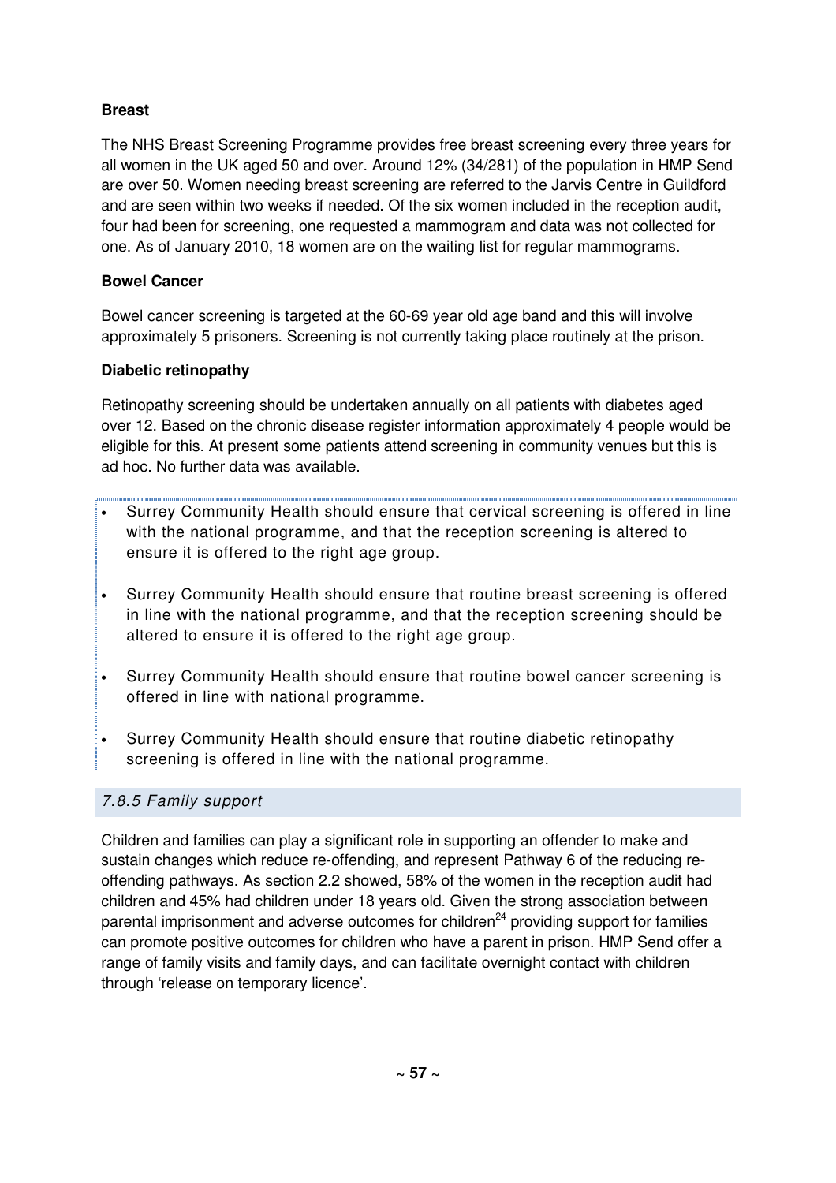**Breast**

The NHS Breast Screening Programme provides free breast screening every three years for all women in the UK aged 50 and over. Around 12% (34/281) of the population in HMP Send are over 50. Women needing breast screening are referred to the Jarvis Centre in Guildford and are seen within two weeks if needed. Of the six women included in the reception audit, four had been for screening, one requested a mammogram and data was not collected for one. As of January 2010, 18 women are on the waiting list for regular mammograms.

**Bowel Cancer**

Bowel cancer screening is targeted at the 60-69 year old age band and this will involve approximately 5 prisoners. Screening is not currently taking place routinely at the prison.

**Diabetic retinopathy**

Retinopathy screening should be undertaken annually on all patients with diabetes aged over 12. Based on the chronic disease register information approximately 4 people would be eligible for this. At present some patients attend screening in community venues but this is ad hoc. No further data was available.

- Surrey Community Health should ensure that cervical screening is offered in line with the national programme, and that the reception screening is altered to ensure it is offered to the right age group.
- Surrey Community Health should ensure that routine breast screening is offered in line with the national programme, and that the reception screening should be altered to ensure it is offered to the right age group.
- Surrey Community Health should ensure that routine bowel cancer screening is offered in line with national programme.
- Surrey Community Health should ensure that routine diabetic retinopathy screening is offered in line with the national programme.

### *7.8.5 Family support*

Children and families can play a significant role in supporting an offender to make and sustain changes which reduce re-offending, and represent Pathway 6 of the reducing re-offending pathways. As section 2.2 showed, 58% of the women in the reception audit had children and 45% had children under 18 years old. Given the strong association between parental imprisonment and adverse outcomes for children[24] providing support for families can promote positive outcomes for children who have a parent in prison. HMP Send offer a range of family visits and family days, and can facilitate overnight contact with children through 'release on temporary licence'.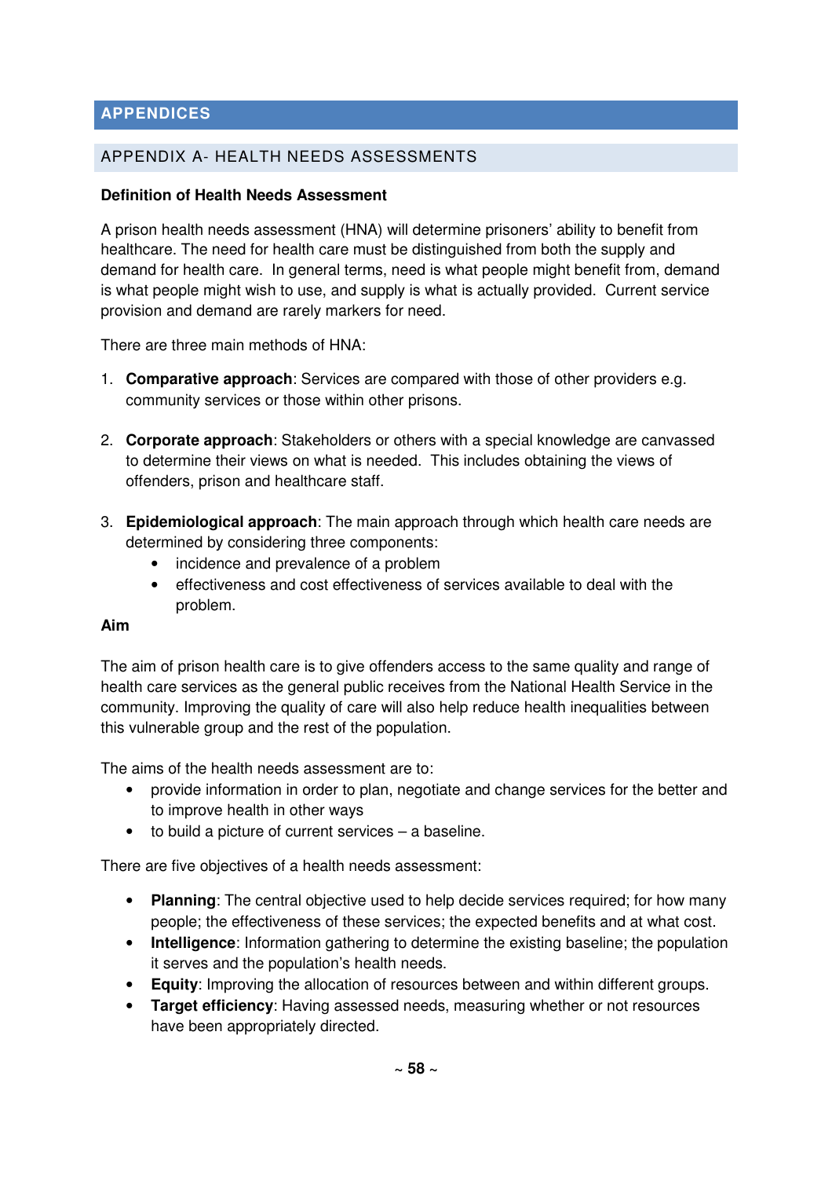## APPENDICES

### APPENDIX A- HEALTH NEEDS ASSESSMENTS

**Definition of Health Needs Assessment**

A prison health needs assessment (HNA) will determine prisoners' ability to benefit from healthcare. The need for health care must be distinguished from both the supply and demand for health care. In general terms, need is what people might benefit from, demand is what people might wish to use, and supply is what is actually provided. Current service provision and demand are rarely markers for need.

There are three main methods of HNA:

1. **Comparative approach**: Services are compared with those of other providers e.g. community services or those within other prisons.

2. **Corporate approach**: Stakeholders or others with a special knowledge are canvassed to determine their views on what is needed. This includes obtaining the views of offenders, prison and healthcare staff.

3. **Epidemiological approach**: The main approach through which health care needs are determined by considering three components:
   - incidence and prevalence of a problem
   - effectiveness and cost effectiveness of services available to deal with the problem.

**Aim**

The aim of prison health care is to give offenders access to the same quality and range of health care services as the general public receives from the National Health Service in the community. Improving the quality of care will also help reduce health inequalities between this vulnerable group and the rest of the population.

The aims of the health needs assessment are to:

- provide information in order to plan, negotiate and change services for the better and to improve health in other ways
- to build a picture of current services – a baseline.

There are five objectives of a health needs assessment:

- **Planning**: The central objective used to help decide services required; for how many people; the effectiveness of these services; the expected benefits and at what cost.
- **Intelligence**: Information gathering to determine the existing baseline; the population it serves and the population's health needs.
- **Equity**: Improving the allocation of resources between and within different groups.
- **Target efficiency**: Having assessed needs, measuring whether or not resources have been appropriately directed.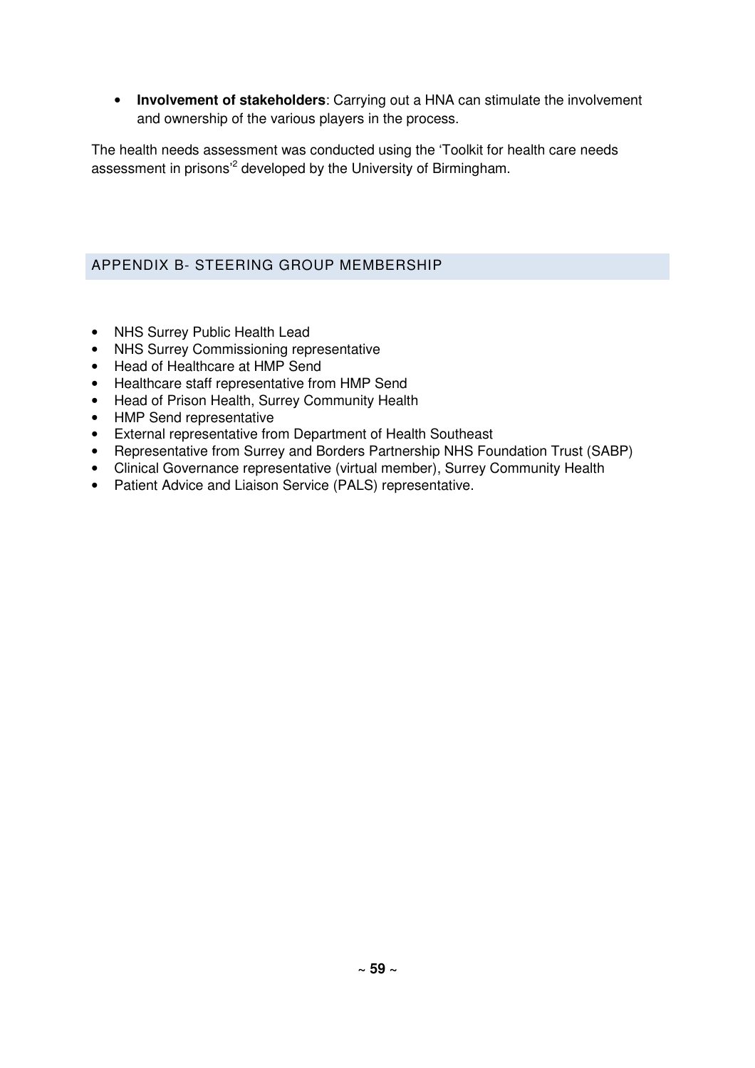- **Involvement of stakeholders**: Carrying out a HNA can stimulate the involvement and ownership of the various players in the process.

The health needs assessment was conducted using the 'Toolkit for health care needs assessment in prisons'[2] developed by the University of Birmingham.

## APPENDIX B- STEERING GROUP MEMBERSHIP

- NHS Surrey Public Health Lead
- NHS Surrey Commissioning representative
- Head of Healthcare at HMP Send
- Healthcare staff representative from HMP Send
- Head of Prison Health, Surrey Community Health
- HMP Send representative
- External representative from Department of Health Southeast
- Representative from Surrey and Borders Partnership NHS Foundation Trust (SABP)
- Clinical Governance representative (virtual member), Surrey Community Health
- Patient Advice and Liaison Service (PALS) representative.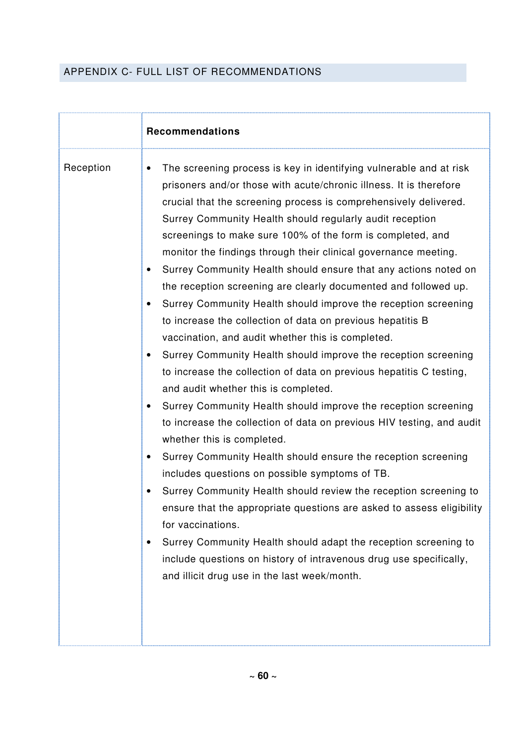## APPENDIX C- FULL LIST OF RECOMMENDATIONS

| | **Recommendations** |
|---|---|
| Reception | • The screening process is key in identifying vulnerable and at risk prisoners and/or those with acute/chronic illness. It is therefore crucial that the screening process is comprehensively delivered. Surrey Community Health should regularly audit reception screenings to make sure 100% of the form is completed, and monitor the findings through their clinical governance meeting.<br>• Surrey Community Health should ensure that any actions noted on the reception screening are clearly documented and followed up.<br>• Surrey Community Health should improve the reception screening to increase the collection of data on previous hepatitis B vaccination, and audit whether this is completed.<br>• Surrey Community Health should improve the reception screening to increase the collection of data on previous hepatitis C testing, and audit whether this is completed.<br>• Surrey Community Health should improve the reception screening to increase the collection of data on previous HIV testing, and audit whether this is completed.<br>• Surrey Community Health should ensure the reception screening includes questions on possible symptoms of TB.<br>• Surrey Community Health should review the reception screening to ensure that the appropriate questions are asked to assess eligibility for vaccinations.<br>• Surrey Community Health should adapt the reception screening to include questions on history of intravenous drug use specifically, and illicit drug use in the last week/month. |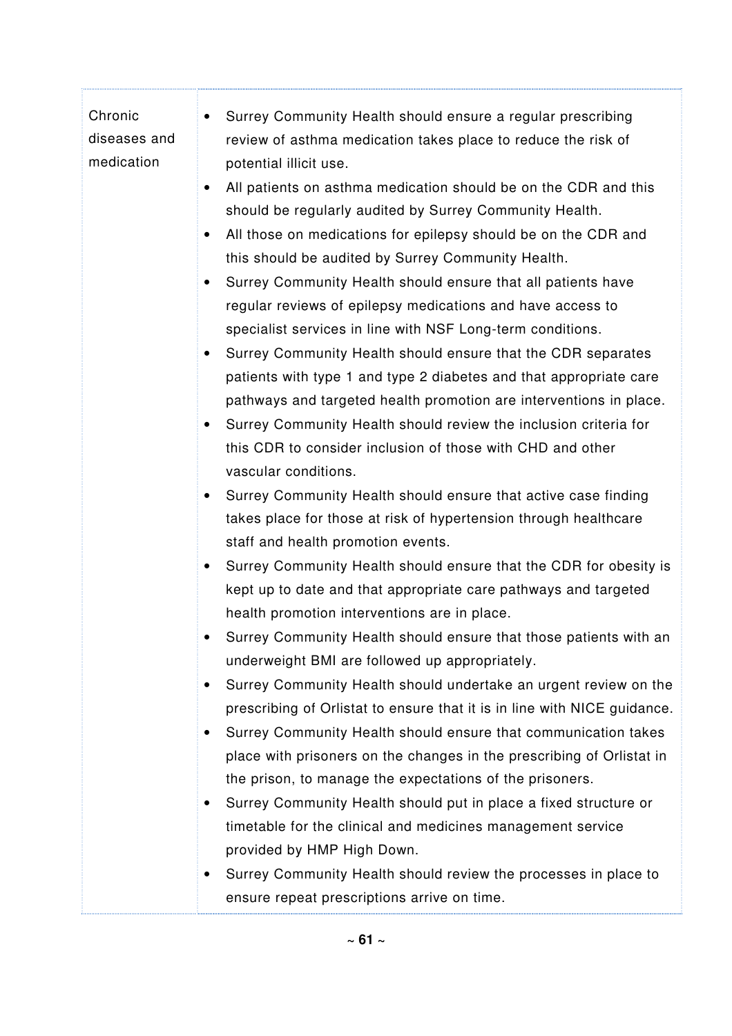| | |
|---|---|
| Chronic diseases and medication | • Surrey Community Health should ensure a regular prescribing review of asthma medication takes place to reduce the risk of potential illicit use.<br>• All patients on asthma medication should be on the CDR and this should be regularly audited by Surrey Community Health.<br>• All those on medications for epilepsy should be on the CDR and this should be audited by Surrey Community Health.<br>• Surrey Community Health should ensure that all patients have regular reviews of epilepsy medications and have access to specialist services in line with NSF Long-term conditions.<br>• Surrey Community Health should ensure that the CDR separates patients with type 1 and type 2 diabetes and that appropriate care pathways and targeted health promotion are interventions in place.<br>• Surrey Community Health should review the inclusion criteria for this CDR to consider inclusion of those with CHD and other vascular conditions.<br>• Surrey Community Health should ensure that active case finding takes place for those at risk of hypertension through healthcare staff and health promotion events.<br>• Surrey Community Health should ensure that the CDR for obesity is kept up to date and that appropriate care pathways and targeted health promotion interventions are in place.<br>• Surrey Community Health should ensure that those patients with an underweight BMI are followed up appropriately.<br>• Surrey Community Health should undertake an urgent review on the prescribing of Orlistat to ensure that it is in line with NICE guidance.<br>• Surrey Community Health should ensure that communication takes place with prisoners on the changes in the prescribing of Orlistat in the prison, to manage the expectations of the prisoners.<br>• Surrey Community Health should put in place a fixed structure or timetable for the clinical and medicines management service provided by HMP High Down.<br>• Surrey Community Health should review the processes in place to ensure repeat prescriptions arrive on time. |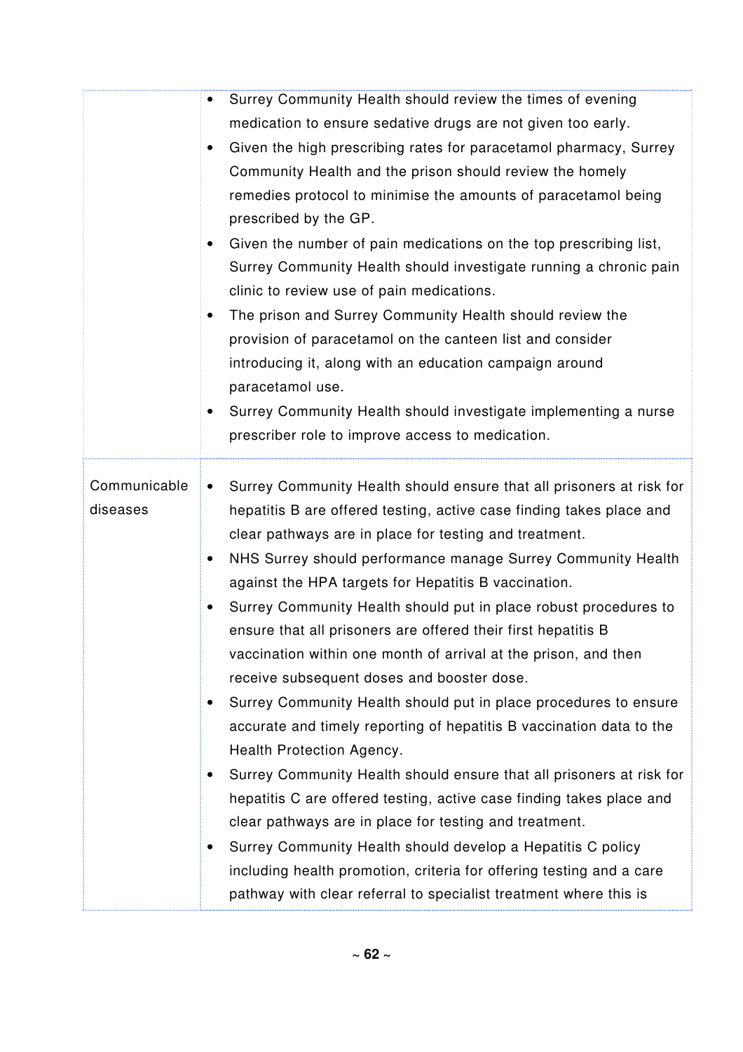| | |
|---|---|
| | • Surrey Community Health should review the times of evening medication to ensure sedative drugs are not given too early.<br>• Given the high prescribing rates for paracetamol pharmacy, Surrey Community Health and the prison should review the homely remedies protocol to minimise the amounts of paracetamol being prescribed by the GP.<br>• Given the number of pain medications on the top prescribing list, Surrey Community Health should investigate running a chronic pain clinic to review use of pain medications.<br>• The prison and Surrey Community Health should review the provision of paracetamol on the canteen list and consider introducing it, along with an education campaign around paracetamol use.<br>• Surrey Community Health should investigate implementing a nurse prescriber role to improve access to medication. |
| Communicable diseases | • Surrey Community Health should ensure that all prisoners at risk for hepatitis B are offered testing, active case finding takes place and clear pathways are in place for testing and treatment.<br>• NHS Surrey should performance manage Surrey Community Health against the HPA targets for Hepatitis B vaccination.<br>• Surrey Community Health should put in place robust procedures to ensure that all prisoners are offered their first hepatitis B vaccination within one month of arrival at the prison, and then receive subsequent doses and booster dose.<br>• Surrey Community Health should put in place procedures to ensure accurate and timely reporting of hepatitis B vaccination data to the Health Protection Agency.<br>• Surrey Community Health should ensure that all prisoners at risk for hepatitis C are offered testing, active case finding takes place and clear pathways are in place for testing and treatment.<br>• Surrey Community Health should develop a Hepatitis C policy including health promotion, criteria for offering testing and a care pathway with clear referral to specialist treatment where this is |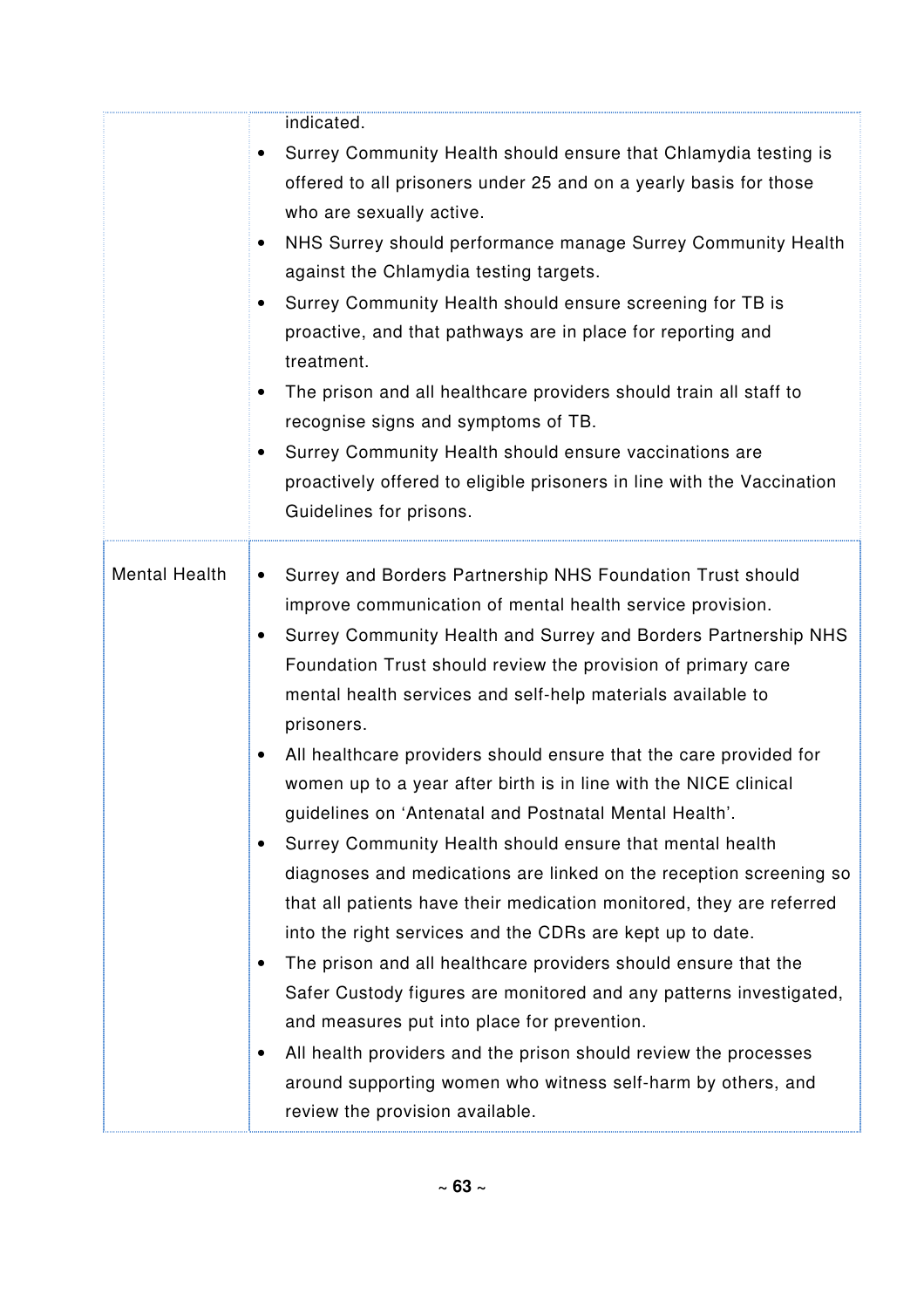| | |
|---|---|
| | indicated.<br>• Surrey Community Health should ensure that Chlamydia testing is offered to all prisoners under 25 and on a yearly basis for those who are sexually active.<br>• NHS Surrey should performance manage Surrey Community Health against the Chlamydia testing targets.<br>• Surrey Community Health should ensure screening for TB is proactive, and that pathways are in place for reporting and treatment.<br>• The prison and all healthcare providers should train all staff to recognise signs and symptoms of TB.<br>• Surrey Community Health should ensure vaccinations are proactively offered to eligible prisoners in line with the Vaccination Guidelines for prisons. |
| Mental Health | • Surrey and Borders Partnership NHS Foundation Trust should improve communication of mental health service provision.<br>• Surrey Community Health and Surrey and Borders Partnership NHS Foundation Trust should review the provision of primary care mental health services and self-help materials available to prisoners.<br>• All healthcare providers should ensure that the care provided for women up to a year after birth is in line with the NICE clinical guidelines on 'Antenatal and Postnatal Mental Health'.<br>• Surrey Community Health should ensure that mental health diagnoses and medications are linked on the reception screening so that all patients have their medication monitored, they are referred into the right services and the CDRs are kept up to date.<br>• The prison and all healthcare providers should ensure that the Safer Custody figures are monitored and any patterns investigated, and measures put into place for prevention.<br>• All health providers and the prison should review the processes around supporting women who witness self-harm by others, and review the provision available. |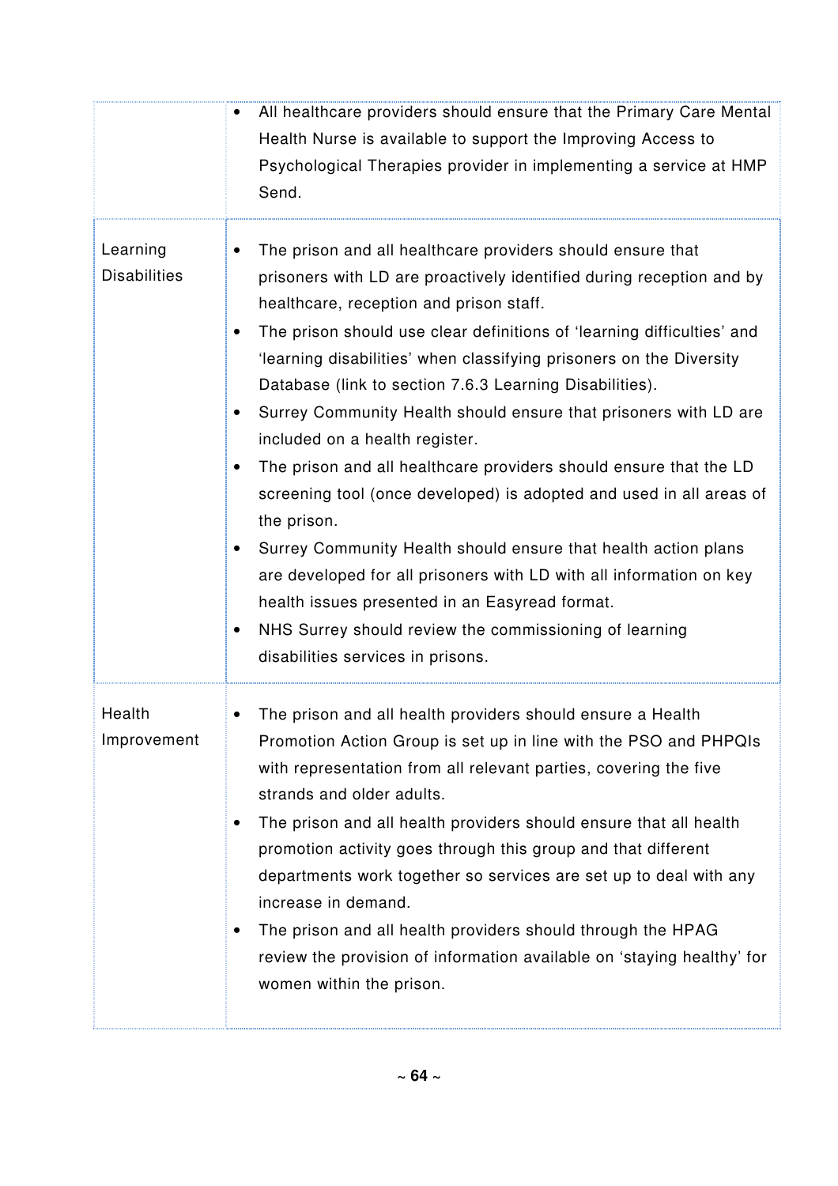| | |
|---|---|
| | • All healthcare providers should ensure that the Primary Care Mental Health Nurse is available to support the Improving Access to Psychological Therapies provider in implementing a service at HMP Send. |
| Learning Disabilities | • The prison and all healthcare providers should ensure that prisoners with LD are proactively identified during reception and by healthcare, reception and prison staff.<br>• The prison should use clear definitions of 'learning difficulties' and 'learning disabilities' when classifying prisoners on the Diversity Database (link to section 7.6.3 Learning Disabilities).<br>• Surrey Community Health should ensure that prisoners with LD are included on a health register.<br>• The prison and all healthcare providers should ensure that the LD screening tool (once developed) is adopted and used in all areas of the prison.<br>• Surrey Community Health should ensure that health action plans are developed for all prisoners with LD with all information on key health issues presented in an Easyread format.<br>• NHS Surrey should review the commissioning of learning disabilities services in prisons. |
| Health Improvement | • The prison and all health providers should ensure a Health Promotion Action Group is set up in line with the PSO and PHPQIs with representation from all relevant parties, covering the five strands and older adults.<br>• The prison and all health providers should ensure that all health promotion activity goes through this group and that different departments work together so services are set up to deal with any increase in demand.<br>• The prison and all health providers should through the HPAG review the provision of information available on 'staying healthy' for women within the prison. |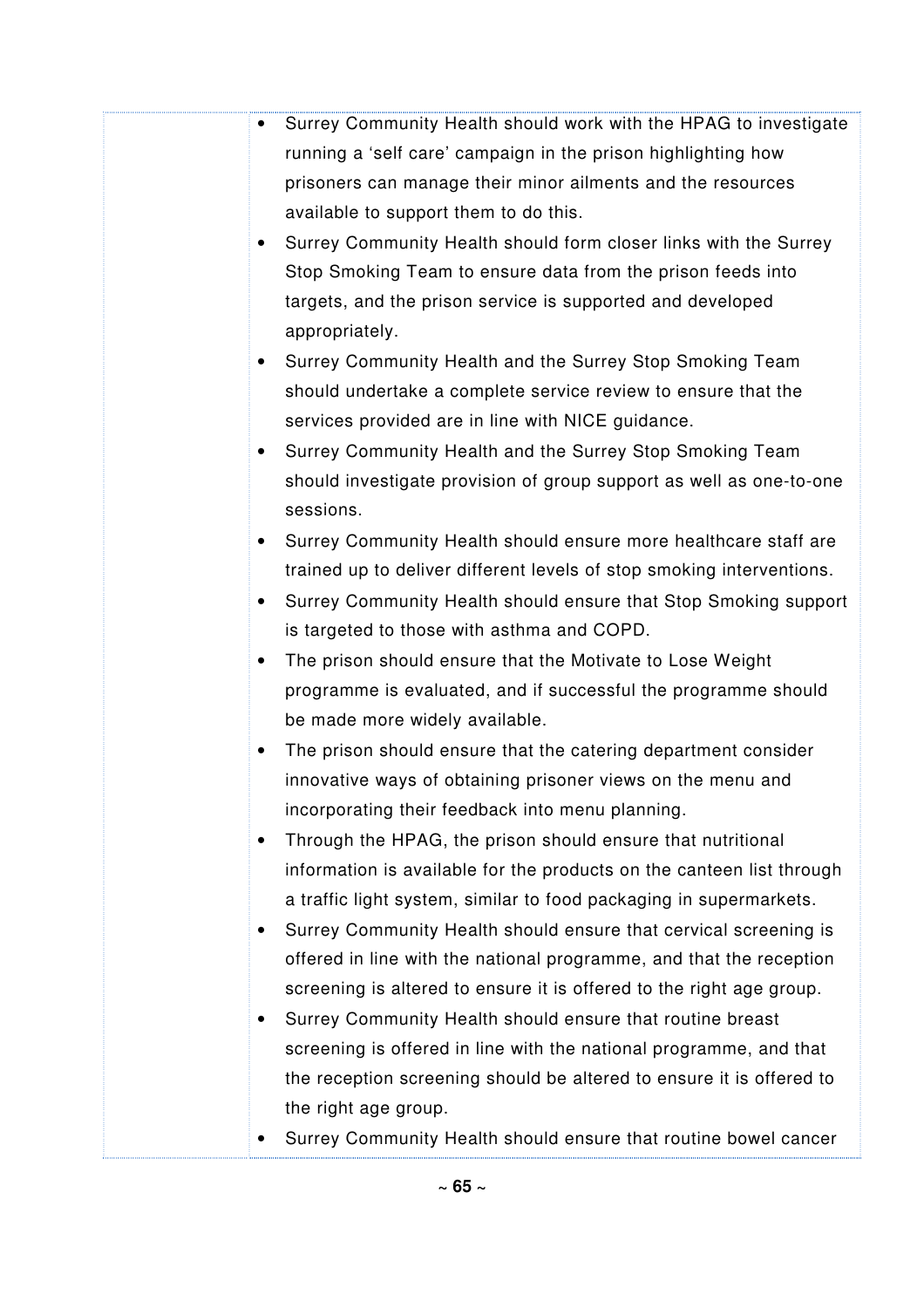| | |
|---|---|
| | - Surrey Community Health should work with the HPAG to investigate running a 'self care' campaign in the prison highlighting how prisoners can manage their minor ailments and the resources available to support them to do this.<br>- Surrey Community Health should form closer links with the Surrey Stop Smoking Team to ensure data from the prison feeds into targets, and the prison service is supported and developed appropriately.<br>- Surrey Community Health and the Surrey Stop Smoking Team should undertake a complete service review to ensure that the services provided are in line with NICE guidance.<br>- Surrey Community Health and the Surrey Stop Smoking Team should investigate provision of group support as well as one-to-one sessions.<br>- Surrey Community Health should ensure more healthcare staff are trained up to deliver different levels of stop smoking interventions.<br>- Surrey Community Health should ensure that Stop Smoking support is targeted to those with asthma and COPD.<br>- The prison should ensure that the Motivate to Lose Weight programme is evaluated, and if successful the programme should be made more widely available.<br>- The prison should ensure that the catering department consider innovative ways of obtaining prisoner views on the menu and incorporating their feedback into menu planning.<br>- Through the HPAG, the prison should ensure that nutritional information is available for the products on the canteen list through a traffic light system, similar to food packaging in supermarkets.<br>- Surrey Community Health should ensure that cervical screening is offered in line with the national programme, and that the reception screening is altered to ensure it is offered to the right age group.<br>- Surrey Community Health should ensure that routine breast screening is offered in line with the national programme, and that the reception screening should be altered to ensure it is offered to the right age group.<br>- Surrey Community Health should ensure that routine bowel cancer |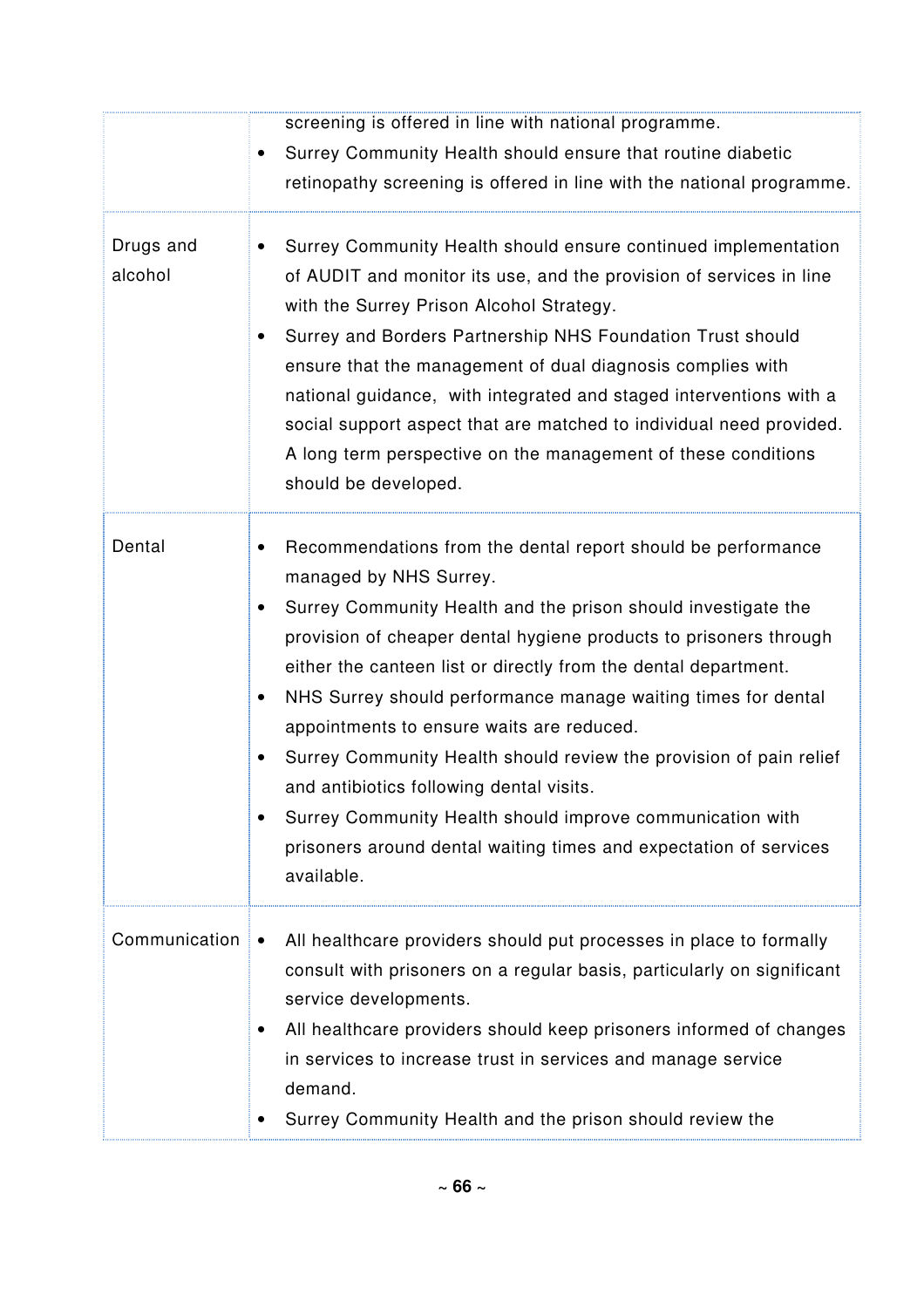| | |
|---|---|
| | screening is offered in line with national programme.<br>• Surrey Community Health should ensure that routine diabetic retinopathy screening is offered in line with the national programme. |
| Drugs and alcohol | • Surrey Community Health should ensure continued implementation of AUDIT and monitor its use, and the provision of services in line with the Surrey Prison Alcohol Strategy.<br>• Surrey and Borders Partnership NHS Foundation Trust should ensure that the management of dual diagnosis complies with national guidance, with integrated and staged interventions with a social support aspect that are matched to individual need provided. A long term perspective on the management of these conditions should be developed. |
| Dental | • Recommendations from the dental report should be performance managed by NHS Surrey.<br>• Surrey Community Health and the prison should investigate the provision of cheaper dental hygiene products to prisoners through either the canteen list or directly from the dental department.<br>• NHS Surrey should performance manage waiting times for dental appointments to ensure waits are reduced.<br>• Surrey Community Health should review the provision of pain relief and antibiotics following dental visits.<br>• Surrey Community Health should improve communication with prisoners around dental waiting times and expectation of services available. |
| Communication | • All healthcare providers should put processes in place to formally consult with prisoners on a regular basis, particularly on significant service developments.<br>• All healthcare providers should keep prisoners informed of changes in services to increase trust in services and manage service demand.<br>• Surrey Community Health and the prison should review the |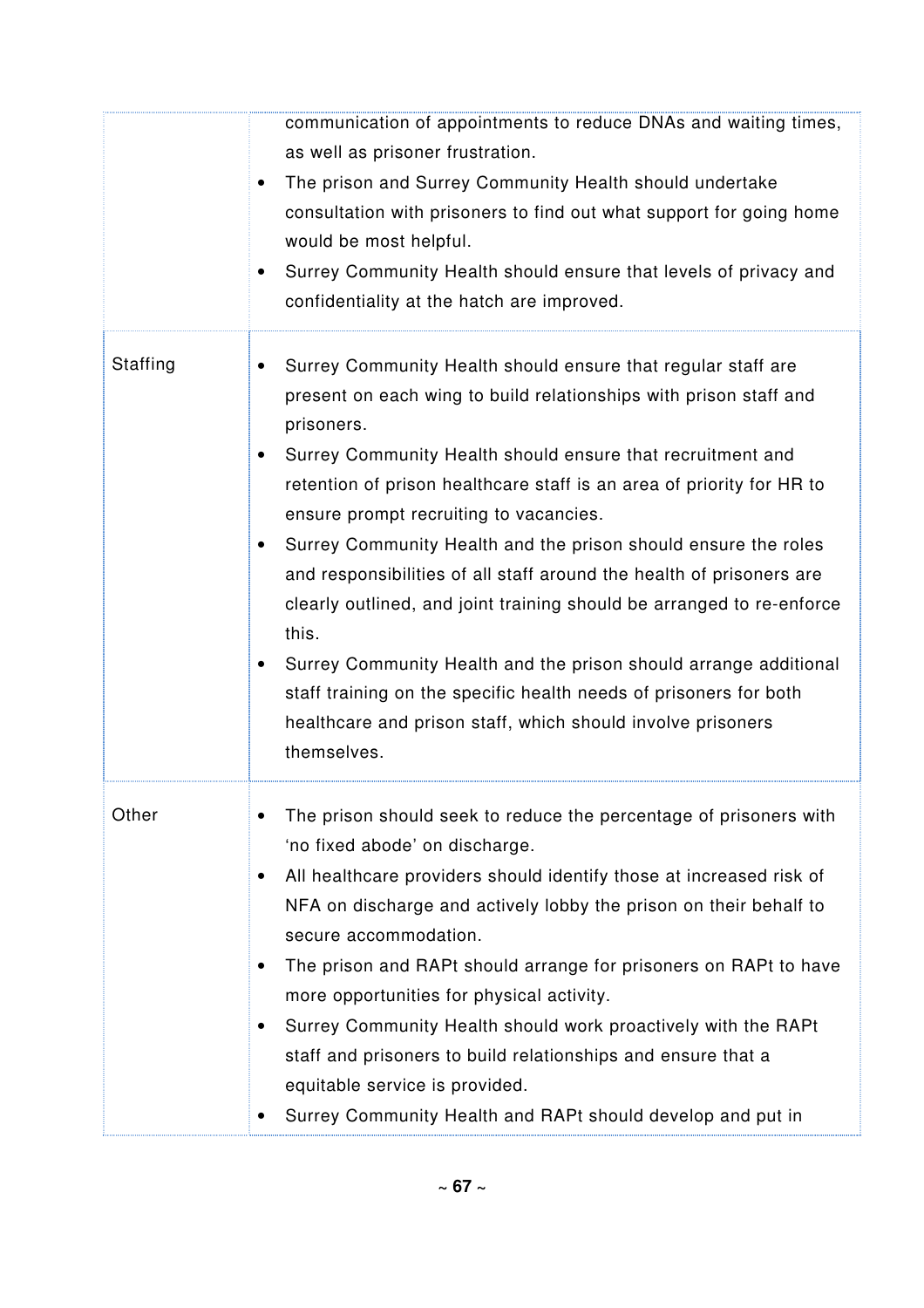| | |
|---|---|
| | communication of appointments to reduce DNAs and waiting times, as well as prisoner frustration.<br>• The prison and Surrey Community Health should undertake consultation with prisoners to find out what support for going home would be most helpful.<br>• Surrey Community Health should ensure that levels of privacy and confidentiality at the hatch are improved. |
| Staffing | • Surrey Community Health should ensure that regular staff are present on each wing to build relationships with prison staff and prisoners.<br>• Surrey Community Health should ensure that recruitment and retention of prison healthcare staff is an area of priority for HR to ensure prompt recruiting to vacancies.<br>• Surrey Community Health and the prison should ensure the roles and responsibilities of all staff around the health of prisoners are clearly outlined, and joint training should be arranged to re-enforce this.<br>• Surrey Community Health and the prison should arrange additional staff training on the specific health needs of prisoners for both healthcare and prison staff, which should involve prisoners themselves. |
| Other | • The prison should seek to reduce the percentage of prisoners with 'no fixed abode' on discharge.<br>• All healthcare providers should identify those at increased risk of NFA on discharge and actively lobby the prison on their behalf to secure accommodation.<br>• The prison and RAPt should arrange for prisoners on RAPt to have more opportunities for physical activity.<br>• Surrey Community Health should work proactively with the RAPt staff and prisoners to build relationships and ensure that a equitable service is provided.<br>• Surrey Community Health and RAPt should develop and put in |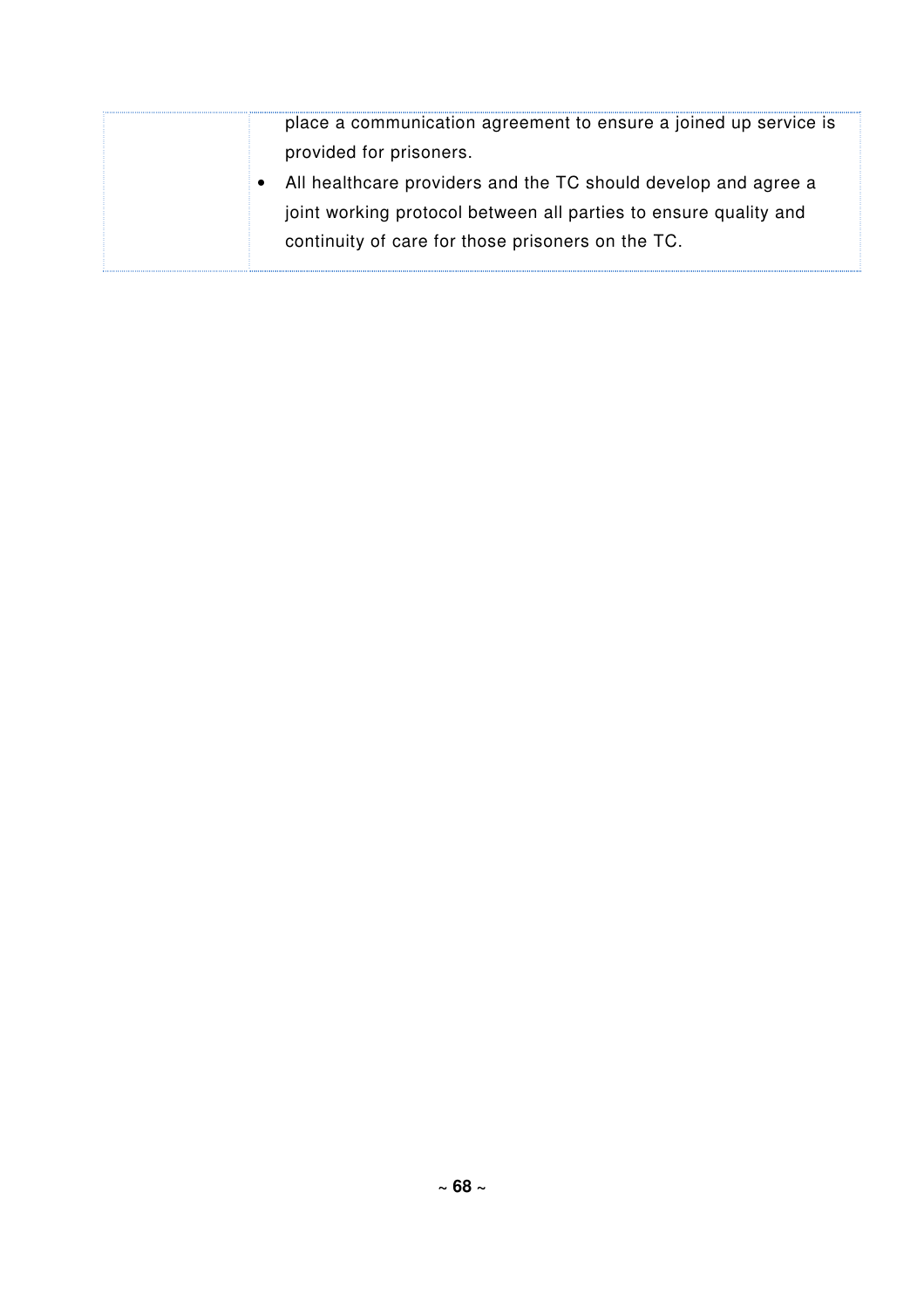| | |
|---|---|
| | place a communication agreement to ensure a joined up service is provided for prisoners.<br>• All healthcare providers and the TC should develop and agree a joint working protocol between all parties to ensure quality and continuity of care for those prisoners on the TC. |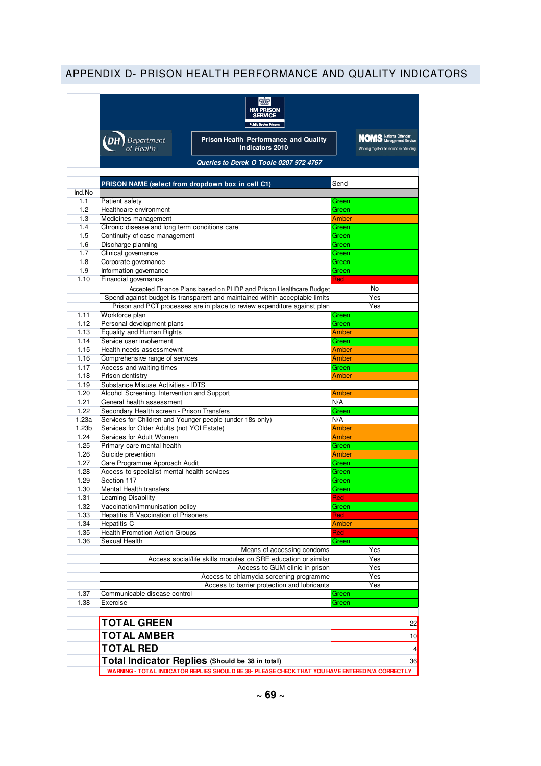## APPENDIX D- PRISON HEALTH PERFORMANCE AND QUALITY INDICATORS

HM PRISON SERVICE

Public Sector Prisons

DH Department of Health

**Prison Health Performance and Quality Indicators 2010**

NOMS National Offender Management Service — Working together to reduce re-offending

*Queries to Derek O Toole 0207 972 4767*

| Ind.No | PRISON NAME (select from dropdown box in cell C1) | Send |
|---|---|---|
| 1.1 | Patient safety | Green |
| 1.2 | Healthcare environment | Green |
| 1.3 | Medicines management | Amber |
| 1.4 | Chronic disease and long term conditions care | Green |
| 1.5 | Continuity of case management | Green |
| 1.6 | Discharge planning | Green |
| 1.7 | Clinical governance | Green |
| 1.8 | Corporate governance | Green |
| 1.9 | Information governance | Green |
| 1.10 | Financial governance | Red |
| | Accepted Finance Plans based on PHDP and Prison Healthcare Budget | No |
| | Spend against budget is transparent and maintained within acceptable limits | Yes |
| | Prison and PCT processes are in place to review expenditure against plan | Yes |
| 1.11 | Workforce plan | Green |
| 1.12 | Personal development plans | Green |
| 1.13 | Equality and Human Rights | Amber |
| 1.14 | Service user involvement | Green |
| 1.15 | Health needs assessmewnt | Amber |
| 1.16 | Comprehensive range of services | Amber |
| 1.17 | Access and waiting times | Green |
| 1.18 | Prison dentistry | Amber |
| 1.19 | Substance Misuse Activities - IDTS | |
| 1.20 | Alcohol Screening, Intervention and Support | Amber |
| 1.21 | General health assessment | N/A |
| 1.22 | Secondary Health screen - Prison Transfers | Green |
| 1.23a | Services for Children and Younger people (under 18s only) | N/A |
| 1.23b | Services for Older Adults (not YOI Estate) | Amber |
| 1.24 | Services for Adult Women | Amber |
| 1.25 | Primary care mental health | Green |
| 1.26 | Suicide prevention | Amber |
| 1.27 | Care Programme Approach Audit | Green |
| 1.28 | Access to specialist mental health services | Green |
| 1.29 | Section 117 | Green |
| 1.30 | Mental Health transfers | Green |
| 1.31 | Learning Disability | Red |
| 1.32 | Vaccination/immunisation policy | Green |
| 1.33 | Hepatitis B Vaccination of Prisoners | Red |
| 1.34 | Hepatitis C | Amber |
| 1.35 | Health Promotion Action Groups | Red |
| 1.36 | Sexual Health | Green |
| | Means of accessing condoms | Yes |
| | Access social/life skills modules on SRE education or similar | Yes |
| | Access to GUM clinic in prison | Yes |
| | Access to chlamydia screening programme | Yes |
| | Access to barrier protection and lubricants | Yes |
| 1.37 | Communicable disease control | Green |
| 1.38 | Exercise | Green |
| | **TOTAL GREEN** | 22 |
| | **TOTAL AMBER** | 10 |
| | **TOTAL RED** | 4 |
| | **Total Indicator Replies** (Should be 38 in total) | 36 |

**WARNING - TOTAL INDICATOR REPLIES SHOULD BE 38- PLEASE CHECK THAT YOU HAVE ENTERED N/A CORRECTLY**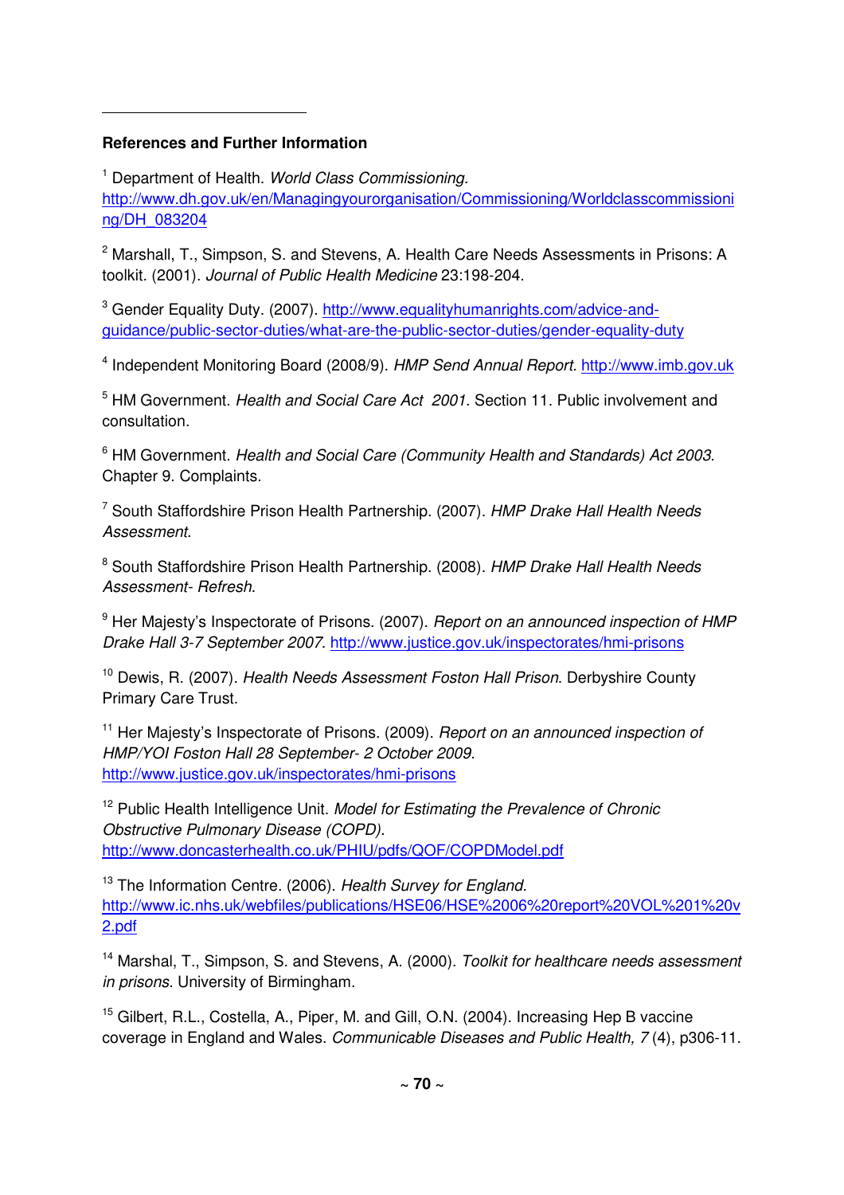**References and Further Information**

[1] Department of Health. *World Class Commissioning.* http://www.dh.gov.uk/en/Managingyourorganisation/Commissioning/Worldclasscommissioning/DH_083204

[2] Marshall, T., Simpson, S. and Stevens, A. Health Care Needs Assessments in Prisons: A toolkit. (2001). *Journal of Public Health Medicine* 23:198-204.

[3] Gender Equality Duty. (2007). http://www.equalityhumanrights.com/advice-and-guidance/public-sector-duties/what-are-the-public-sector-duties/gender-equality-duty

[4] Independent Monitoring Board (2008/9). *HMP Send Annual Report.* http://www.imb.gov.uk

[5] HM Government. *Health and Social Care Act 2001*. Section 11. Public involvement and consultation.

[6] HM Government. *Health and Social Care (Community Health and Standards) Act 2003*. Chapter 9. Complaints.

[7] South Staffordshire Prison Health Partnership. (2007). *HMP Drake Hall Health Needs Assessment*.

[8] South Staffordshire Prison Health Partnership. (2008). *HMP Drake Hall Health Needs Assessment- Refresh.*

[9] Her Majesty's Inspectorate of Prisons. (2007). *Report on an announced inspection of HMP Drake Hall 3-7 September 2007.* http://www.justice.gov.uk/inspectorates/hmi-prisons

[10] Dewis, R. (2007). *Health Needs Assessment Foston Hall Prison*. Derbyshire County Primary Care Trust.

[11] Her Majesty's Inspectorate of Prisons. (2009). *Report on an announced inspection of HMP/YOI Foston Hall 28 September- 2 October 2009*. http://www.justice.gov.uk/inspectorates/hmi-prisons

[12] Public Health Intelligence Unit. *Model for Estimating the Prevalence of Chronic Obstructive Pulmonary Disease (COPD).* http://www.doncasterhealth.co.uk/PHIU/pdfs/QOF/COPDModel.pdf

[13] The Information Centre. (2006). *Health Survey for England.* http://www.ic.nhs.uk/webfiles/publications/HSE06/HSE%2006%20report%20VOL%201%20v2.pdf

[14] Marshal, T., Simpson, S. and Stevens, A. (2000). *Toolkit for healthcare needs assessment in prisons*. University of Birmingham.

[15] Gilbert, R.L., Costella, A., Piper, M. and Gill, O.N. (2004). Increasing Hep B vaccine coverage in England and Wales. *Communicable Diseases and Public Health, 7* (4), p306-11.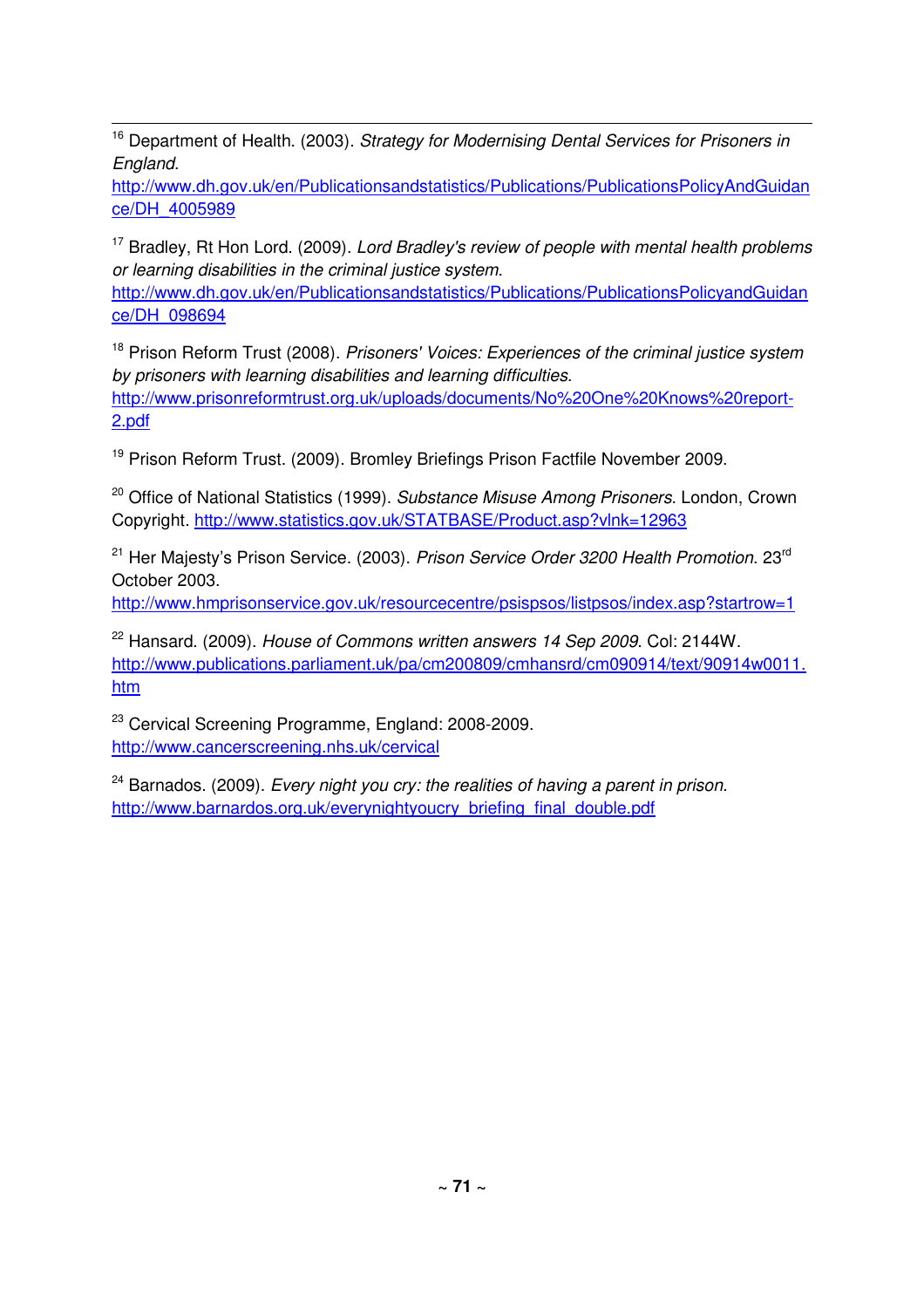[16] Department of Health. (2003). *Strategy for Modernising Dental Services for Prisoners in England*. http://www.dh.gov.uk/en/Publicationsandstatistics/Publications/PublicationsPolicyAndGuidance/DH_4005989

[17] Bradley, Rt Hon Lord. (2009). *Lord Bradley's review of people with mental health problems or learning disabilities in the criminal justice system*. http://www.dh.gov.uk/en/Publicationsandstatistics/Publications/PublicationsPolicyandGuidance/DH_098694

[18] Prison Reform Trust (2008). *Prisoners' Voices: Experiences of the criminal justice system by prisoners with learning disabilities and learning difficulties.* http://www.prisonreformtrust.org.uk/uploads/documents/No%20One%20Knows%20report-2.pdf

[19] Prison Reform Trust. (2009). Bromley Briefings Prison Factfile November 2009.

[20] Office of National Statistics (1999). *Substance Misuse Among Prisoners*. London, Crown Copyright. http://www.statistics.gov.uk/STATBASE/Product.asp?vlnk=12963

[21] Her Majesty's Prison Service. (2003). *Prison Service Order 3200 Health Promotion*. 23rd October 2003. http://www.hmprisonservice.gov.uk/resourcecentre/psispsos/listpsos/index.asp?startrow=1

[22] Hansard. (2009). *House of Commons written answers 14 Sep 2009*. Col: 2144W. http://www.publications.parliament.uk/pa/cm200809/cmhansrd/cm090914/text/90914w0011.htm

[23] Cervical Screening Programme, England: 2008-2009. http://www.cancerscreening.nhs.uk/cervical

[24] Barnados. (2009). *Every night you cry: the realities of having a parent in prison.* http://www.barnardos.org.uk/everynightyoucry_briefing_final_double.pdf